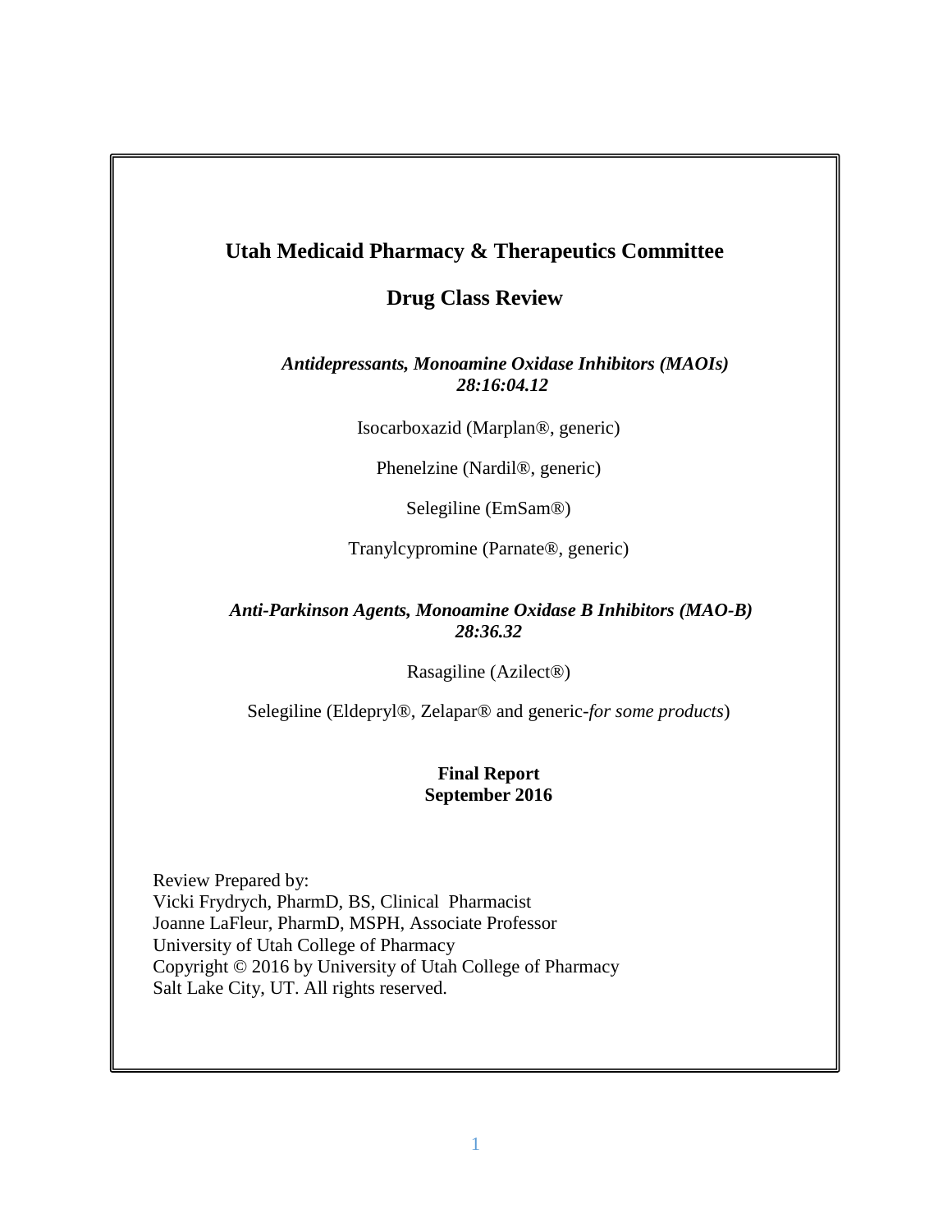# Utah Medicaid Pharmacy & Therapeutics Committee

## Drug Class Review

***Antidepressants, Monoamine Oxidase Inhibitors (MAOIs)***
***28:16:04.12***

Isocarboxazid (Marplan®, generic)

Phenelzine (Nardil®, generic)

Selegiline (EmSam®)

Tranylcypromine (Parnate®, generic)

***Anti-Parkinson Agents, Monoamine Oxidase B Inhibitors (MAO-B)***
***28:36.32***

Rasagiline (Azilect®)

Selegiline (Eldepryl®, Zelapar® and generic-*for some products*)

**Final Report**
**September 2016**

Review Prepared by:
Vicki Frydrych, PharmD, BS, Clinical Pharmacist
Joanne LaFleur, PharmD, MSPH, Associate Professor
University of Utah College of Pharmacy
Copyright © 2016 by University of Utah College of Pharmacy
Salt Lake City, UT. All rights reserved.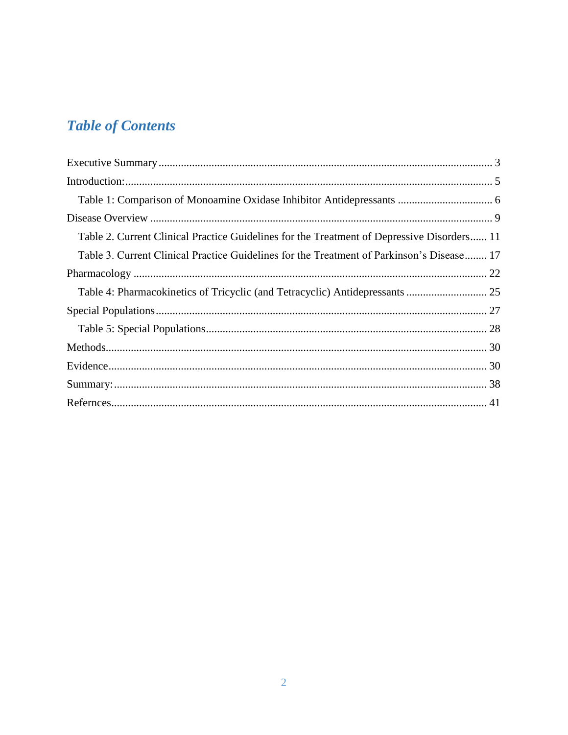## *Table of Contents*

Executive Summary ........................................................................................................................ 3

Introduction: .................................................................................................................................. 5

- Table 1: Comparison of Monoamine Oxidase Inhibitor Antidepressants .................................. 6

Disease Overview .......................................................................................................................... 9

- Table 2. Current Clinical Practice Guidelines for the Treatment of Depressive Disorders...... 11
- Table 3. Current Clinical Practice Guidelines for the Treatment of Parkinson's Disease........ 17

Pharmacology .............................................................................................................................. 22

- Table 4: Pharmacokinetics of Tricyclic (and Tetracyclic) Antidepressants ............................. 25

Special Populations ...................................................................................................................... 27

- Table 5: Special Populations.................................................................................................... 28

Methods........................................................................................................................................ 30

Evidence....................................................................................................................................... 30

Summary: ..................................................................................................................................... 38

Refernces...................................................................................................................................... 41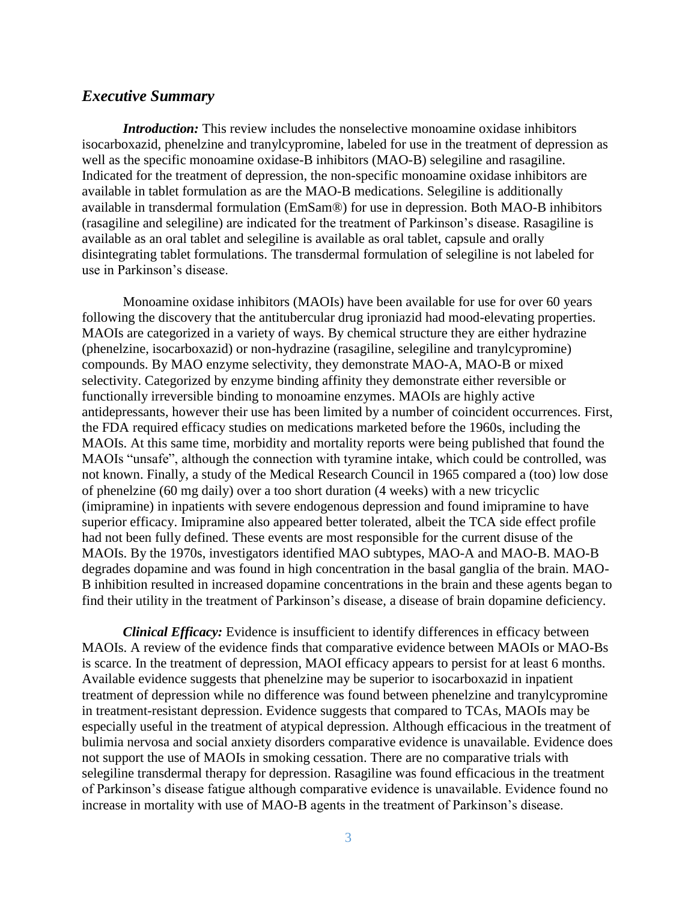## *Executive Summary*

***Introduction:*** This review includes the nonselective monoamine oxidase inhibitors isocarboxazid, phenelzine and tranylcypromine, labeled for use in the treatment of depression as well as the specific monoamine oxidase-B inhibitors (MAO-B) selegiline and rasagiline. Indicated for the treatment of depression, the non-specific monoamine oxidase inhibitors are available in tablet formulation as are the MAO-B medications. Selegiline is additionally available in transdermal formulation (EmSam®) for use in depression. Both MAO-B inhibitors (rasagiline and selegiline) are indicated for the treatment of Parkinson's disease. Rasagiline is available as an oral tablet and selegiline is available as oral tablet, capsule and orally disintegrating tablet formulations. The transdermal formulation of selegiline is not labeled for use in Parkinson's disease.

Monoamine oxidase inhibitors (MAOIs) have been available for use for over 60 years following the discovery that the antitubercular drug iproniazid had mood-elevating properties. MAOIs are categorized in a variety of ways. By chemical structure they are either hydrazine (phenelzine, isocarboxazid) or non-hydrazine (rasagiline, selegiline and tranylcypromine) compounds. By MAO enzyme selectivity, they demonstrate MAO-A, MAO-B or mixed selectivity. Categorized by enzyme binding affinity they demonstrate either reversible or functionally irreversible binding to monoamine enzymes. MAOIs are highly active antidepressants, however their use has been limited by a number of coincident occurrences. First, the FDA required efficacy studies on medications marketed before the 1960s, including the MAOIs. At this same time, morbidity and mortality reports were being published that found the MAOIs "unsafe", although the connection with tyramine intake, which could be controlled, was not known. Finally, a study of the Medical Research Council in 1965 compared a (too) low dose of phenelzine (60 mg daily) over a too short duration (4 weeks) with a new tricyclic (imipramine) in inpatients with severe endogenous depression and found imipramine to have superior efficacy. Imipramine also appeared better tolerated, albeit the TCA side effect profile had not been fully defined. These events are most responsible for the current disuse of the MAOIs. By the 1970s, investigators identified MAO subtypes, MAO-A and MAO-B. MAO-B degrades dopamine and was found in high concentration in the basal ganglia of the brain. MAO-B inhibition resulted in increased dopamine concentrations in the brain and these agents began to find their utility in the treatment of Parkinson's disease, a disease of brain dopamine deficiency.

***Clinical Efficacy:*** Evidence is insufficient to identify differences in efficacy between MAOIs. A review of the evidence finds that comparative evidence between MAOIs or MAO-Bs is scarce. In the treatment of depression, MAOI efficacy appears to persist for at least 6 months. Available evidence suggests that phenelzine may be superior to isocarboxazid in inpatient treatment of depression while no difference was found between phenelzine and tranylcypromine in treatment-resistant depression. Evidence suggests that compared to TCAs, MAOIs may be especially useful in the treatment of atypical depression. Although efficacious in the treatment of bulimia nervosa and social anxiety disorders comparative evidence is unavailable. Evidence does not support the use of MAOIs in smoking cessation. There are no comparative trials with selegiline transdermal therapy for depression. Rasagiline was found efficacious in the treatment of Parkinson's disease fatigue although comparative evidence is unavailable. Evidence found no increase in mortality with use of MAO-B agents in the treatment of Parkinson's disease.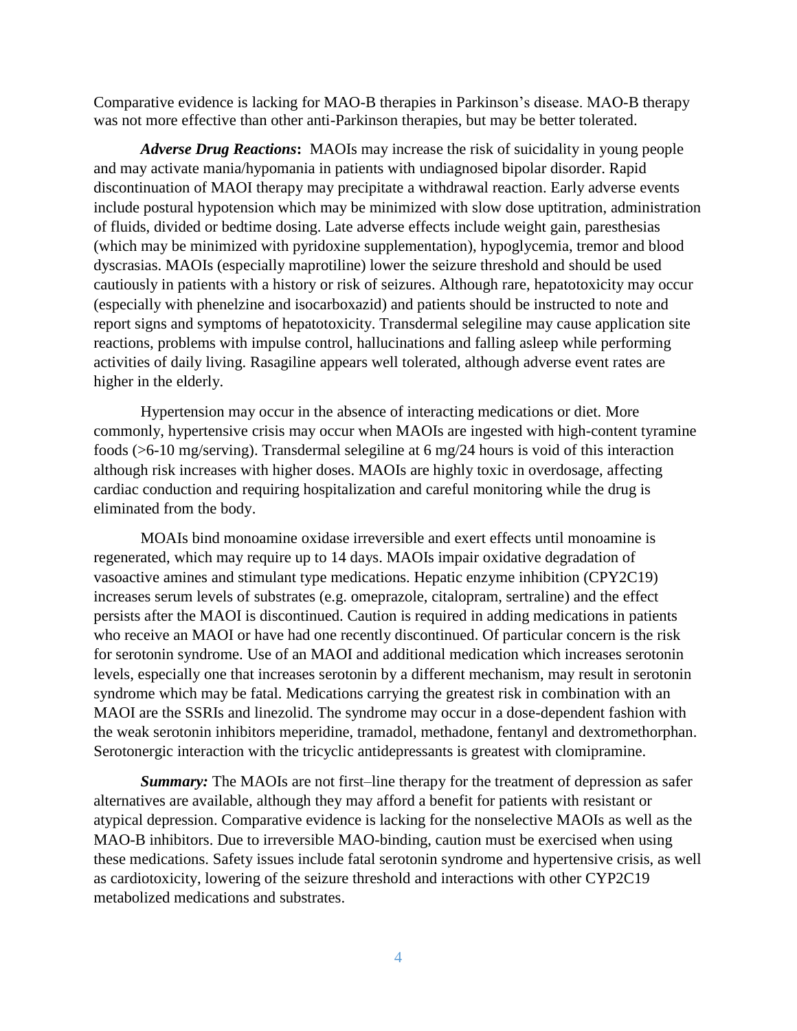Comparative evidence is lacking for MAO-B therapies in Parkinson's disease. MAO-B therapy was not more effective than other anti-Parkinson therapies, but may be better tolerated.

***Adverse Drug Reactions*:** MAOIs may increase the risk of suicidality in young people and may activate mania/hypomania in patients with undiagnosed bipolar disorder. Rapid discontinuation of MAOI therapy may precipitate a withdrawal reaction. Early adverse events include postural hypotension which may be minimized with slow dose uptitration, administration of fluids, divided or bedtime dosing. Late adverse effects include weight gain, paresthesias (which may be minimized with pyridoxine supplementation), hypoglycemia, tremor and blood dyscrasias. MAOIs (especially maprotiline) lower the seizure threshold and should be used cautiously in patients with a history or risk of seizures. Although rare, hepatotoxicity may occur (especially with phenelzine and isocarboxazid) and patients should be instructed to note and report signs and symptoms of hepatotoxicity. Transdermal selegiline may cause application site reactions, problems with impulse control, hallucinations and falling asleep while performing activities of daily living. Rasagiline appears well tolerated, although adverse event rates are higher in the elderly.

Hypertension may occur in the absence of interacting medications or diet. More commonly, hypertensive crisis may occur when MAOIs are ingested with high-content tyramine foods (>6-10 mg/serving). Transdermal selegiline at 6 mg/24 hours is void of this interaction although risk increases with higher doses. MAOIs are highly toxic in overdosage, affecting cardiac conduction and requiring hospitalization and careful monitoring while the drug is eliminated from the body.

MOAIs bind monoamine oxidase irreversible and exert effects until monoamine is regenerated, which may require up to 14 days. MAOIs impair oxidative degradation of vasoactive amines and stimulant type medications. Hepatic enzyme inhibition (CPY2C19) increases serum levels of substrates (e.g. omeprazole, citalopram, sertraline) and the effect persists after the MAOI is discontinued. Caution is required in adding medications in patients who receive an MAOI or have had one recently discontinued. Of particular concern is the risk for serotonin syndrome. Use of an MAOI and additional medication which increases serotonin levels, especially one that increases serotonin by a different mechanism, may result in serotonin syndrome which may be fatal. Medications carrying the greatest risk in combination with an MAOI are the SSRIs and linezolid. The syndrome may occur in a dose-dependent fashion with the weak serotonin inhibitors meperidine, tramadol, methadone, fentanyl and dextromethorphan. Serotonergic interaction with the tricyclic antidepressants is greatest with clomipramine.

***Summary:*** The MAOIs are not first–line therapy for the treatment of depression as safer alternatives are available, although they may afford a benefit for patients with resistant or atypical depression. Comparative evidence is lacking for the nonselective MAOIs as well as the MAO-B inhibitors. Due to irreversible MAO-binding, caution must be exercised when using these medications. Safety issues include fatal serotonin syndrome and hypertensive crisis, as well as cardiotoxicity, lowering of the seizure threshold and interactions with other CYP2C19 metabolized medications and substrates.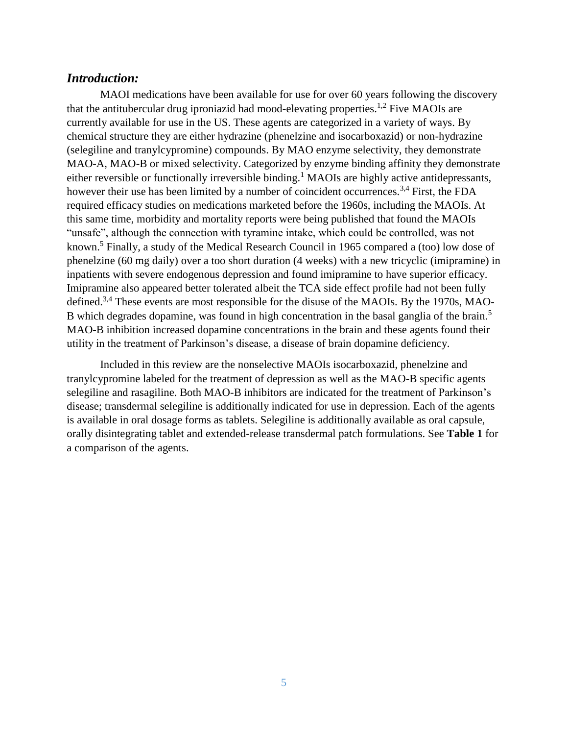## *Introduction:*

MAOI medications have been available for use for over 60 years following the discovery that the antitubercular drug iproniazid had mood-elevating properties.[1,2] Five MAOIs are currently available for use in the US. These agents are categorized in a variety of ways. By chemical structure they are either hydrazine (phenelzine and isocarboxazid) or non-hydrazine (selegiline and tranylcypromine) compounds. By MAO enzyme selectivity, they demonstrate MAO-A, MAO-B or mixed selectivity. Categorized by enzyme binding affinity they demonstrate either reversible or functionally irreversible binding.[1] MAOIs are highly active antidepressants, however their use has been limited by a number of coincident occurrences.[3,4] First, the FDA required efficacy studies on medications marketed before the 1960s, including the MAOIs. At this same time, morbidity and mortality reports were being published that found the MAOIs "unsafe", although the connection with tyramine intake, which could be controlled, was not known.[5] Finally, a study of the Medical Research Council in 1965 compared a (too) low dose of phenelzine (60 mg daily) over a too short duration (4 weeks) with a new tricyclic (imipramine) in inpatients with severe endogenous depression and found imipramine to have superior efficacy. Imipramine also appeared better tolerated albeit the TCA side effect profile had not been fully defined.[3,4] These events are most responsible for the disuse of the MAOIs. By the 1970s, MAO-B which degrades dopamine, was found in high concentration in the basal ganglia of the brain.[5] MAO-B inhibition increased dopamine concentrations in the brain and these agents found their utility in the treatment of Parkinson's disease, a disease of brain dopamine deficiency.

Included in this review are the nonselective MAOIs isocarboxazid, phenelzine and tranylcypromine labeled for the treatment of depression as well as the MAO-B specific agents selegiline and rasagiline. Both MAO-B inhibitors are indicated for the treatment of Parkinson's disease; transdermal selegiline is additionally indicated for use in depression. Each of the agents is available in oral dosage forms as tablets. Selegiline is additionally available as oral capsule, orally disintegrating tablet and extended-release transdermal patch formulations. See **Table 1** for a comparison of the agents.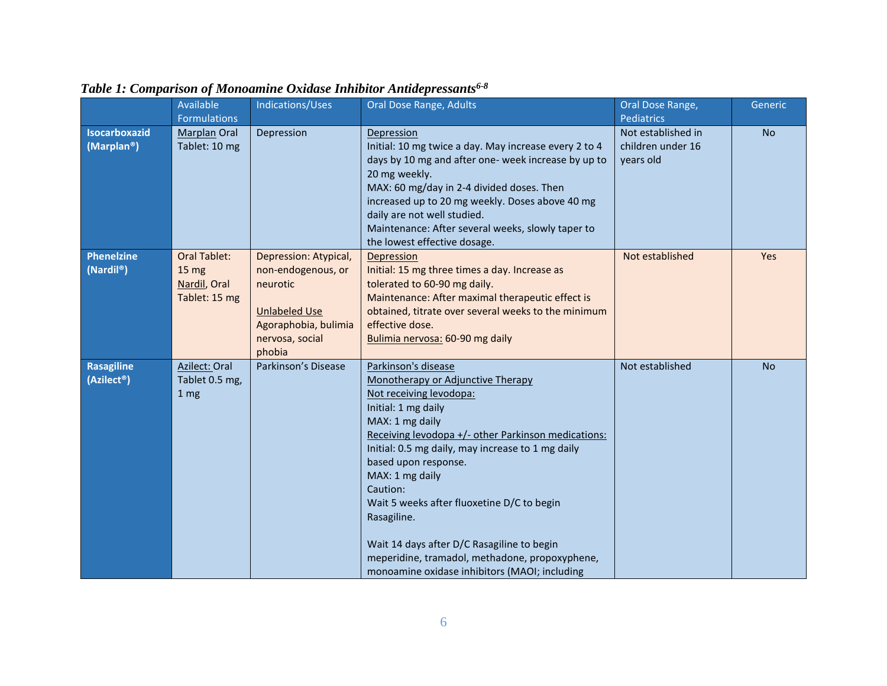***Table 1: Comparison of Monoamine Oxidase Inhibitor Antidepressants[6-8]***

| | Available Formulations | Indications/Uses | Oral Dose Range, Adults | Oral Dose Range, Pediatrics | Generic |
|---|---|---|---|---|---|
| **Isocarboxazid (Marplan®)** | Marplan Oral Tablet: 10 mg | Depression | Depression<br>Initial: 10 mg twice a day. May increase every 2 to 4 days by 10 mg and after one- week increase by up to 20 mg weekly.<br>MAX: 60 mg/day in 2-4 divided doses. Then increased up to 20 mg weekly. Doses above 40 mg daily are not well studied.<br>Maintenance: After several weeks, slowly taper to the lowest effective dosage. | Not established in children under 16 years old | No |
| **Phenelzine (Nardil®)** | Oral Tablet: 15 mg<br>Nardil, Oral Tablet: 15 mg | Depression: Atypical, non-endogenous, or neurotic<br><br>Unlabeled Use<br>Agoraphobia, bulimia nervosa, social phobia | Depression<br>Initial: 15 mg three times a day. Increase as tolerated to 60-90 mg daily.<br>Maintenance: After maximal therapeutic effect is obtained, titrate over several weeks to the minimum effective dose.<br>Bulimia nervosa: 60-90 mg daily | Not established | Yes |
| **Rasagiline (Azilect®)** | Azilect: Oral Tablet 0.5 mg, 1 mg | Parkinson's Disease | Parkinson's disease<br>Monotherapy or Adjunctive Therapy<br>Not receiving levodopa:<br>Initial: 1 mg daily<br>MAX: 1 mg daily<br>Receiving levodopa +/- other Parkinson medications:<br>Initial: 0.5 mg daily, may increase to 1 mg daily based upon response.<br>MAX: 1 mg daily<br>Caution:<br>Wait 5 weeks after fluoxetine D/C to begin Rasagiline.<br><br>Wait 14 days after D/C Rasagiline to begin meperidine, tramadol, methadone, propoxyphene, monoamine oxidase inhibitors (MAOI; including | Not established | No |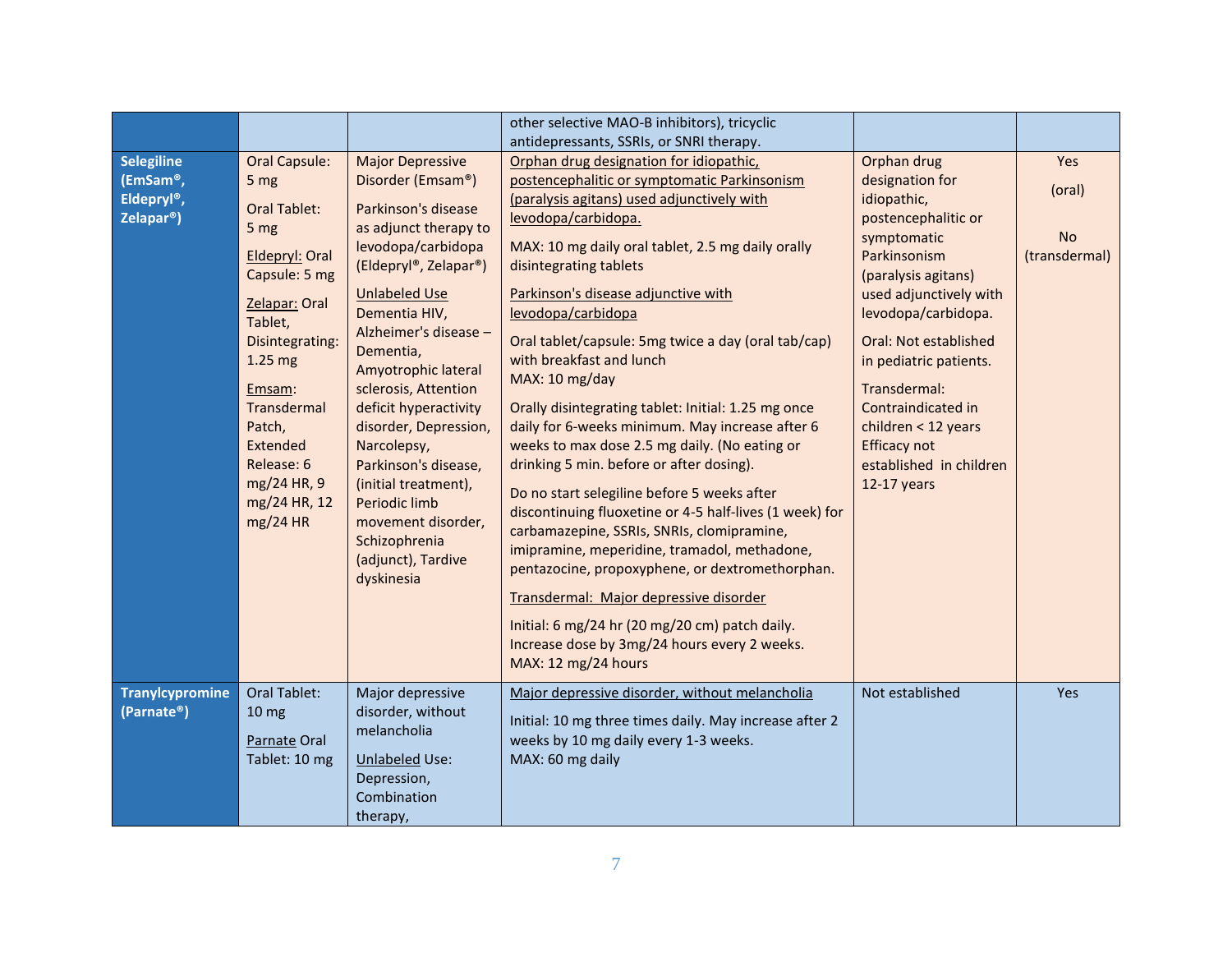| | | | | | |
|---|---|---|---|---|---|
| | | | other selective MAO-B inhibitors), tricyclic antidepressants, SSRIs, or SNRI therapy. | | |
| **Selegiline (EmSam®, Eldepryl®, Zelapar®)** | Oral Capsule: 5 mg<br><br>Oral Tablet: 5 mg<br><br>Eldepryl: Oral Capsule: 5 mg<br><br>Zelapar: Oral Tablet, Disintegrating: 1.25 mg<br><br>Emsam: Transdermal Patch, Extended Release: 6 mg/24 HR, 9 mg/24 HR, 12 mg/24 HR | Major Depressive Disorder (Emsam®)<br><br>Parkinson's disease as adjunct therapy to levodopa/carbidopa (Eldepryl®, Zelapar®)<br><br>Unlabeled Use<br>Dementia HIV, Alzheimer's disease – Dementia, Amyotrophic lateral sclerosis, Attention deficit hyperactivity disorder, Depression, Narcolepsy, Parkinson's disease, (initial treatment), Periodic limb movement disorder, Schizophrenia (adjunct), Tardive dyskinesia | Orphan drug designation for idiopathic, postencephalitic or symptomatic Parkinsonism (paralysis agitans) used adjunctively with levodopa/carbidopa.<br><br>MAX: 10 mg daily oral tablet, 2.5 mg daily orally disintegrating tablets<br><br>Parkinson's disease adjunctive with levodopa/carbidopa<br><br>Oral tablet/capsule: 5mg twice a day (oral tab/cap) with breakfast and lunch<br>MAX: 10 mg/day<br><br>Orally disintegrating tablet: Initial: 1.25 mg once daily for 6-weeks minimum. May increase after 6 weeks to max dose 2.5 mg daily. (No eating or drinking 5 min. before or after dosing).<br><br>Do no start selegiline before 5 weeks after discontinuing fluoxetine or 4-5 half-lives (1 week) for carbamazepine, SSRIs, SNRIs, clomipramine, imipramine, meperidine, tramadol, methadone, pentazocine, propoxyphene, or dextromethorphan.<br><br>Transdermal: Major depressive disorder<br><br>Initial: 6 mg/24 hr (20 mg/20 cm) patch daily. Increase dose by 3mg/24 hours every 2 weeks.<br>MAX: 12 mg/24 hours | Orphan drug designation for idiopathic, postencephalitic or symptomatic Parkinsonism (paralysis agitans) used adjunctively with levodopa/carbidopa.<br><br>Oral: Not established in pediatric patients.<br><br>Transdermal: Contraindicated in children < 12 years Efficacy not established in children 12-17 years | Yes<br>(oral)<br><br>No<br>(transdermal) |
| **Tranylcypromine (Parnate®)** | Oral Tablet: 10 mg<br><br>Parnate Oral Tablet: 10 mg | Major depressive disorder, without melancholia<br><br>Unlabeled Use: Depression, Combination therapy, | Major depressive disorder, without melancholia<br><br>Initial: 10 mg three times daily. May increase after 2 weeks by 10 mg daily every 1-3 weeks.<br>MAX: 60 mg daily | Not established | Yes |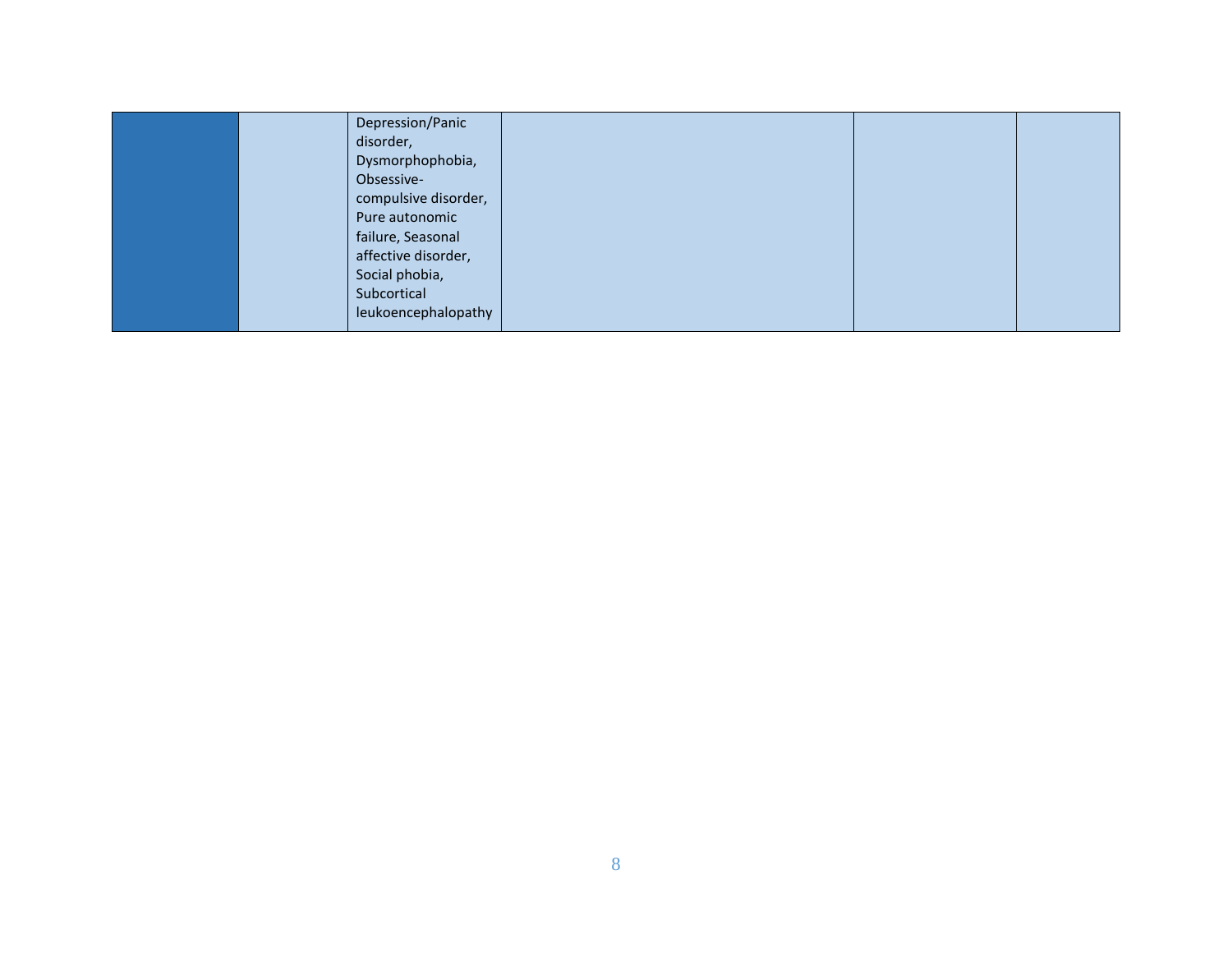| | | | | | |
|---|---|---|---|---|---|
| | | Depression/Panic disorder, Dysmorphophobia, Obsessive-compulsive disorder, Pure autonomic failure, Seasonal affective disorder, Social phobia, Subcortical leukoencephalopathy | | | |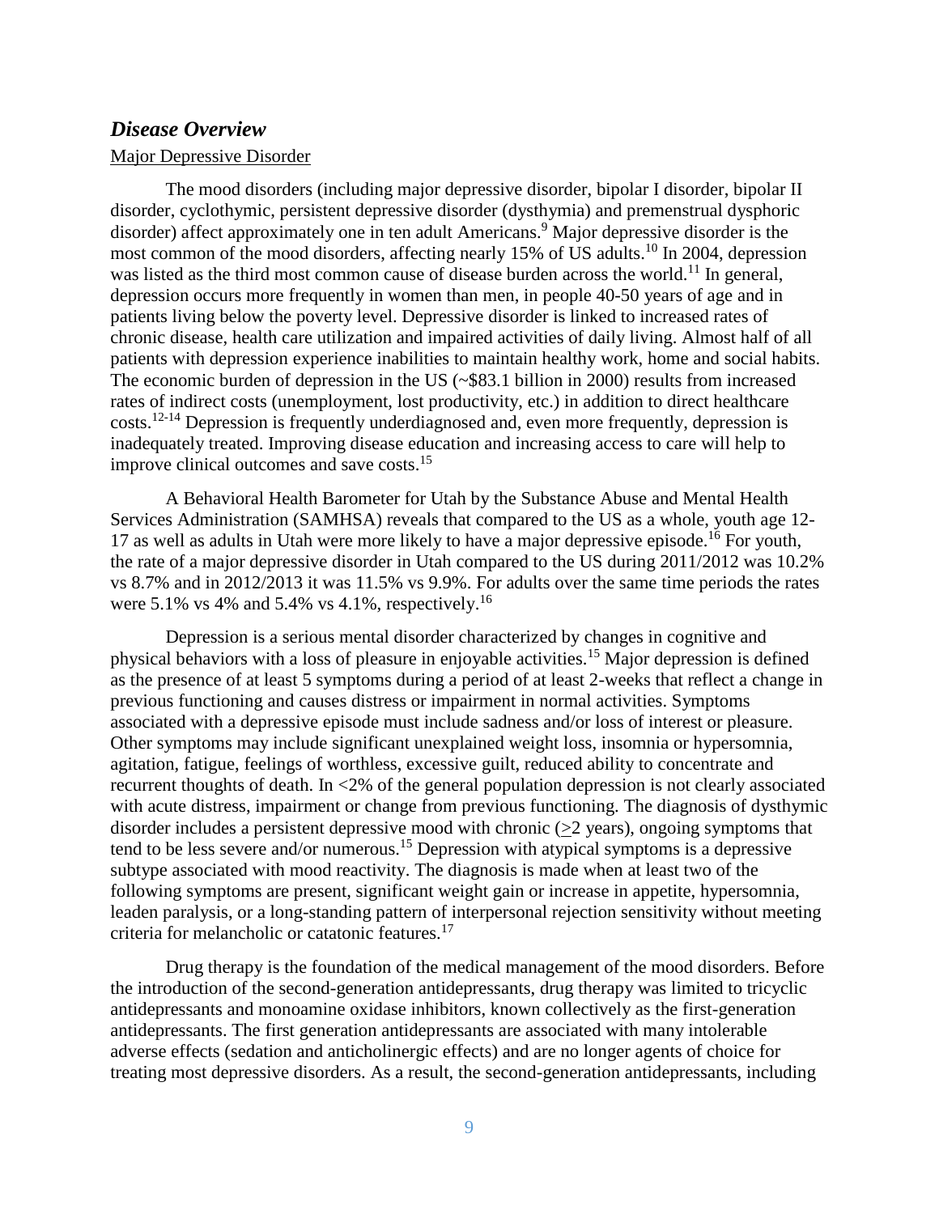## *Disease Overview*

Major Depressive Disorder

The mood disorders (including major depressive disorder, bipolar I disorder, bipolar II disorder, cyclothymic, persistent depressive disorder (dysthymia) and premenstrual dysphoric disorder) affect approximately one in ten adult Americans.[9] Major depressive disorder is the most common of the mood disorders, affecting nearly 15% of US adults.[10] In 2004, depression was listed as the third most common cause of disease burden across the world.[11] In general, depression occurs more frequently in women than men, in people 40-50 years of age and in patients living below the poverty level. Depressive disorder is linked to increased rates of chronic disease, health care utilization and impaired activities of daily living. Almost half of all patients with depression experience inabilities to maintain healthy work, home and social habits. The economic burden of depression in the US (~$83.1 billion in 2000) results from increased rates of indirect costs (unemployment, lost productivity, etc.) in addition to direct healthcare costs.[12-14] Depression is frequently underdiagnosed and, even more frequently, depression is inadequately treated. Improving disease education and increasing access to care will help to improve clinical outcomes and save costs.[15]

A Behavioral Health Barometer for Utah by the Substance Abuse and Mental Health Services Administration (SAMHSA) reveals that compared to the US as a whole, youth age 12-17 as well as adults in Utah were more likely to have a major depressive episode.[16] For youth, the rate of a major depressive disorder in Utah compared to the US during 2011/2012 was 10.2% vs 8.7% and in 2012/2013 it was 11.5% vs 9.9%. For adults over the same time periods the rates were 5.1% vs 4% and 5.4% vs 4.1%, respectively.[16]

Depression is a serious mental disorder characterized by changes in cognitive and physical behaviors with a loss of pleasure in enjoyable activities.[15] Major depression is defined as the presence of at least 5 symptoms during a period of at least 2-weeks that reflect a change in previous functioning and causes distress or impairment in normal activities. Symptoms associated with a depressive episode must include sadness and/or loss of interest or pleasure. Other symptoms may include significant unexplained weight loss, insomnia or hypersomnia, agitation, fatigue, feelings of worthless, excessive guilt, reduced ability to concentrate and recurrent thoughts of death. In <2% of the general population depression is not clearly associated with acute distress, impairment or change from previous functioning. The diagnosis of dysthymic disorder includes a persistent depressive mood with chronic (≥2 years), ongoing symptoms that tend to be less severe and/or numerous.[15] Depression with atypical symptoms is a depressive subtype associated with mood reactivity. The diagnosis is made when at least two of the following symptoms are present, significant weight gain or increase in appetite, hypersomnia, leaden paralysis, or a long-standing pattern of interpersonal rejection sensitivity without meeting criteria for melancholic or catatonic features.[17]

Drug therapy is the foundation of the medical management of the mood disorders. Before the introduction of the second-generation antidepressants, drug therapy was limited to tricyclic antidepressants and monoamine oxidase inhibitors, known collectively as the first-generation antidepressants. The first generation antidepressants are associated with many intolerable adverse effects (sedation and anticholinergic effects) and are no longer agents of choice for treating most depressive disorders. As a result, the second-generation antidepressants, including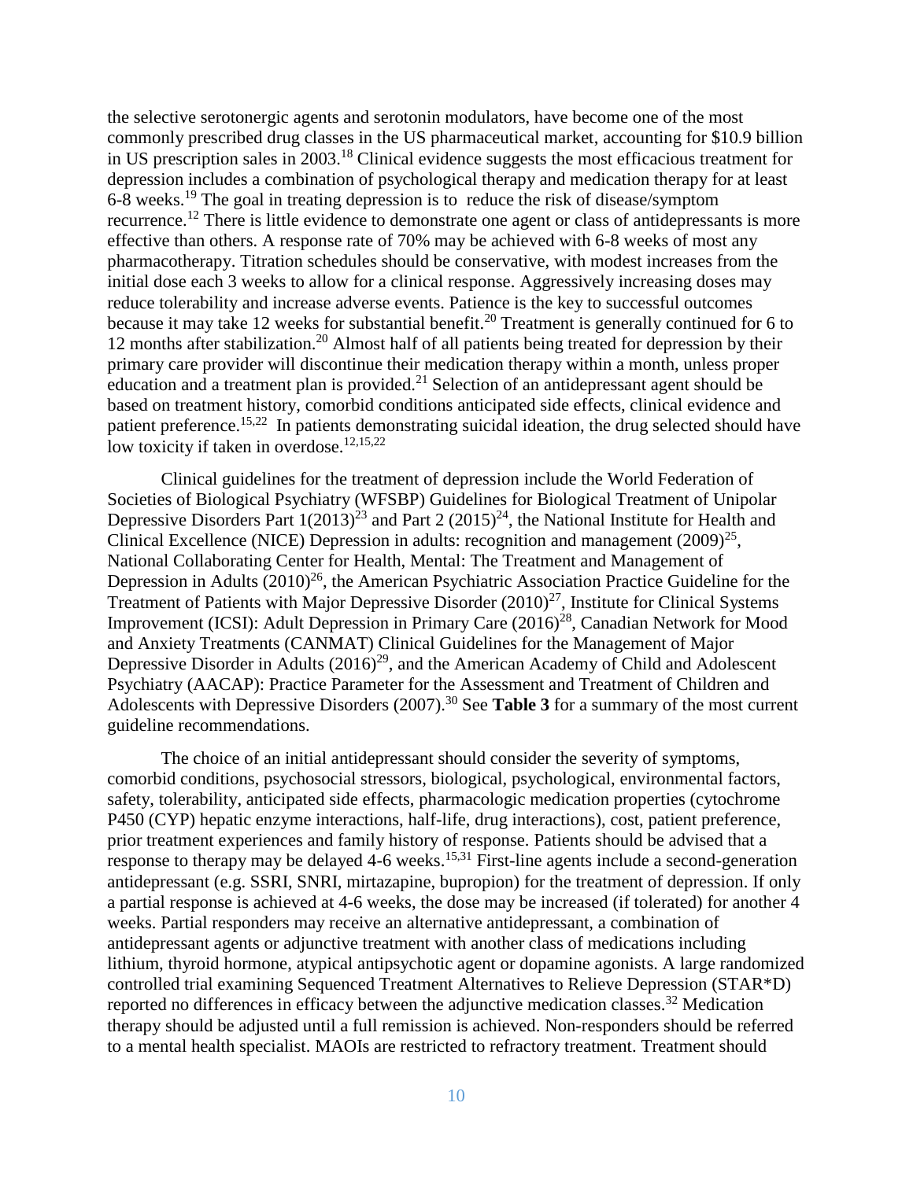the selective serotonergic agents and serotonin modulators, have become one of the most commonly prescribed drug classes in the US pharmaceutical market, accounting for $10.9 billion in US prescription sales in 2003.[18] Clinical evidence suggests the most efficacious treatment for depression includes a combination of psychological therapy and medication therapy for at least 6-8 weeks.[19] The goal in treating depression is to reduce the risk of disease/symptom recurrence.[12] There is little evidence to demonstrate one agent or class of antidepressants is more effective than others. A response rate of 70% may be achieved with 6-8 weeks of most any pharmacotherapy. Titration schedules should be conservative, with modest increases from the initial dose each 3 weeks to allow for a clinical response. Aggressively increasing doses may reduce tolerability and increase adverse events. Patience is the key to successful outcomes because it may take 12 weeks for substantial benefit.[20] Treatment is generally continued for 6 to 12 months after stabilization.[20] Almost half of all patients being treated for depression by their primary care provider will discontinue their medication therapy within a month, unless proper education and a treatment plan is provided.[21] Selection of an antidepressant agent should be based on treatment history, comorbid conditions anticipated side effects, clinical evidence and patient preference.[15,22] In patients demonstrating suicidal ideation, the drug selected should have low toxicity if taken in overdose.[12,15,22]

Clinical guidelines for the treatment of depression include the World Federation of Societies of Biological Psychiatry (WFSBP) Guidelines for Biological Treatment of Unipolar Depressive Disorders Part 1(2013)[23] and Part 2 (2015)[24], the National Institute for Health and Clinical Excellence (NICE) Depression in adults: recognition and management (2009)[25], National Collaborating Center for Health, Mental: The Treatment and Management of Depression in Adults (2010)[26], the American Psychiatric Association Practice Guideline for the Treatment of Patients with Major Depressive Disorder (2010)[27], Institute for Clinical Systems Improvement (ICSI): Adult Depression in Primary Care (2016)[28], Canadian Network for Mood and Anxiety Treatments (CANMAT) Clinical Guidelines for the Management of Major Depressive Disorder in Adults (2016)[29], and the American Academy of Child and Adolescent Psychiatry (AACAP): Practice Parameter for the Assessment and Treatment of Children and Adolescents with Depressive Disorders (2007).[30] See **Table 3** for a summary of the most current guideline recommendations.

The choice of an initial antidepressant should consider the severity of symptoms, comorbid conditions, psychosocial stressors, biological, psychological, environmental factors, safety, tolerability, anticipated side effects, pharmacologic medication properties (cytochrome P450 (CYP) hepatic enzyme interactions, half-life, drug interactions), cost, patient preference, prior treatment experiences and family history of response. Patients should be advised that a response to therapy may be delayed 4-6 weeks.[15,31] First-line agents include a second-generation antidepressant (e.g. SSRI, SNRI, mirtazapine, bupropion) for the treatment of depression. If only a partial response is achieved at 4-6 weeks, the dose may be increased (if tolerated) for another 4 weeks. Partial responders may receive an alternative antidepressant, a combination of antidepressant agents or adjunctive treatment with another class of medications including lithium, thyroid hormone, atypical antipsychotic agent or dopamine agonists. A large randomized controlled trial examining Sequenced Treatment Alternatives to Relieve Depression (STAR*D) reported no differences in efficacy between the adjunctive medication classes.[32] Medication therapy should be adjusted until a full remission is achieved. Non-responders should be referred to a mental health specialist. MAOIs are restricted to refractory treatment. Treatment should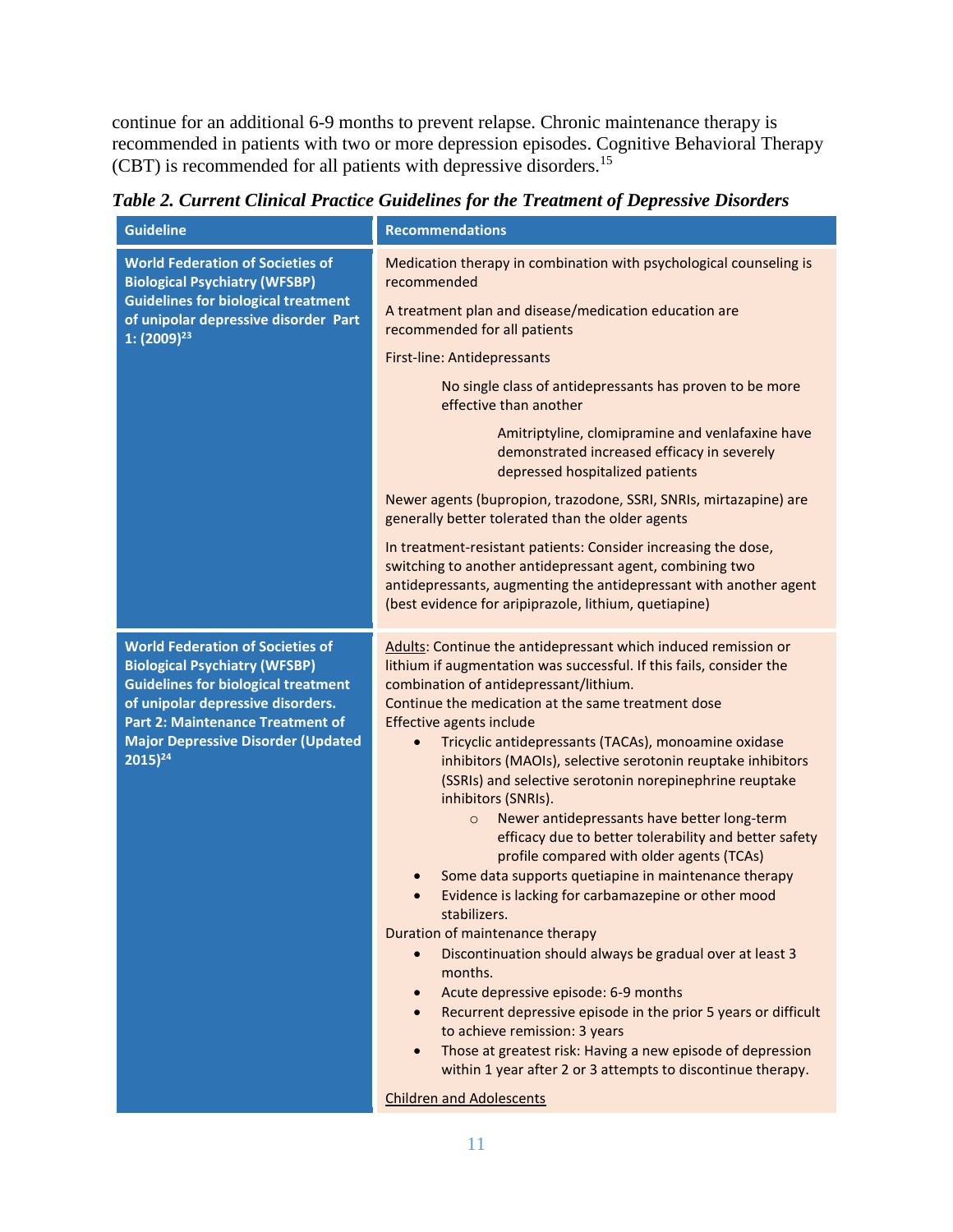continue for an additional 6-9 months to prevent relapse. Chronic maintenance therapy is recommended in patients with two or more depression episodes. Cognitive Behavioral Therapy (CBT) is recommended for all patients with depressive disorders.[15]

*Table 2. Current Clinical Practice Guidelines for the Treatment of Depressive Disorders*

| Guideline | Recommendations |
|---|---|
| **World Federation of Societies of Biological Psychiatry (WFSBP) Guidelines for biological treatment of unipolar depressive disorder Part 1: (2009)[23]** | Medication therapy in combination with psychological counseling is recommended<br><br>A treatment plan and disease/medication education are recommended for all patients<br><br>First-line: Antidepressants<br><br>&nbsp;&nbsp;&nbsp;&nbsp;No single class of antidepressants has proven to be more effective than another<br><br>&nbsp;&nbsp;&nbsp;&nbsp;&nbsp;&nbsp;&nbsp;&nbsp;Amitriptyline, clomipramine and venlafaxine have demonstrated increased efficacy in severely depressed hospitalized patients<br><br>Newer agents (bupropion, trazodone, SSRI, SNRIs, mirtazapine) are generally better tolerated than the older agents<br><br>In treatment-resistant patients: Consider increasing the dose, switching to another antidepressant agent, combining two antidepressants, augmenting the antidepressant with another agent (best evidence for aripiprazole, lithium, quetiapine) |
| **World Federation of Societies of Biological Psychiatry (WFSBP) Guidelines for biological treatment of unipolar depressive disorders. Part 2: Maintenance Treatment of Major Depressive Disorder (Updated 2015)[24]** | <u>Adults</u>: Continue the antidepressant which induced remission or lithium if augmentation was successful. If this fails, consider the combination of antidepressant/lithium.<br>Continue the medication at the same treatment dose<br>Effective agents include<br>• Tricyclic antidepressants (TACAs), monoamine oxidase inhibitors (MAOIs), selective serotonin reuptake inhibitors (SSRIs) and selective serotonin norepinephrine reuptake inhibitors (SNRIs).<br>&nbsp;&nbsp;&nbsp;&nbsp;○ Newer antidepressants have better long-term efficacy due to better tolerability and better safety profile compared with older agents (TCAs)<br>• Some data supports quetiapine in maintenance therapy<br>• Evidence is lacking for carbamazepine or other mood stabilizers.<br>Duration of maintenance therapy<br>• Discontinuation should always be gradual over at least 3 months.<br>• Acute depressive episode: 6-9 months<br>• Recurrent depressive episode in the prior 5 years or difficult to achieve remission: 3 years<br>• Those at greatest risk: Having a new episode of depression within 1 year after 2 or 3 attempts to discontinue therapy.<br><br><u>Children and Adolescents</u> |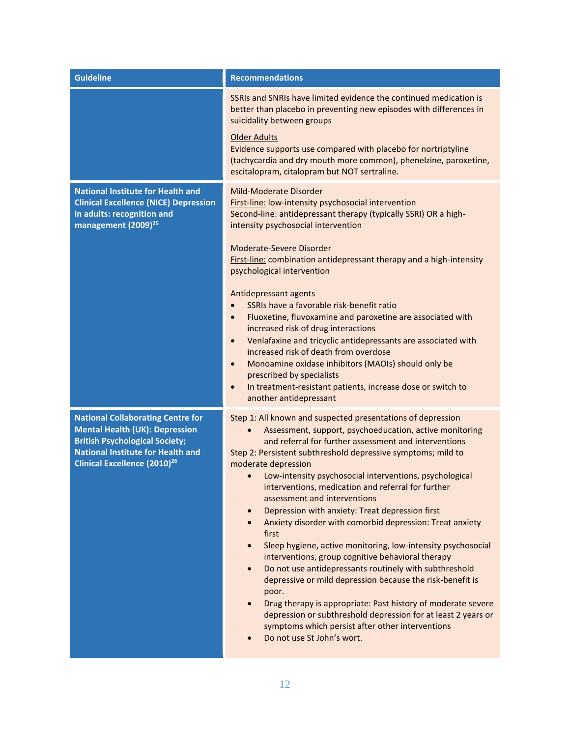| Guideline | Recommendations |
|---|---|
| | SSRIs and SNRIs have limited evidence the continued medication is better than placebo in preventing new episodes with differences in suicidality between groups<br><br><u>Older Adults</u><br>Evidence supports use compared with placebo for nortriptyline (tachycardia and dry mouth more common), phenelzine, paroxetine, escitalopram, citalopram but NOT sertraline. |
| **National Institute for Health and Clinical Excellence (NICE) Depression in adults: recognition and management (2009)[25]** | Mild-Moderate Disorder<br><u>First-line:</u> low-intensity psychosocial intervention<br>Second-line: antidepressant therapy (typically SSRI) OR a high-intensity psychosocial intervention<br><br>Moderate-Severe Disorder<br><u>First-line:</u> combination antidepressant therapy and a high-intensity psychological intervention<br><br>Antidepressant agents<br>• SSRIs have a favorable risk-benefit ratio<br>• Fluoxetine, fluvoxamine and paroxetine are associated with increased risk of drug interactions<br>• Venlafaxine and tricyclic antidepressants are associated with increased risk of death from overdose<br>• Monoamine oxidase inhibitors (MAOIs) should only be prescribed by specialists<br>• In treatment-resistant patients, increase dose or switch to another antidepressant |
| **National Collaborating Centre for Mental Health (UK): Depression British Psychological Society; National Institute for Health and Clinical Excellence (2010)[26]** | Step 1: All known and suspected presentations of depression<br>• Assessment, support, psychoeducation, active monitoring and referral for further assessment and interventions<br>Step 2: Persistent subthreshold depressive symptoms; mild to moderate depression<br>• Low-intensity psychosocial interventions, psychological interventions, medication and referral for further assessment and interventions<br>• Depression with anxiety: Treat depression first<br>• Anxiety disorder with comorbid depression: Treat anxiety first<br>• Sleep hygiene, active monitoring, low-intensity psychosocial interventions, group cognitive behavioral therapy<br>• Do not use antidepressants routinely with subthreshold depressive or mild depression because the risk-benefit is poor.<br>• Drug therapy is appropriate: Past history of moderate severe depression or subthreshold depression for at least 2 years or symptoms which persist after other interventions<br>• Do not use St John's wort. |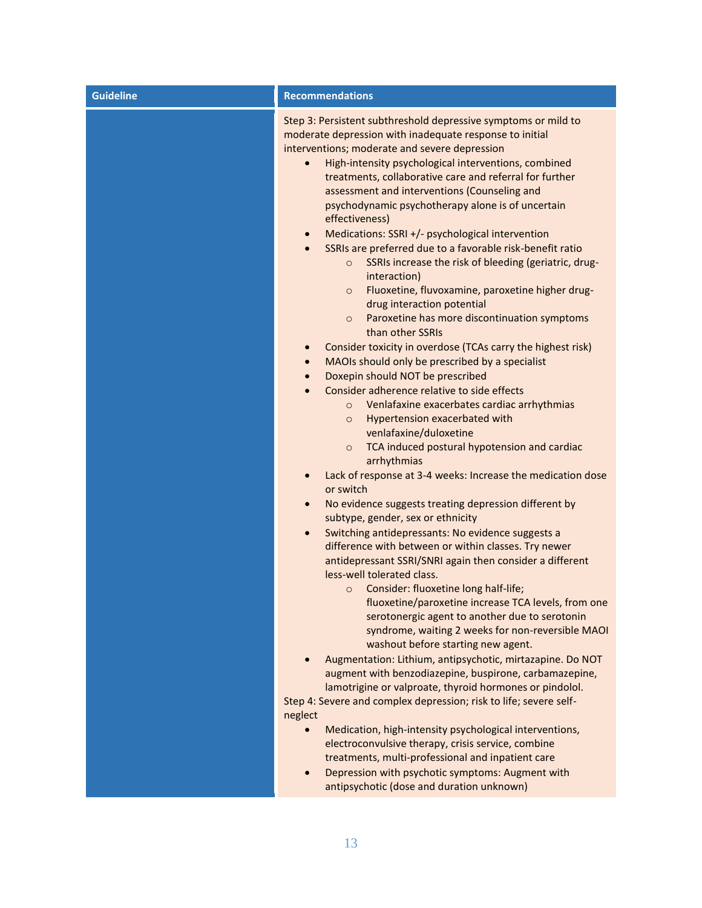| Guideline | Recommendations |
| --- | --- |
| | Step 3: Persistent subthreshold depressive symptoms or mild to moderate depression with inadequate response to initial interventions; moderate and severe depression<br>• High-intensity psychological interventions, combined treatments, collaborative care and referral for further assessment and interventions (Counseling and psychodynamic psychotherapy alone is of uncertain effectiveness)<br>• Medications: SSRI +/- psychological intervention<br>• SSRIs are preferred due to a favorable risk-benefit ratio<br>  ○ SSRIs increase the risk of bleeding (geriatric, drug-interaction)<br>  ○ Fluoxetine, fluvoxamine, paroxetine higher drug-drug interaction potential<br>  ○ Paroxetine has more discontinuation symptoms than other SSRIs<br>• Consider toxicity in overdose (TCAs carry the highest risk)<br>• MAOIs should only be prescribed by a specialist<br>• Doxepin should NOT be prescribed<br>• Consider adherence relative to side effects<br>  ○ Venlafaxine exacerbates cardiac arrhythmias<br>  ○ Hypertension exacerbated with venlafaxine/duloxetine<br>  ○ TCA induced postural hypotension and cardiac arrhythmias<br>• Lack of response at 3-4 weeks: Increase the medication dose or switch<br>• No evidence suggests treating depression different by subtype, gender, sex or ethnicity<br>• Switching antidepressants: No evidence suggests a difference with between or within classes. Try newer antidepressant SSRI/SNRI again then consider a different less-well tolerated class.<br>  ○ Consider: fluoxetine long half-life; fluoxetine/paroxetine increase TCA levels, from one serotonergic agent to another due to serotonin syndrome, waiting 2 weeks for non-reversible MAOI washout before starting new agent.<br>• Augmentation: Lithium, antipsychotic, mirtazapine. Do NOT augment with benzodiazepine, buspirone, carbamazepine, lamotrigine or valproate, thyroid hormones or pindolol.<br>Step 4: Severe and complex depression; risk to life; severe self-neglect<br>• Medication, high-intensity psychological interventions, electroconvulsive therapy, crisis service, combine treatments, multi-professional and inpatient care<br>• Depression with psychotic symptoms: Augment with antipsychotic (dose and duration unknown) |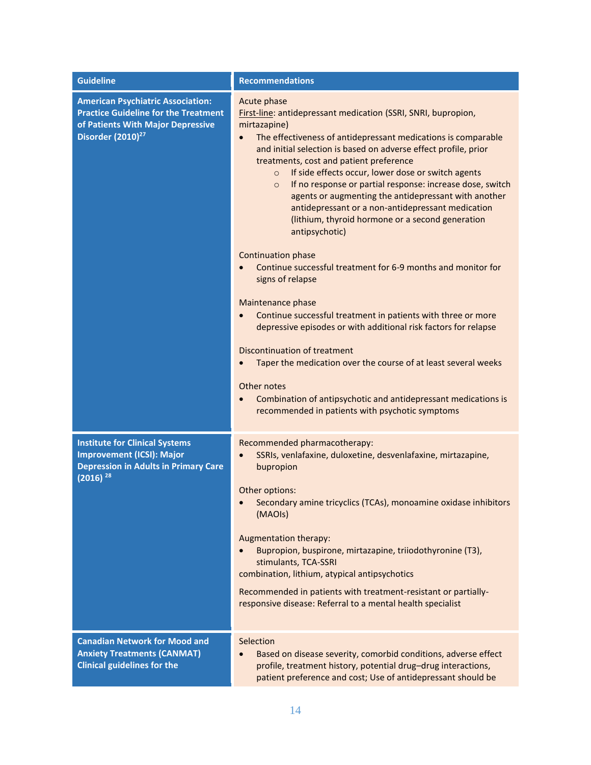| Guideline | Recommendations |
|---|---|
| **American Psychiatric Association: Practice Guideline for the Treatment of Patients With Major Depressive Disorder (2010)[27]** | Acute phase<br>First-line: antidepressant medication (SSRI, SNRI, bupropion, mirtazapine)<br>• The effectiveness of antidepressant medications is comparable and initial selection is based on adverse effect profile, prior treatments, cost and patient preference<br>  ○ If side effects occur, lower dose or switch agents<br>  ○ If no response or partial response: increase dose, switch agents or augmenting the antidepressant with another antidepressant or a non-antidepressant medication (lithium, thyroid hormone or a second generation antipsychotic)<br><br>Continuation phase<br>• Continue successful treatment for 6-9 months and monitor for signs of relapse<br><br>Maintenance phase<br>• Continue successful treatment in patients with three or more depressive episodes or with additional risk factors for relapse<br><br>Discontinuation of treatment<br>• Taper the medication over the course of at least several weeks<br><br>Other notes<br>• Combination of antipsychotic and antidepressant medications is recommended in patients with psychotic symptoms |
| **Institute for Clinical Systems Improvement (ICSI): Major Depression in Adults in Primary Care (2016)[28]** | Recommended pharmacotherapy:<br>• SSRIs, venlafaxine, duloxetine, desvenlafaxine, mirtazapine, bupropion<br><br>Other options:<br>• Secondary amine tricyclics (TCAs), monoamine oxidase inhibitors (MAOIs)<br><br>Augmentation therapy:<br>• Bupropion, buspirone, mirtazapine, triiodothyronine (T3), stimulants, TCA-SSRI combination, lithium, atypical antipsychotics<br><br>Recommended in patients with treatment-resistant or partially-responsive disease: Referral to a mental health specialist |
| **Canadian Network for Mood and Anxiety Treatments (CANMAT) Clinical guidelines for the** | Selection<br>• Based on disease severity, comorbid conditions, adverse effect profile, treatment history, potential drug–drug interactions, patient preference and cost; Use of antidepressant should be |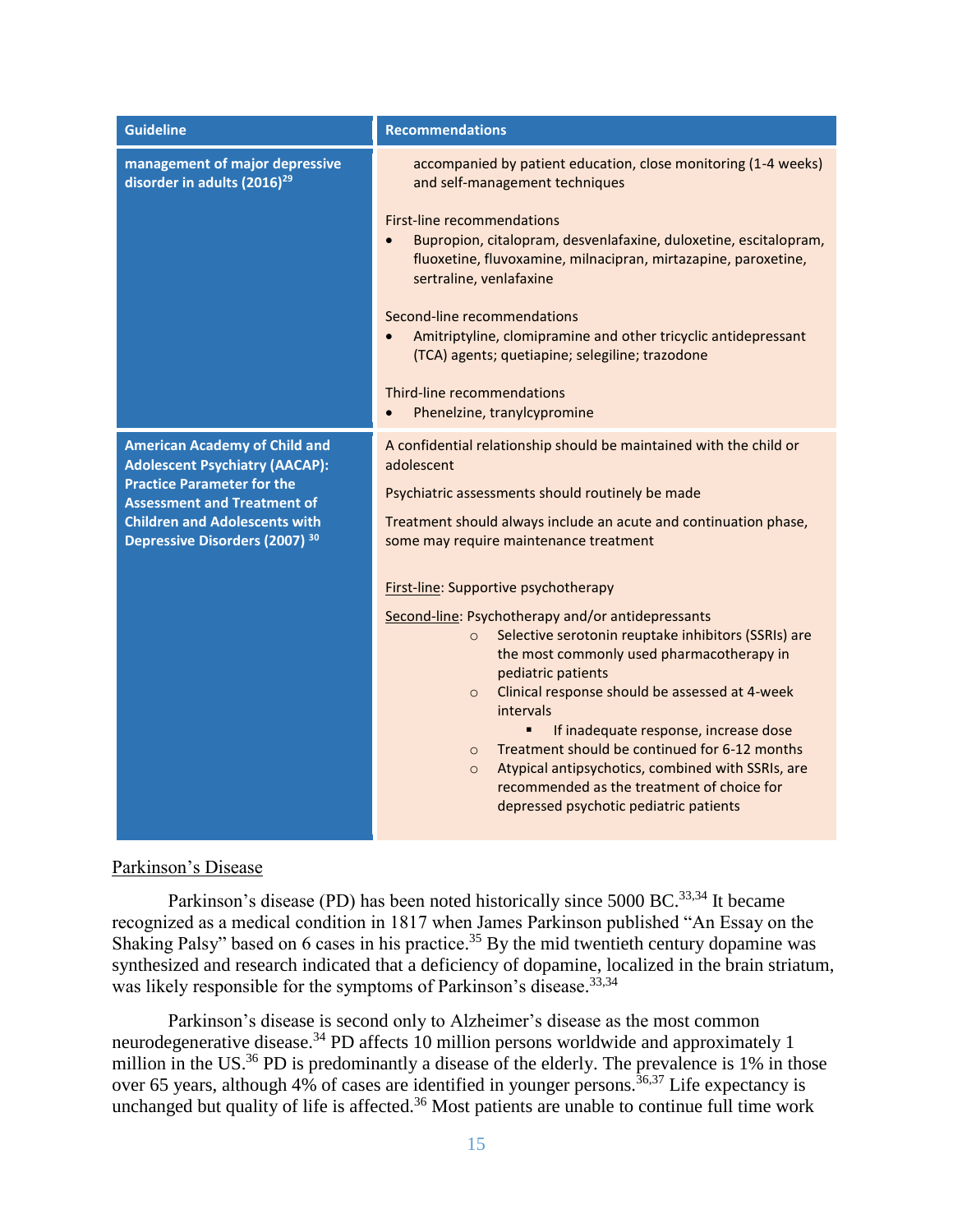| Guideline | Recommendations |
|---|---|
| management of major depressive disorder in adults (2016)[29] | accompanied by patient education, close monitoring (1-4 weeks) and self-management techniques<br><br>First-line recommendations<br>• Bupropion, citalopram, desvenlafaxine, duloxetine, escitalopram, fluoxetine, fluvoxamine, milnacipran, mirtazapine, paroxetine, sertraline, venlafaxine<br><br>Second-line recommendations<br>• Amitriptyline, clomipramine and other tricyclic antidepressant (TCA) agents; quetiapine; selegiline; trazodone<br><br>Third-line recommendations<br>• Phenelzine, tranylcypromine |
| American Academy of Child and Adolescent Psychiatry (AACAP): Practice Parameter for the Assessment and Treatment of Children and Adolescents with Depressive Disorders (2007)[30] | A confidential relationship should be maintained with the child or adolescent<br><br>Psychiatric assessments should routinely be made<br><br>Treatment should always include an acute and continuation phase, some may require maintenance treatment<br><br>First-line: Supportive psychotherapy<br><br>Second-line: Psychotherapy and/or antidepressants<br>○ Selective serotonin reuptake inhibitors (SSRIs) are the most commonly used pharmacotherapy in pediatric patients<br>○ Clinical response should be assessed at 4-week intervals<br>▪ If inadequate response, increase dose<br>○ Treatment should be continued for 6-12 months<br>○ Atypical antipsychotics, combined with SSRIs, are recommended as the treatment of choice for depressed psychotic pediatric patients |

## Parkinson's Disease

Parkinson's disease (PD) has been noted historically since 5000 BC.[33,34] It became recognized as a medical condition in 1817 when James Parkinson published "An Essay on the Shaking Palsy" based on 6 cases in his practice.[35] By the mid twentieth century dopamine was synthesized and research indicated that a deficiency of dopamine, localized in the brain striatum, was likely responsible for the symptoms of Parkinson's disease.[33,34]

Parkinson's disease is second only to Alzheimer's disease as the most common neurodegenerative disease.[34] PD affects 10 million persons worldwide and approximately 1 million in the US.[36] PD is predominantly a disease of the elderly. The prevalence is 1% in those over 65 years, although 4% of cases are identified in younger persons.[36,37] Life expectancy is unchanged but quality of life is affected.[36] Most patients are unable to continue full time work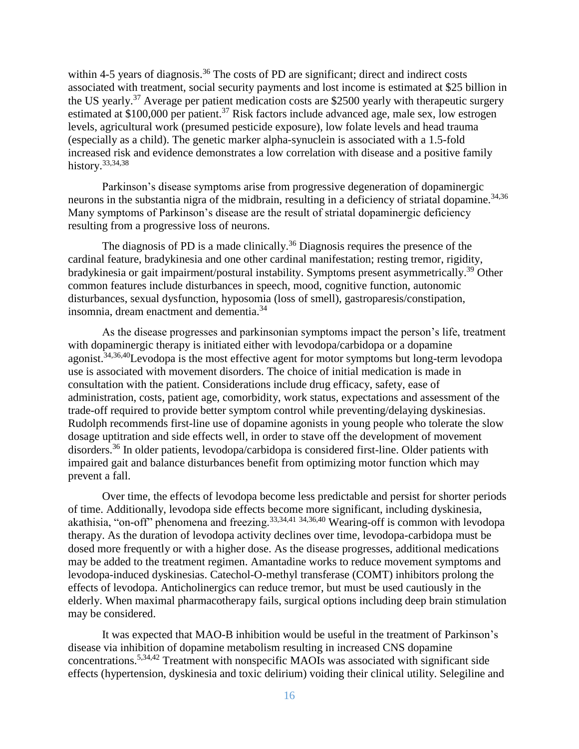within 4-5 years of diagnosis.[36] The costs of PD are significant; direct and indirect costs associated with treatment, social security payments and lost income is estimated at $25 billion in the US yearly.[37] Average per patient medication costs are $2500 yearly with therapeutic surgery estimated at $100,000 per patient.[37] Risk factors include advanced age, male sex, low estrogen levels, agricultural work (presumed pesticide exposure), low folate levels and head trauma (especially as a child). The genetic marker alpha-synuclein is associated with a 1.5-fold increased risk and evidence demonstrates a low correlation with disease and a positive family history.[33,34,38]

Parkinson's disease symptoms arise from progressive degeneration of dopaminergic neurons in the substantia nigra of the midbrain, resulting in a deficiency of striatal dopamine.[34,36] Many symptoms of Parkinson's disease are the result of striatal dopaminergic deficiency resulting from a progressive loss of neurons.

The diagnosis of PD is a made clinically.[36] Diagnosis requires the presence of the cardinal feature, bradykinesia and one other cardinal manifestation; resting tremor, rigidity, bradykinesia or gait impairment/postural instability. Symptoms present asymmetrically.[39] Other common features include disturbances in speech, mood, cognitive function, autonomic disturbances, sexual dysfunction, hyposomia (loss of smell), gastroparesis/constipation, insomnia, dream enactment and dementia.[34]

As the disease progresses and parkinsonian symptoms impact the person's life, treatment with dopaminergic therapy is initiated either with levodopa/carbidopa or a dopamine agonist.[34,36,40]Levodopa is the most effective agent for motor symptoms but long-term levodopa use is associated with movement disorders. The choice of initial medication is made in consultation with the patient. Considerations include drug efficacy, safety, ease of administration, costs, patient age, comorbidity, work status, expectations and assessment of the trade-off required to provide better symptom control while preventing/delaying dyskinesias. Rudolph recommends first-line use of dopamine agonists in young people who tolerate the slow dosage uptitration and side effects well, in order to stave off the development of movement disorders.[36] In older patients, levodopa/carbidopa is considered first-line. Older patients with impaired gait and balance disturbances benefit from optimizing motor function which may prevent a fall.

Over time, the effects of levodopa become less predictable and persist for shorter periods of time. Additionally, levodopa side effects become more significant, including dyskinesia, akathisia, "on-off" phenomena and freezing.[33,34,41 34,36,40] Wearing-off is common with levodopa therapy. As the duration of levodopa activity declines over time, levodopa-carbidopa must be dosed more frequently or with a higher dose. As the disease progresses, additional medications may be added to the treatment regimen. Amantadine works to reduce movement symptoms and levodopa-induced dyskinesias. Catechol-O-methyl transferase (COMT) inhibitors prolong the effects of levodopa. Anticholinergics can reduce tremor, but must be used cautiously in the elderly. When maximal pharmacotherapy fails, surgical options including deep brain stimulation may be considered.

It was expected that MAO-B inhibition would be useful in the treatment of Parkinson's disease via inhibition of dopamine metabolism resulting in increased CNS dopamine concentrations.[5,34,42] Treatment with nonspecific MAOIs was associated with significant side effects (hypertension, dyskinesia and toxic delirium) voiding their clinical utility. Selegiline and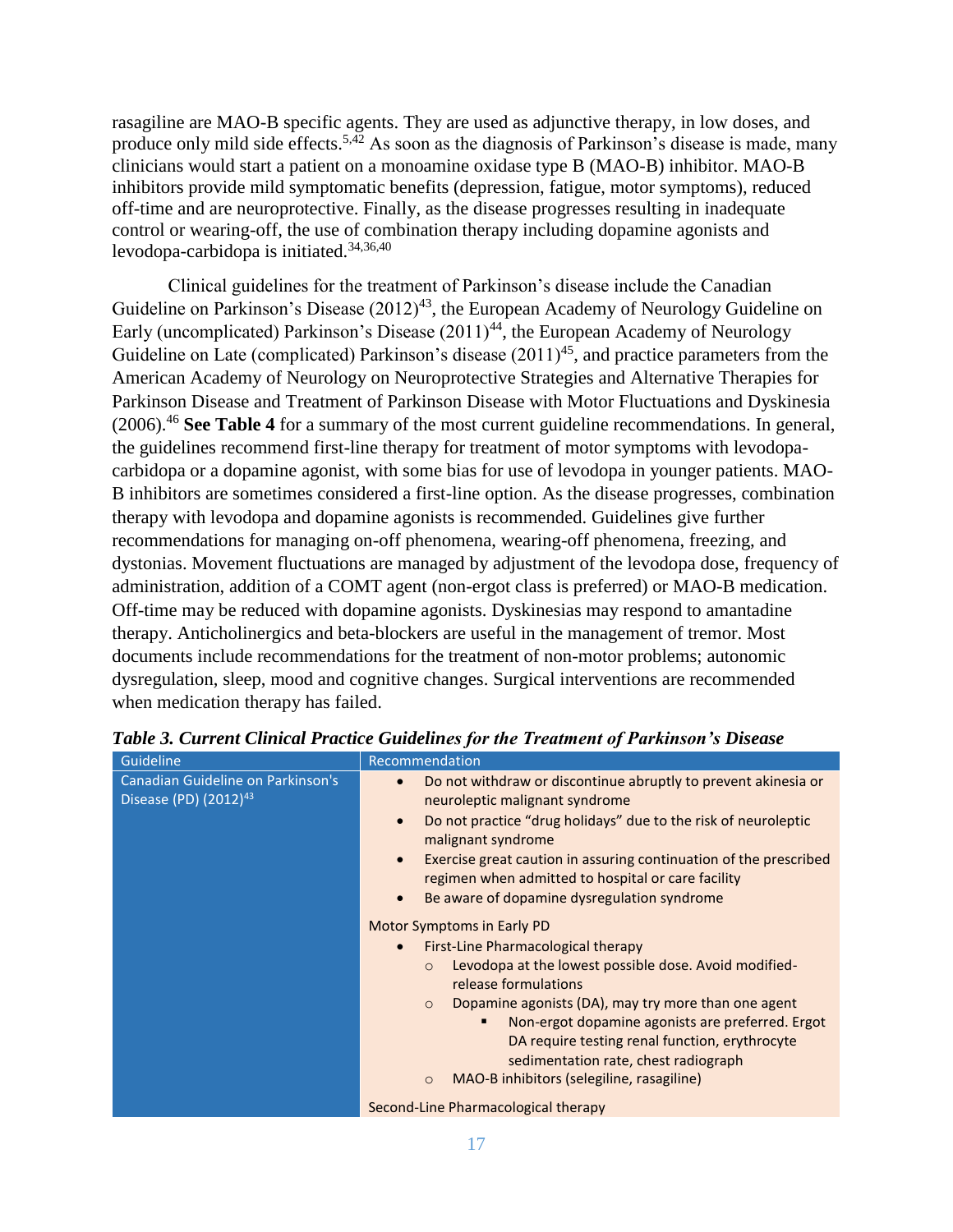rasagiline are MAO-B specific agents. They are used as adjunctive therapy, in low doses, and produce only mild side effects.[5,42] As soon as the diagnosis of Parkinson's disease is made, many clinicians would start a patient on a monoamine oxidase type B (MAO-B) inhibitor. MAO-B inhibitors provide mild symptomatic benefits (depression, fatigue, motor symptoms), reduced off-time and are neuroprotective. Finally, as the disease progresses resulting in inadequate control or wearing-off, the use of combination therapy including dopamine agonists and levodopa-carbidopa is initiated.[34,36,40]

Clinical guidelines for the treatment of Parkinson's disease include the Canadian Guideline on Parkinson's Disease (2012)[43], the European Academy of Neurology Guideline on Early (uncomplicated) Parkinson's Disease (2011)[44], the European Academy of Neurology Guideline on Late (complicated) Parkinson's disease (2011)[45], and practice parameters from the American Academy of Neurology on Neuroprotective Strategies and Alternative Therapies for Parkinson Disease and Treatment of Parkinson Disease with Motor Fluctuations and Dyskinesia (2006).[46] **See Table 4** for a summary of the most current guideline recommendations. In general, the guidelines recommend first-line therapy for treatment of motor symptoms with levodopa-carbidopa or a dopamine agonist, with some bias for use of levodopa in younger patients. MAO-B inhibitors are sometimes considered a first-line option. As the disease progresses, combination therapy with levodopa and dopamine agonists is recommended. Guidelines give further recommendations for managing on-off phenomena, wearing-off phenomena, freezing, and dystonias. Movement fluctuations are managed by adjustment of the levodopa dose, frequency of administration, addition of a COMT agent (non-ergot class is preferred) or MAO-B medication. Off-time may be reduced with dopamine agonists. Dyskinesias may respond to amantadine therapy. Anticholinergics and beta-blockers are useful in the management of tremor. Most documents include recommendations for the treatment of non-motor problems; autonomic dysregulation, sleep, mood and cognitive changes. Surgical interventions are recommended when medication therapy has failed.

***Table 3. Current Clinical Practice Guidelines for the Treatment of Parkinson's Disease***

| Guideline | Recommendation |
|---|---|
| Canadian Guideline on Parkinson's Disease (PD) (2012)[43] | • Do not withdraw or discontinue abruptly to prevent akinesia or neuroleptic malignant syndrome<br>• Do not practice "drug holidays" due to the risk of neuroleptic malignant syndrome<br>• Exercise great caution in assuring continuation of the prescribed regimen when admitted to hospital or care facility<br>• Be aware of dopamine dysregulation syndrome<br><br>Motor Symptoms in Early PD<br>• First-Line Pharmacological therapy<br>&nbsp;&nbsp;○ Levodopa at the lowest possible dose. Avoid modified-release formulations<br>&nbsp;&nbsp;○ Dopamine agonists (DA), may try more than one agent<br>&nbsp;&nbsp;&nbsp;&nbsp;▪ Non-ergot dopamine agonists are preferred. Ergot DA require testing renal function, erythrocyte sedimentation rate, chest radiograph<br>&nbsp;&nbsp;○ MAO-B inhibitors (selegiline, rasagiline)<br><br>Second-Line Pharmacological therapy |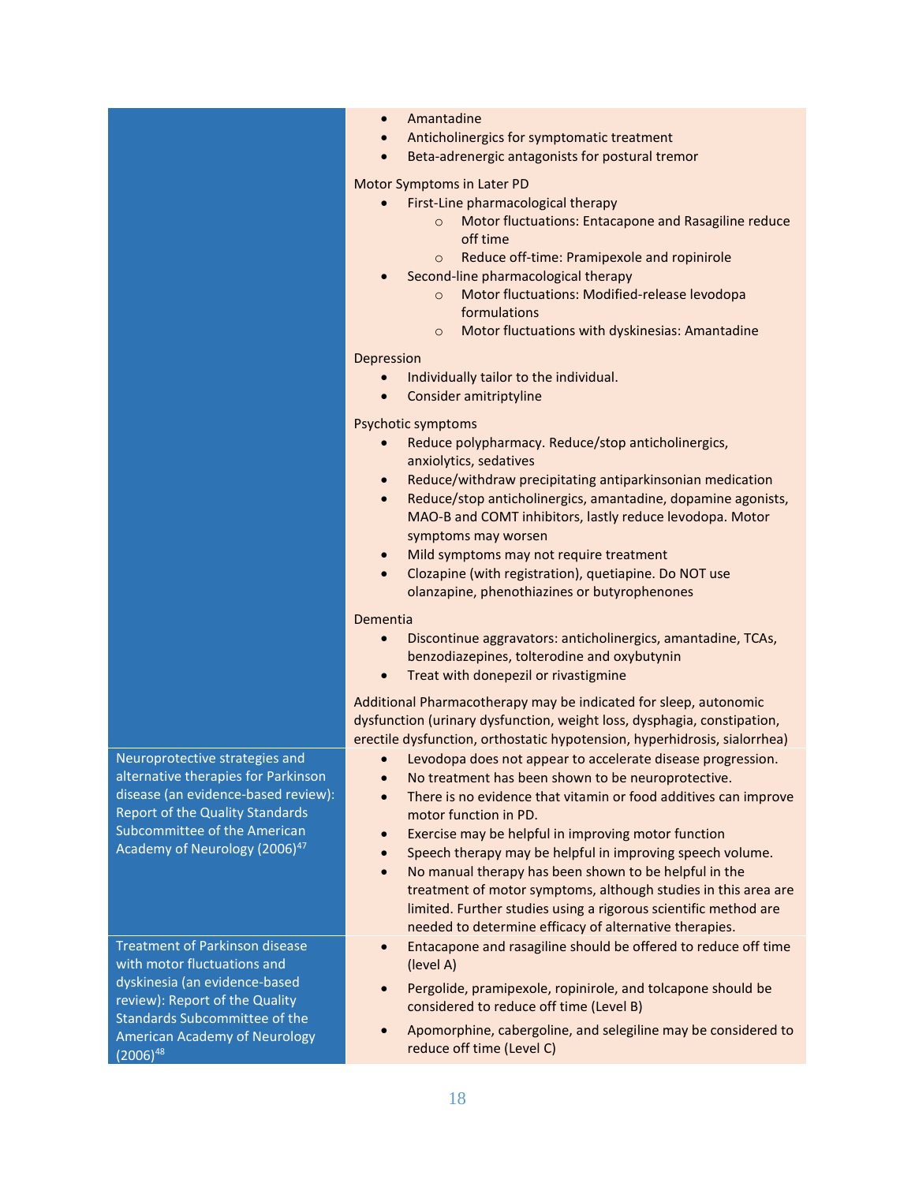| | |
|---|---|
| | • Amantadine<br>• Anticholinergics for symptomatic treatment<br>• Beta-adrenergic antagonists for postural tremor<br><br>Motor Symptoms in Later PD<br>• First-Line pharmacological therapy<br>  ○ Motor fluctuations: Entacapone and Rasagiline reduce off time<br>  ○ Reduce off-time: Pramipexole and ropinirole<br>• Second-line pharmacological therapy<br>  ○ Motor fluctuations: Modified-release levodopa formulations<br>  ○ Motor fluctuations with dyskinesias: Amantadine<br><br>Depression<br>• Individually tailor to the individual.<br>• Consider amitriptyline<br><br>Psychotic symptoms<br>• Reduce polypharmacy. Reduce/stop anticholinergics, anxiolytics, sedatives<br>• Reduce/withdraw precipitating antiparkinsonian medication<br>• Reduce/stop anticholinergics, amantadine, dopamine agonists, MAO-B and COMT inhibitors, lastly reduce levodopa. Motor symptoms may worsen<br>• Mild symptoms may not require treatment<br>• Clozapine (with registration), quetiapine. Do NOT use olanzapine, phenothiazines or butyrophenones<br><br>Dementia<br>• Discontinue aggravators: anticholinergics, amantadine, TCAs, benzodiazepines, tolterodine and oxybutynin<br>• Treat with donepezil or rivastigmine<br><br>Additional Pharmacotherapy may be indicated for sleep, autonomic dysfunction (urinary dysfunction, weight loss, dysphagia, constipation, erectile dysfunction, orthostatic hypotension, hyperhidrosis, sialorrhea) |
| Neuroprotective strategies and alternative therapies for Parkinson disease (an evidence-based review): Report of the Quality Standards Subcommittee of the American Academy of Neurology (2006)[47] | • Levodopa does not appear to accelerate disease progression.<br>• No treatment has been shown to be neuroprotective.<br>• There is no evidence that vitamin or food additives can improve motor function in PD.<br>• Exercise may be helpful in improving motor function<br>• Speech therapy may be helpful in improving speech volume.<br>• No manual therapy has been shown to be helpful in the treatment of motor symptoms, although studies in this area are limited. Further studies using a rigorous scientific method are needed to determine efficacy of alternative therapies. |
| Treatment of Parkinson disease with motor fluctuations and dyskinesia (an evidence-based review): Report of the Quality Standards Subcommittee of the American Academy of Neurology (2006)[48] | • Entacapone and rasagiline should be offered to reduce off time (level A)<br>• Pergolide, pramipexole, ropinirole, and tolcapone should be considered to reduce off time (Level B)<br>• Apomorphine, cabergoline, and selegiline may be considered to reduce off time (Level C) |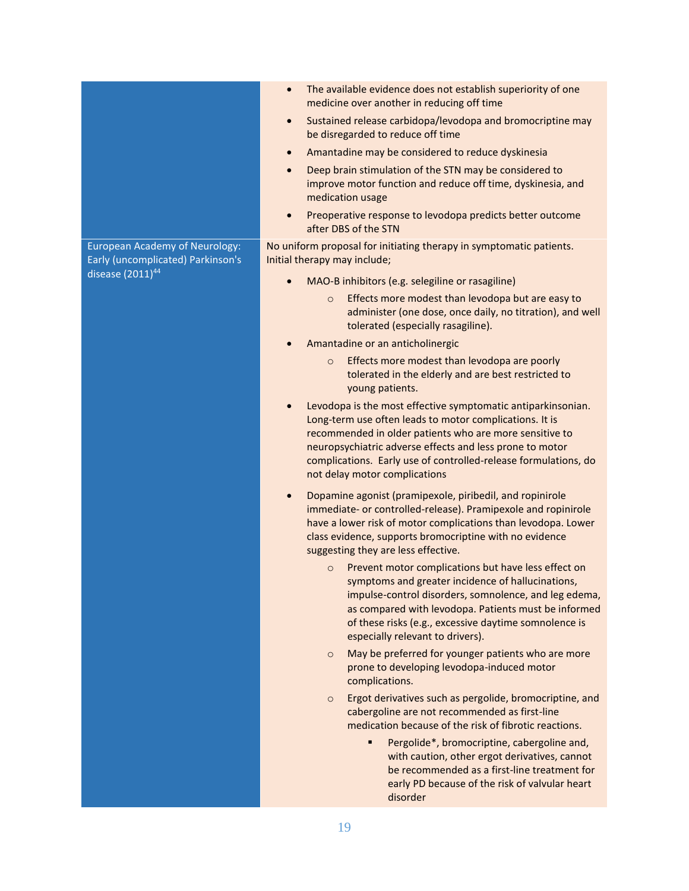| | |
|---|---|
| | • The available evidence does not establish superiority of one medicine over another in reducing off time<br>• Sustained release carbidopa/levodopa and bromocriptine may be disregarded to reduce off time<br>• Amantadine may be considered to reduce dyskinesia<br>• Deep brain stimulation of the STN may be considered to improve motor function and reduce off time, dyskinesia, and medication usage<br>• Preoperative response to levodopa predicts better outcome after DBS of the STN |
| European Academy of Neurology: Early (uncomplicated) Parkinson's disease (2011)[44] | No uniform proposal for initiating therapy in symptomatic patients. Initial therapy may include;<br>• MAO-B inhibitors (e.g. selegiline or rasagiline)<br>&nbsp;&nbsp;&nbsp;&nbsp;○ Effects more modest than levodopa but are easy to administer (one dose, once daily, no titration), and well tolerated (especially rasagiline).<br>• Amantadine or an anticholinergic<br>&nbsp;&nbsp;&nbsp;&nbsp;○ Effects more modest than levodopa are poorly tolerated in the elderly and are best restricted to young patients.<br>• Levodopa is the most effective symptomatic antiparkinsonian. Long-term use often leads to motor complications. It is recommended in older patients who are more sensitive to neuropsychiatric adverse effects and less prone to motor complications. Early use of controlled-release formulations, do not delay motor complications<br>• Dopamine agonist (pramipexole, piribedil, and ropinirole immediate- or controlled-release). Pramipexole and ropinirole have a lower risk of motor complications than levodopa. Lower class evidence, supports bromocriptine with no evidence suggesting they are less effective.<br>&nbsp;&nbsp;&nbsp;&nbsp;○ Prevent motor complications but have less effect on symptoms and greater incidence of hallucinations, impulse-control disorders, somnolence, and leg edema, as compared with levodopa. Patients must be informed of these risks (e.g., excessive daytime somnolence is especially relevant to drivers).<br>&nbsp;&nbsp;&nbsp;&nbsp;○ May be preferred for younger patients who are more prone to developing levodopa-induced motor complications.<br>&nbsp;&nbsp;&nbsp;&nbsp;○ Ergot derivatives such as pergolide, bromocriptine, and cabergoline are not recommended as first-line medication because of the risk of fibrotic reactions.<br>&nbsp;&nbsp;&nbsp;&nbsp;&nbsp;&nbsp;&nbsp;&nbsp;▪ Pergolide*, bromocriptine, cabergoline and, with caution, other ergot derivatives, cannot be recommended as a first-line treatment for early PD because of the risk of valvular heart disorder |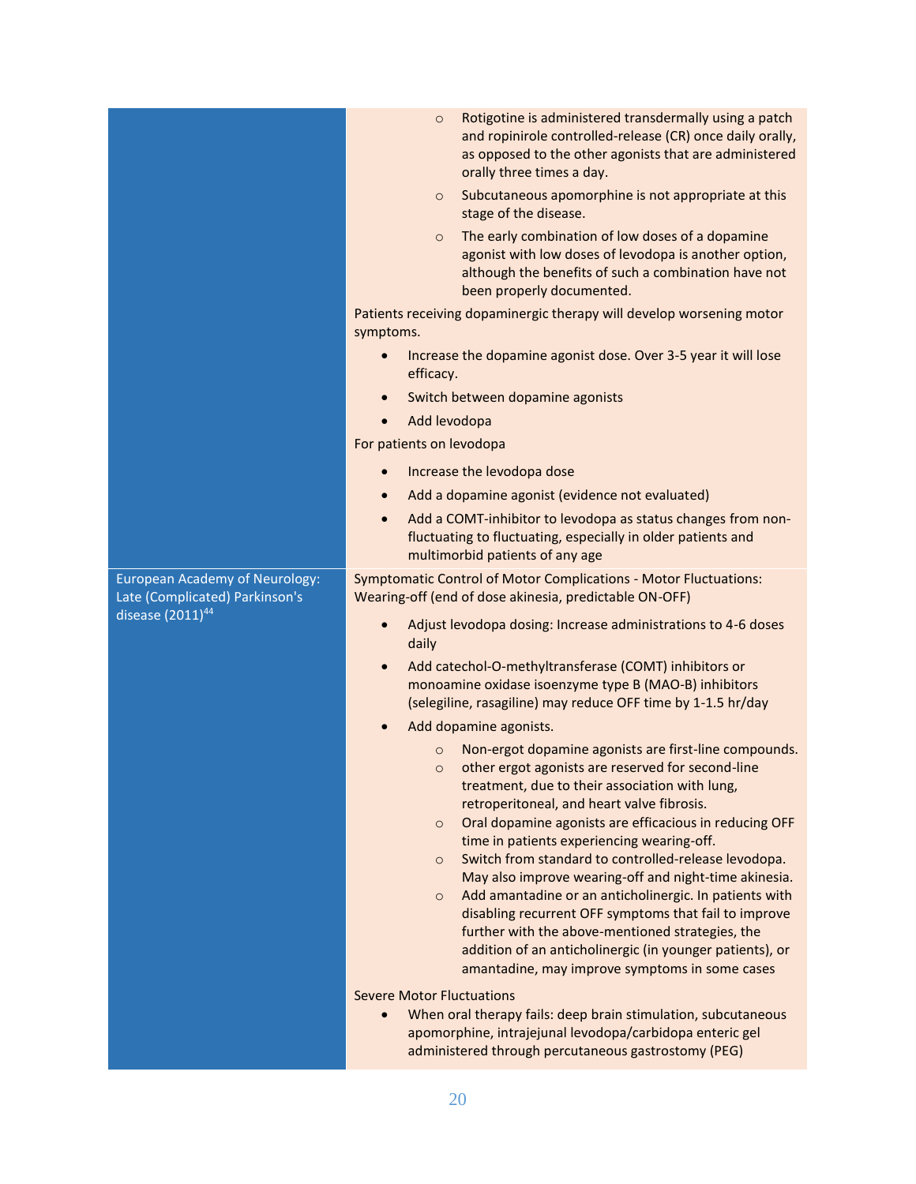| | |
|---|---|
| | ◦ Rotigotine is administered transdermally using a patch and ropinirole controlled-release (CR) once daily orally, as opposed to the other agonists that are administered orally three times a day.<br>◦ Subcutaneous apomorphine is not appropriate at this stage of the disease.<br>◦ The early combination of low doses of a dopamine agonist with low doses of levodopa is another option, although the benefits of such a combination have not been properly documented.<br><br>Patients receiving dopaminergic therapy will develop worsening motor symptoms.<br>• Increase the dopamine agonist dose. Over 3-5 year it will lose efficacy.<br>• Switch between dopamine agonists<br>• Add levodopa<br><br>For patients on levodopa<br>• Increase the levodopa dose<br>• Add a dopamine agonist (evidence not evaluated)<br>• Add a COMT-inhibitor to levodopa as status changes from non-fluctuating to fluctuating, especially in older patients and multimorbid patients of any age |
| European Academy of Neurology: Late (Complicated) Parkinson's disease (2011)[44] | Symptomatic Control of Motor Complications - Motor Fluctuations: Wearing-off (end of dose akinesia, predictable ON-OFF)<br>• Adjust levodopa dosing: Increase administrations to 4-6 doses daily<br>• Add catechol-O-methyltransferase (COMT) inhibitors or monoamine oxidase isoenzyme type B (MAO-B) inhibitors (selegiline, rasagiline) may reduce OFF time by 1-1.5 hr/day<br>• Add dopamine agonists.<br>◦ Non-ergot dopamine agonists are first-line compounds.<br>◦ other ergot agonists are reserved for second-line treatment, due to their association with lung, retroperitoneal, and heart valve fibrosis.<br>◦ Oral dopamine agonists are efficacious in reducing OFF time in patients experiencing wearing-off.<br>◦ Switch from standard to controlled-release levodopa. May also improve wearing-off and night-time akinesia.<br>◦ Add amantadine or an anticholinergic. In patients with disabling recurrent OFF symptoms that fail to improve further with the above-mentioned strategies, the addition of an anticholinergic (in younger patients), or amantadine, may improve symptoms in some cases<br><br>Severe Motor Fluctuations<br>• When oral therapy fails: deep brain stimulation, subcutaneous apomorphine, intrajejunal levodopa/carbidopa enteric gel administered through percutaneous gastrostomy (PEG) |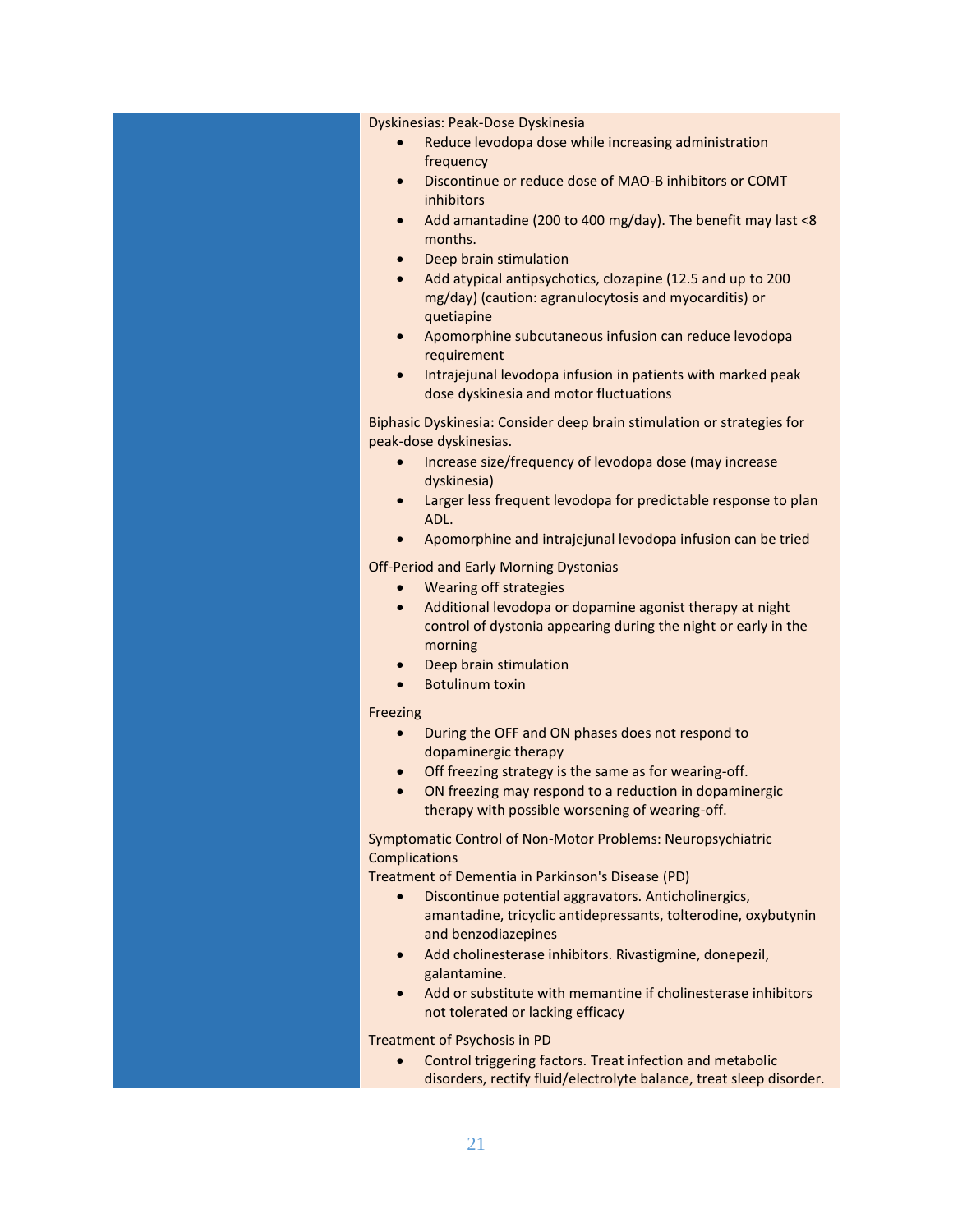Dyskinesias: Peak-Dose Dyskinesia

- Reduce levodopa dose while increasing administration frequency
- Discontinue or reduce dose of MAO-B inhibitors or COMT inhibitors
- Add amantadine (200 to 400 mg/day). The benefit may last <8 months.
- Deep brain stimulation
- Add atypical antipsychotics, clozapine (12.5 and up to 200 mg/day) (caution: agranulocytosis and myocarditis) or quetiapine
- Apomorphine subcutaneous infusion can reduce levodopa requirement
- Intrajejunal levodopa infusion in patients with marked peak dose dyskinesia and motor fluctuations

Biphasic Dyskinesia: Consider deep brain stimulation or strategies for peak-dose dyskinesias.

- Increase size/frequency of levodopa dose (may increase dyskinesia)
- Larger less frequent levodopa for predictable response to plan ADL.
- Apomorphine and intrajejunal levodopa infusion can be tried

Off-Period and Early Morning Dystonias

- Wearing off strategies
- Additional levodopa or dopamine agonist therapy at night control of dystonia appearing during the night or early in the morning
- Deep brain stimulation
- Botulinum toxin

Freezing

- During the OFF and ON phases does not respond to dopaminergic therapy
- Off freezing strategy is the same as for wearing-off.
- ON freezing may respond to a reduction in dopaminergic therapy with possible worsening of wearing-off.

Symptomatic Control of Non-Motor Problems: Neuropsychiatric Complications

Treatment of Dementia in Parkinson's Disease (PD)

- Discontinue potential aggravators. Anticholinergics, amantadine, tricyclic antidepressants, tolterodine, oxybutynin and benzodiazepines
- Add cholinesterase inhibitors. Rivastigmine, donepezil, galantamine.
- Add or substitute with memantine if cholinesterase inhibitors not tolerated or lacking efficacy

Treatment of Psychosis in PD

- Control triggering factors. Treat infection and metabolic disorders, rectify fluid/electrolyte balance, treat sleep disorder.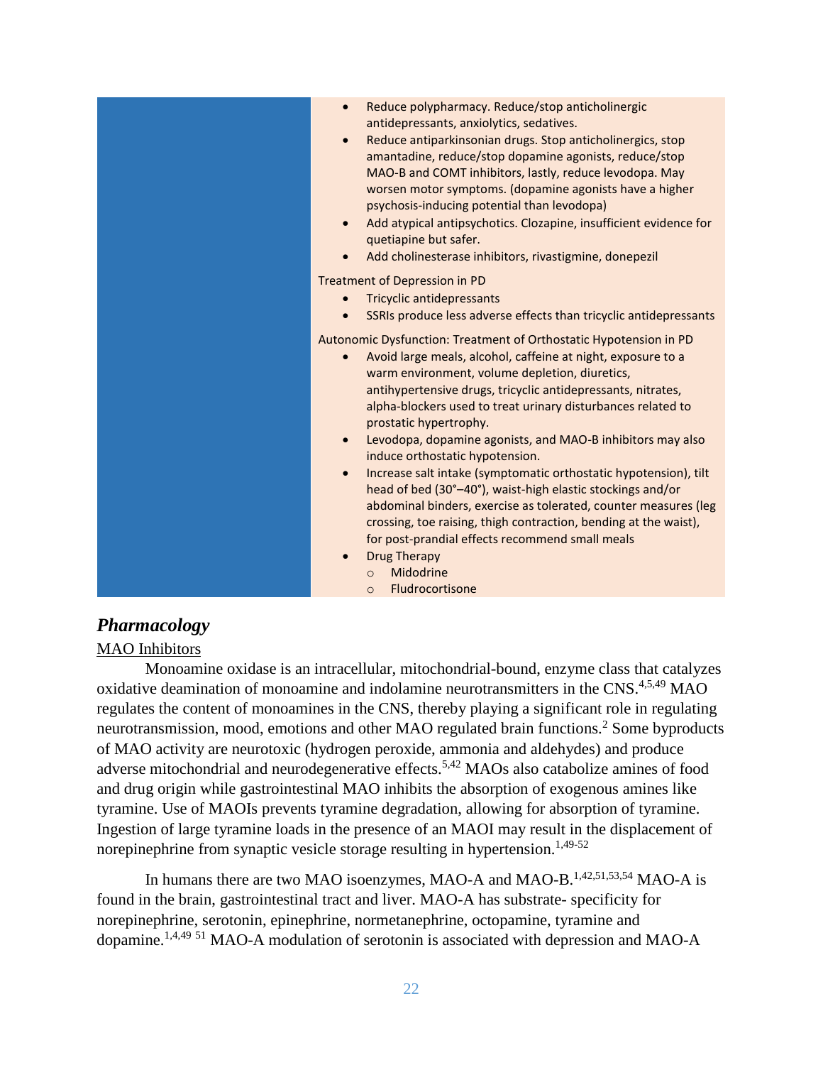| | |
|---|---|
| | • Reduce polypharmacy. Reduce/stop anticholinergic antidepressants, anxiolytics, sedatives.<br>• Reduce antiparkinsonian drugs. Stop anticholinergics, stop amantadine, reduce/stop dopamine agonists, reduce/stop MAO-B and COMT inhibitors, lastly, reduce levodopa. May worsen motor symptoms. (dopamine agonists have a higher psychosis-inducing potential than levodopa)<br>• Add atypical antipsychotics. Clozapine, insufficient evidence for quetiapine but safer.<br>• Add cholinesterase inhibitors, rivastigmine, donepezil<br><br>Treatment of Depression in PD<br>• Tricyclic antidepressants<br>• SSRIs produce less adverse effects than tricyclic antidepressants<br><br>Autonomic Dysfunction: Treatment of Orthostatic Hypotension in PD<br>• Avoid large meals, alcohol, caffeine at night, exposure to a warm environment, volume depletion, diuretics, antihypertensive drugs, tricyclic antidepressants, nitrates, alpha-blockers used to treat urinary disturbances related to prostatic hypertrophy.<br>• Levodopa, dopamine agonists, and MAO-B inhibitors may also induce orthostatic hypotension.<br>• Increase salt intake (symptomatic orthostatic hypotension), tilt head of bed (30°–40°), waist-high elastic stockings and/or abdominal binders, exercise as tolerated, counter measures (leg crossing, toe raising, thigh contraction, bending at the waist), for post-prandial effects recommend small meals<br>• Drug Therapy<br>  ○ Midodrine<br>  ○ Fludrocortisone |

## *Pharmacology*

MAO Inhibitors

Monoamine oxidase is an intracellular, mitochondrial-bound, enzyme class that catalyzes oxidative deamination of monoamine and indolamine neurotransmitters in the CNS.[4,5,49] MAO regulates the content of monoamines in the CNS, thereby playing a significant role in regulating neurotransmission, mood, emotions and other MAO regulated brain functions.[2] Some byproducts of MAO activity are neurotoxic (hydrogen peroxide, ammonia and aldehydes) and produce adverse mitochondrial and neurodegenerative effects.[5,42] MAOs also catabolize amines of food and drug origin while gastrointestinal MAO inhibits the absorption of exogenous amines like tyramine. Use of MAOIs prevents tyramine degradation, allowing for absorption of tyramine. Ingestion of large tyramine loads in the presence of an MAOI may result in the displacement of norepinephrine from synaptic vesicle storage resulting in hypertension.[1,49-52]

In humans there are two MAO isoenzymes, MAO-A and MAO-B.[1,42,51,53,54] MAO-A is found in the brain, gastrointestinal tract and liver. MAO-A has substrate- specificity for norepinephrine, serotonin, epinephrine, normetanephrine, octopamine, tyramine and dopamine.[1,4,49 51] MAO-A modulation of serotonin is associated with depression and MAO-A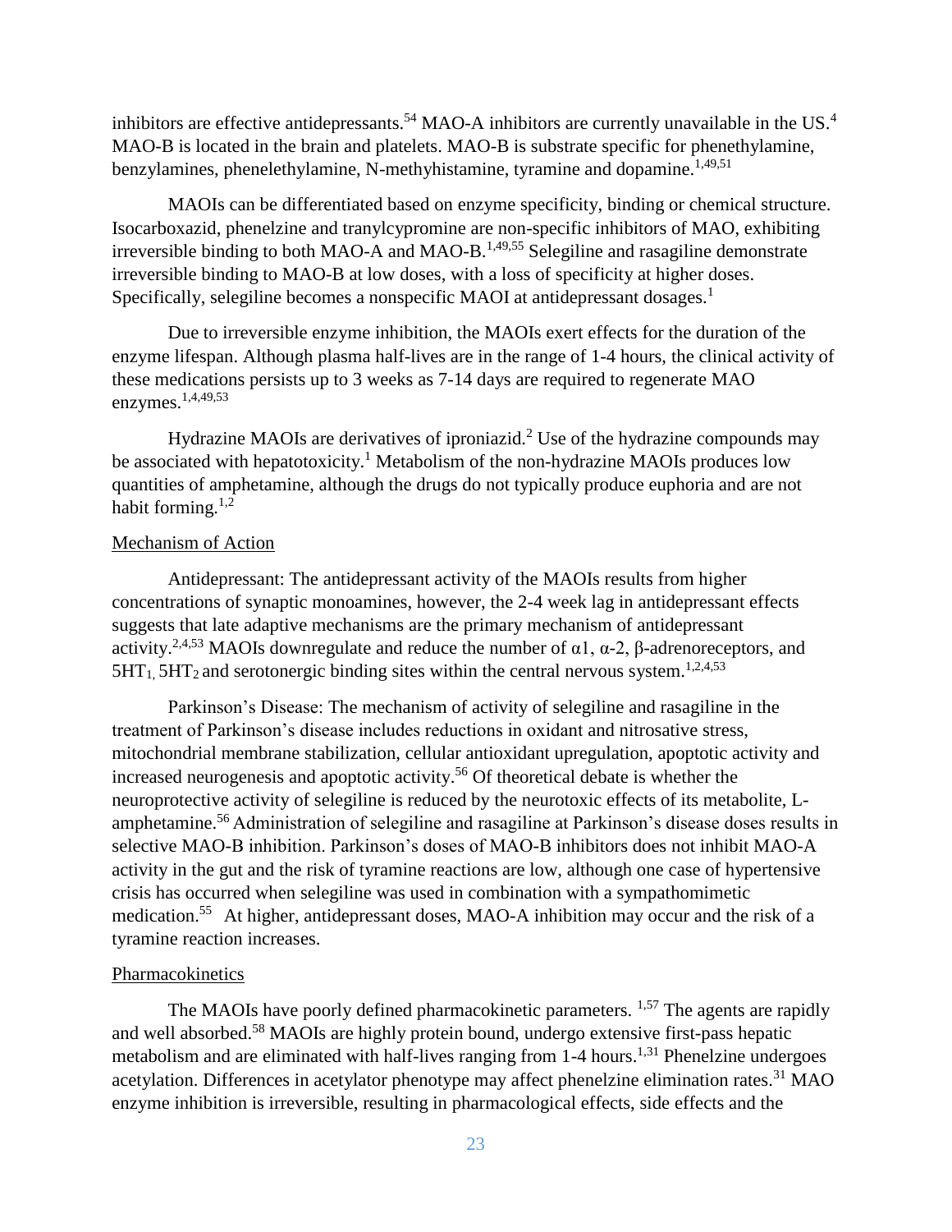inhibitors are effective antidepressants.[54] MAO-A inhibitors are currently unavailable in the US.[4] MAO-B is located in the brain and platelets. MAO-B is substrate specific for phenethylamine, benzylamines, phenelethylamine, N-methyhistamine, tyramine and dopamine.[1,49,51]

MAOIs can be differentiated based on enzyme specificity, binding or chemical structure. Isocarboxazid, phenelzine and tranylcypromine are non-specific inhibitors of MAO, exhibiting irreversible binding to both MAO-A and MAO-B.[1,49,55] Selegiline and rasagiline demonstrate irreversible binding to MAO-B at low doses, with a loss of specificity at higher doses. Specifically, selegiline becomes a nonspecific MAOI at antidepressant dosages.[1]

Due to irreversible enzyme inhibition, the MAOIs exert effects for the duration of the enzyme lifespan. Although plasma half-lives are in the range of 1-4 hours, the clinical activity of these medications persists up to 3 weeks as 7-14 days are required to regenerate MAO enzymes.[1,4,49,53]

Hydrazine MAOIs are derivatives of iproniazid.[2] Use of the hydrazine compounds may be associated with hepatotoxicity.[1] Metabolism of the non-hydrazine MAOIs produces low quantities of amphetamine, although the drugs do not typically produce euphoria and are not habit forming.[1,2]

## Mechanism of Action

Antidepressant: The antidepressant activity of the MAOIs results from higher concentrations of synaptic monoamines, however, the 2-4 week lag in antidepressant effects suggests that late adaptive mechanisms are the primary mechanism of antidepressant activity.[2,4,53] MAOIs downregulate and reduce the number of α1, α-2, β-adrenoreceptors, and $5HT_1$, $5HT_2$ and serotonergic binding sites within the central nervous system.[1,2,4,53]

Parkinson's Disease: The mechanism of activity of selegiline and rasagiline in the treatment of Parkinson's disease includes reductions in oxidant and nitrosative stress, mitochondrial membrane stabilization, cellular antioxidant upregulation, apoptotic activity and increased neurogenesis and apoptotic activity.[56] Of theoretical debate is whether the neuroprotective activity of selegiline is reduced by the neurotoxic effects of its metabolite, L-amphetamine.[56] Administration of selegiline and rasagiline at Parkinson's disease doses results in selective MAO-B inhibition. Parkinson's doses of MAO-B inhibitors does not inhibit MAO-A activity in the gut and the risk of tyramine reactions are low, although one case of hypertensive crisis has occurred when selegiline was used in combination with a sympathomimetic medication.[55] At higher, antidepressant doses, MAO-A inhibition may occur and the risk of a tyramine reaction increases.

## Pharmacokinetics

The MAOIs have poorly defined pharmacokinetic parameters.[1,57] The agents are rapidly and well absorbed.[58] MAOIs are highly protein bound, undergo extensive first-pass hepatic metabolism and are eliminated with half-lives ranging from 1-4 hours.[1,31] Phenelzine undergoes acetylation. Differences in acetylator phenotype may affect phenelzine elimination rates.[31] MAO enzyme inhibition is irreversible, resulting in pharmacological effects, side effects and the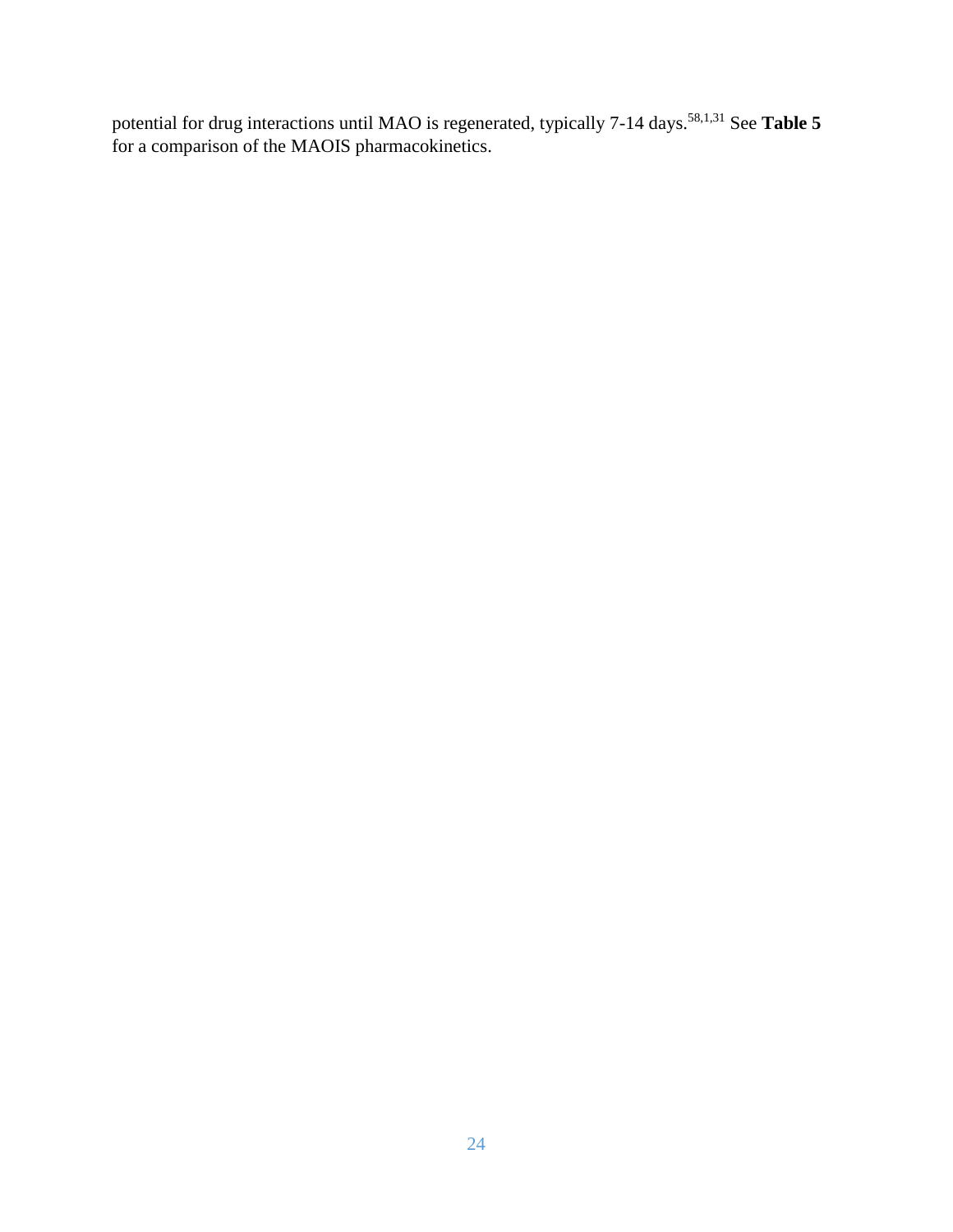potential for drug interactions until MAO is regenerated, typically 7-14 days.[58,1,31] See **Table 5** for a comparison of the MAOIS pharmacokinetics.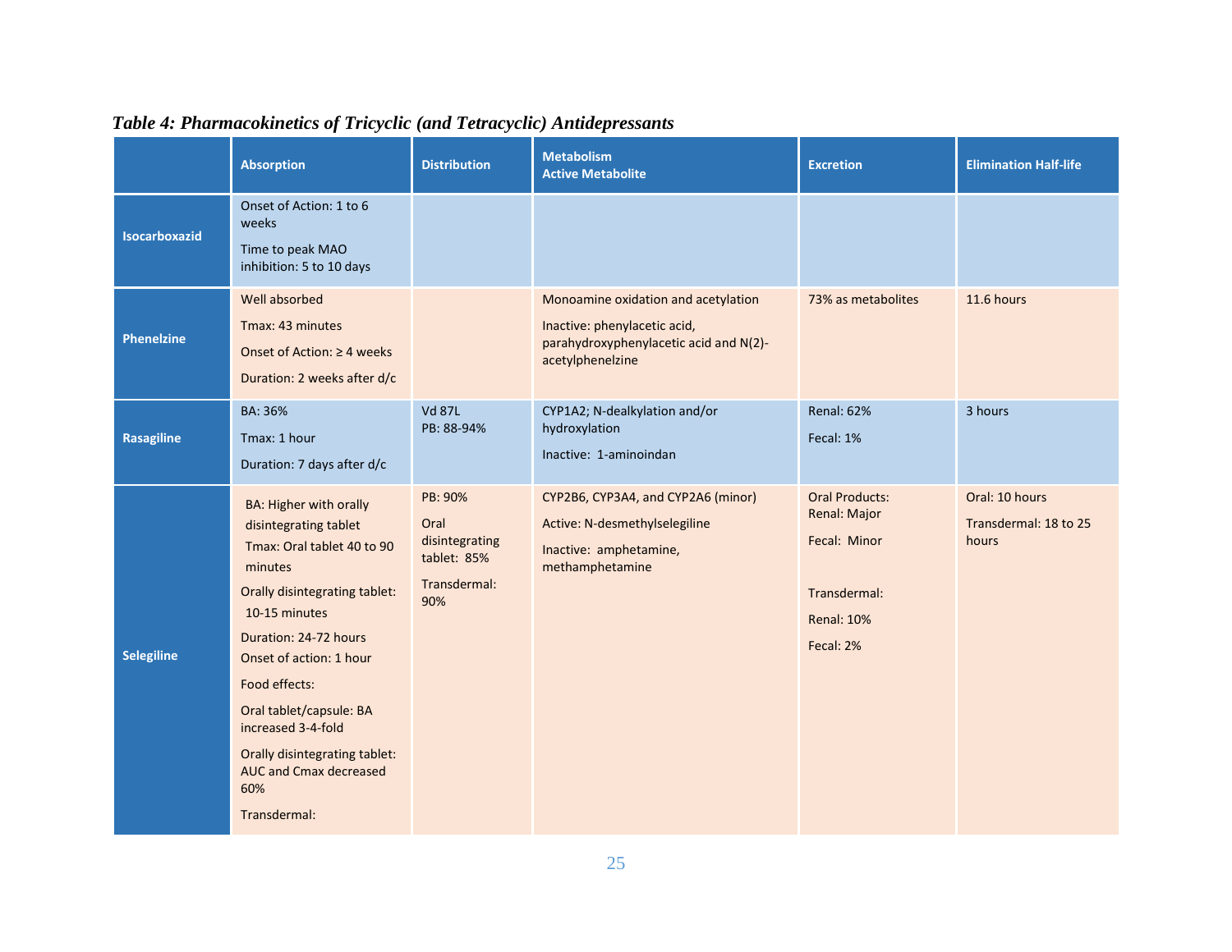***Table 4: Pharmacokinetics of Tricyclic (and Tetracyclic) Antidepressants***

| | Absorption | Distribution | Metabolism<br>Active Metabolite | Excretion | Elimination Half-life |
|---|---|---|---|---|---|
| **Isocarboxazid** | Onset of Action: 1 to 6 weeks<br>Time to peak MAO inhibition: 5 to 10 days | | | | |
| **Phenelzine** | Well absorbed<br>Tmax: 43 minutes<br>Onset of Action: ≥ 4 weeks<br>Duration: 2 weeks after d/c | | Monoamine oxidation and acetylation<br>Inactive: phenylacetic acid, parahydroxyphenylacetic acid and N(2)-acetylphenelzine | 73% as metabolites | 11.6 hours |
| **Rasagiline** | BA: 36%<br>Tmax: 1 hour<br>Duration: 7 days after d/c | Vd 87L<br>PB: 88-94% | CYP1A2; N-dealkylation and/or hydroxylation<br>Inactive: 1-aminoindan | Renal: 62%<br>Fecal: 1% | 3 hours |
| **Selegiline** | BA: Higher with orally disintegrating tablet<br>Tmax: Oral tablet 40 to 90 minutes<br>Orally disintegrating tablet: 10-15 minutes<br>Duration: 24-72 hours<br>Onset of action: 1 hour<br>Food effects:<br>Oral tablet/capsule: BA increased 3-4-fold<br>Orally disintegrating tablet: AUC and Cmax decreased 60%<br>Transdermal: | PB: 90%<br>Oral disintegrating tablet: 85%<br>Transdermal: 90% | CYP2B6, CYP3A4, and CYP2A6 (minor)<br>Active: N-desmethylselegiline<br>Inactive: amphetamine, methamphetamine | Oral Products:<br>Renal: Major<br>Fecal: Minor<br>Transdermal:<br>Renal: 10%<br>Fecal: 2% | Oral: 10 hours<br>Transdermal: 18 to 25 hours |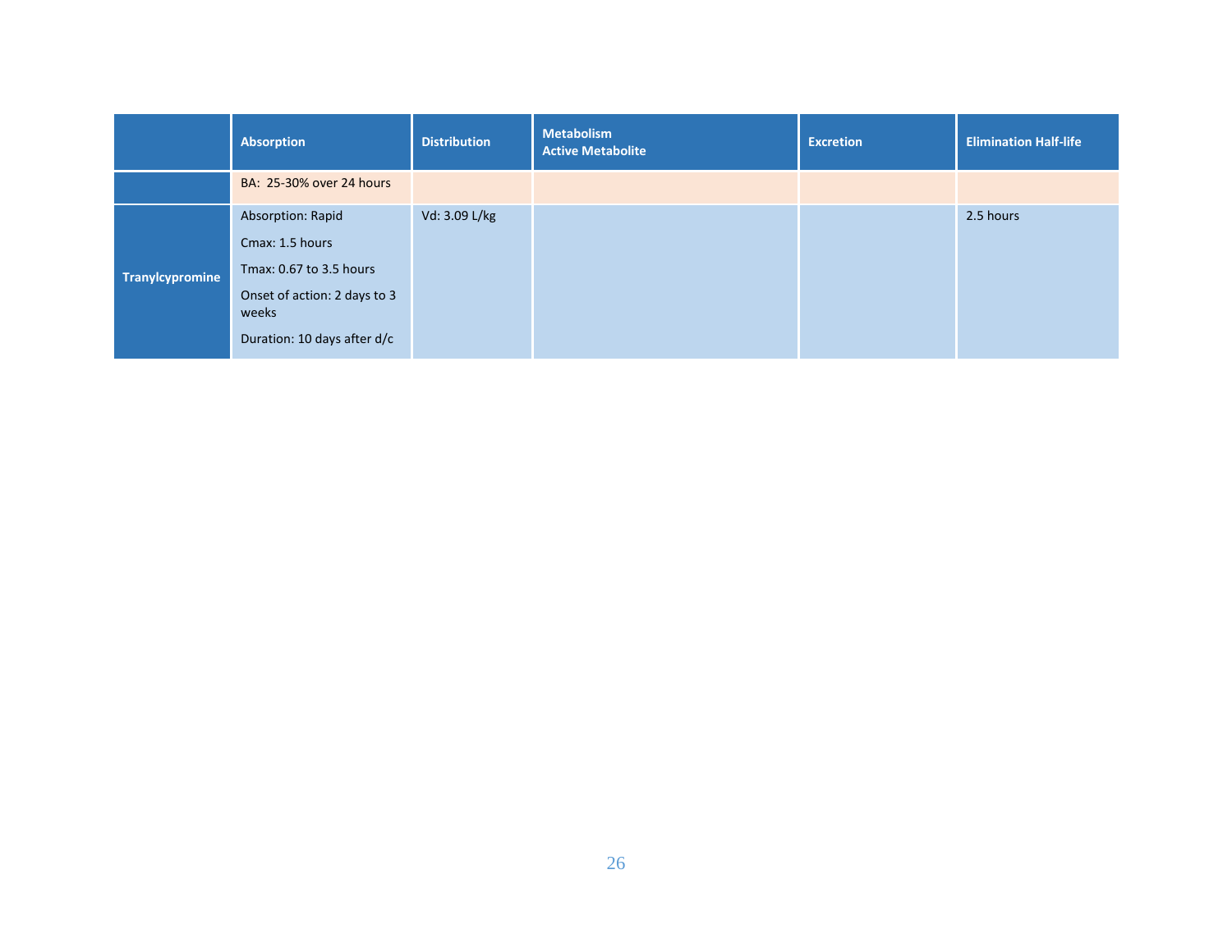| | Absorption | Distribution | Metabolism<br>Active Metabolite | Excretion | Elimination Half-life |
|---|---|---|---|---|---|
| | BA: 25-30% over 24 hours | | | | |
| **Tranylcypromine** | Absorption: Rapid<br>Cmax: 1.5 hours<br>Tmax: 0.67 to 3.5 hours<br>Onset of action: 2 days to 3 weeks<br>Duration: 10 days after d/c | Vd: 3.09 L/kg | | | 2.5 hours |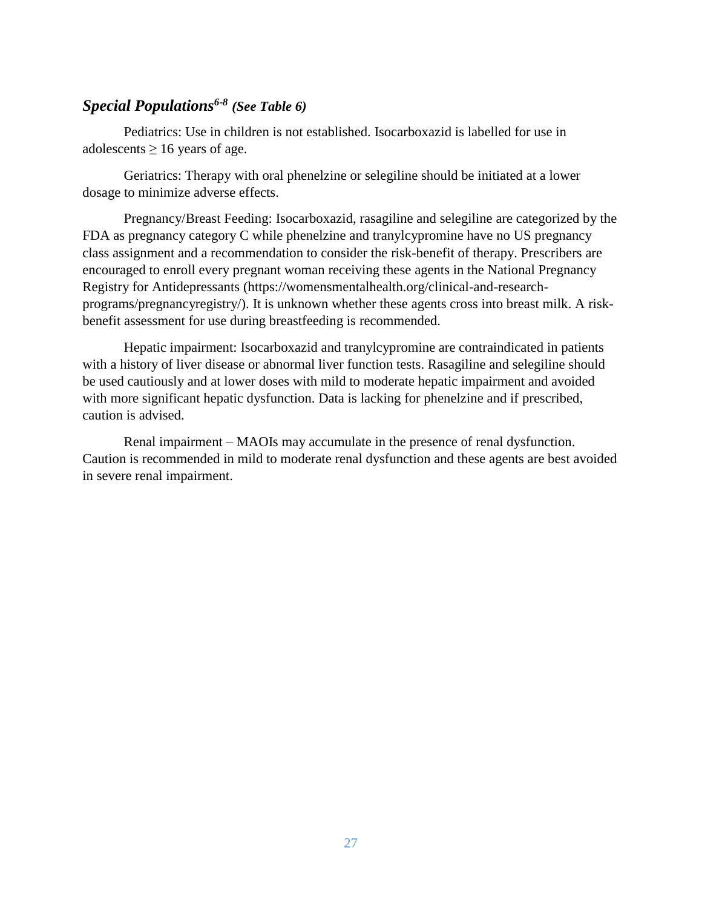## *Special Populations[6-8] (See Table 6)*

Pediatrics: Use in children is not established. Isocarboxazid is labelled for use in adolescents ≥ 16 years of age.

Geriatrics: Therapy with oral phenelzine or selegiline should be initiated at a lower dosage to minimize adverse effects.

Pregnancy/Breast Feeding: Isocarboxazid, rasagiline and selegiline are categorized by the FDA as pregnancy category C while phenelzine and tranylcypromine have no US pregnancy class assignment and a recommendation to consider the risk-benefit of therapy. Prescribers are encouraged to enroll every pregnant woman receiving these agents in the National Pregnancy Registry for Antidepressants (https://womensmentalhealth.org/clinical-and-research-programs/pregnancyregistry/). It is unknown whether these agents cross into breast milk. A risk-benefit assessment for use during breastfeeding is recommended.

Hepatic impairment: Isocarboxazid and tranylcypromine are contraindicated in patients with a history of liver disease or abnormal liver function tests. Rasagiline and selegiline should be used cautiously and at lower doses with mild to moderate hepatic impairment and avoided with more significant hepatic dysfunction. Data is lacking for phenelzine and if prescribed, caution is advised.

Renal impairment – MAOIs may accumulate in the presence of renal dysfunction. Caution is recommended in mild to moderate renal dysfunction and these agents are best avoided in severe renal impairment.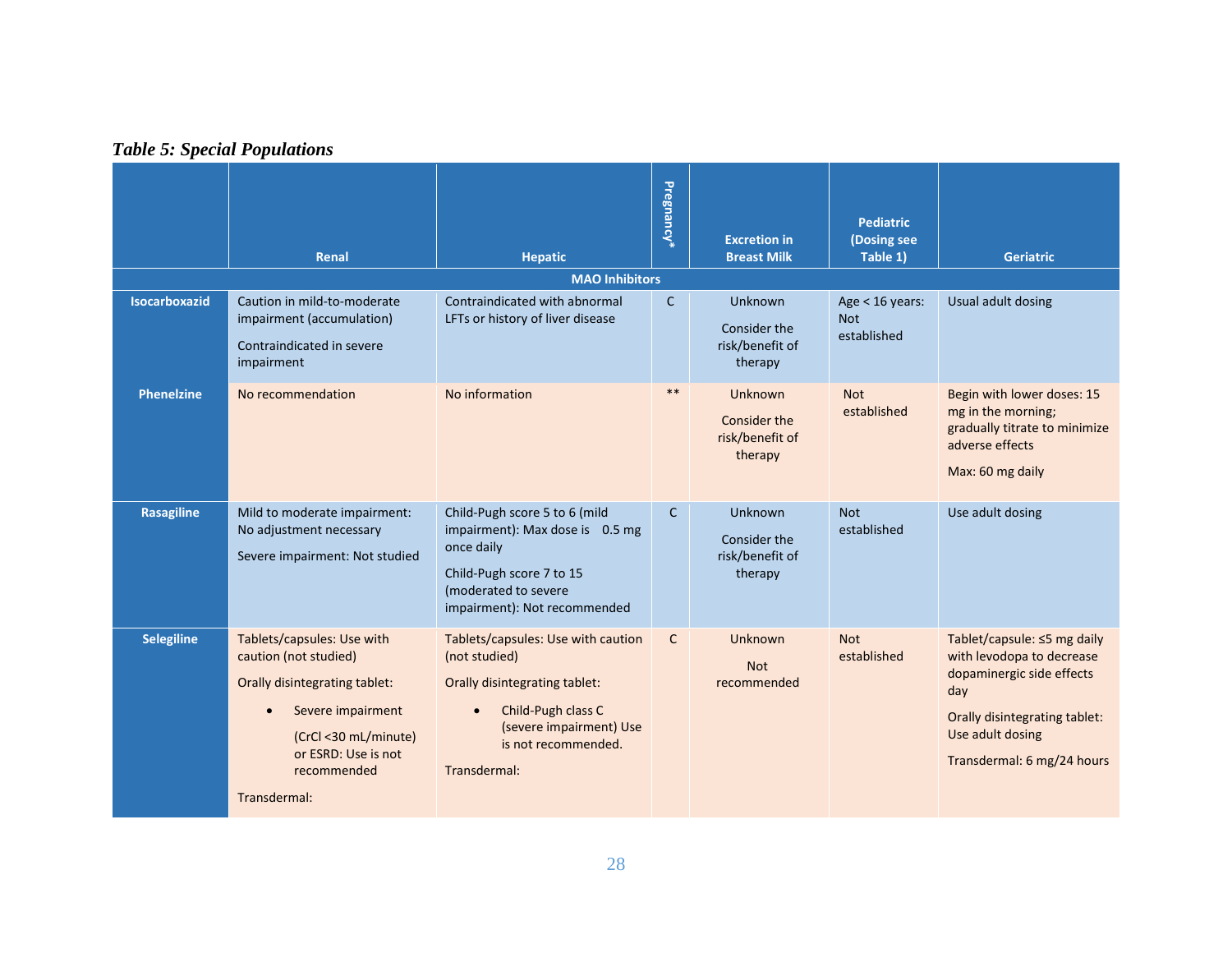*Table 5: Special Populations*

| | Renal | Hepatic | Pregnancy* | Excretion in Breast Milk | Pediatric (Dosing see Table 1) | Geriatric |
|---|---|---|---|---|---|---|
| **MAO Inhibitors** | | | | | | |
| **Isocarboxazid** | Caution in mild-to-moderate impairment (accumulation)<br>Contraindicated in severe impairment | Contraindicated with abnormal LFTs or history of liver disease | C | Unknown<br>Consider the risk/benefit of therapy | Age < 16 years: Not established | Usual adult dosing |
| **Phenelzine** | No recommendation | No information | ** | Unknown<br>Consider the risk/benefit of therapy | Not established | Begin with lower doses: 15 mg in the morning; gradually titrate to minimize adverse effects<br>Max: 60 mg daily |
| **Rasagiline** | Mild to moderate impairment: No adjustment necessary<br>Severe impairment: Not studied | Child-Pugh score 5 to 6 (mild impairment): Max dose is 0.5 mg once daily<br>Child-Pugh score 7 to 15 (moderated to severe impairment): Not recommended | C | Unknown<br>Consider the risk/benefit of therapy | Not established | Use adult dosing |
| **Selegiline** | Tablets/capsules: Use with caution (not studied)<br>Orally disintegrating tablet:<br>• Severe impairment (CrCl <30 mL/minute) or ESRD: Use is not recommended<br>Transdermal: | Tablets/capsules: Use with caution (not studied)<br>Orally disintegrating tablet:<br>• Child-Pugh class C (severe impairment) Use is not recommended.<br>Transdermal: | C | Unknown<br>Not recommended | Not established | Tablet/capsule: ≤5 mg daily with levodopa to decrease dopaminergic side effects day<br>Orally disintegrating tablet: Use adult dosing<br>Transdermal: 6 mg/24 hours |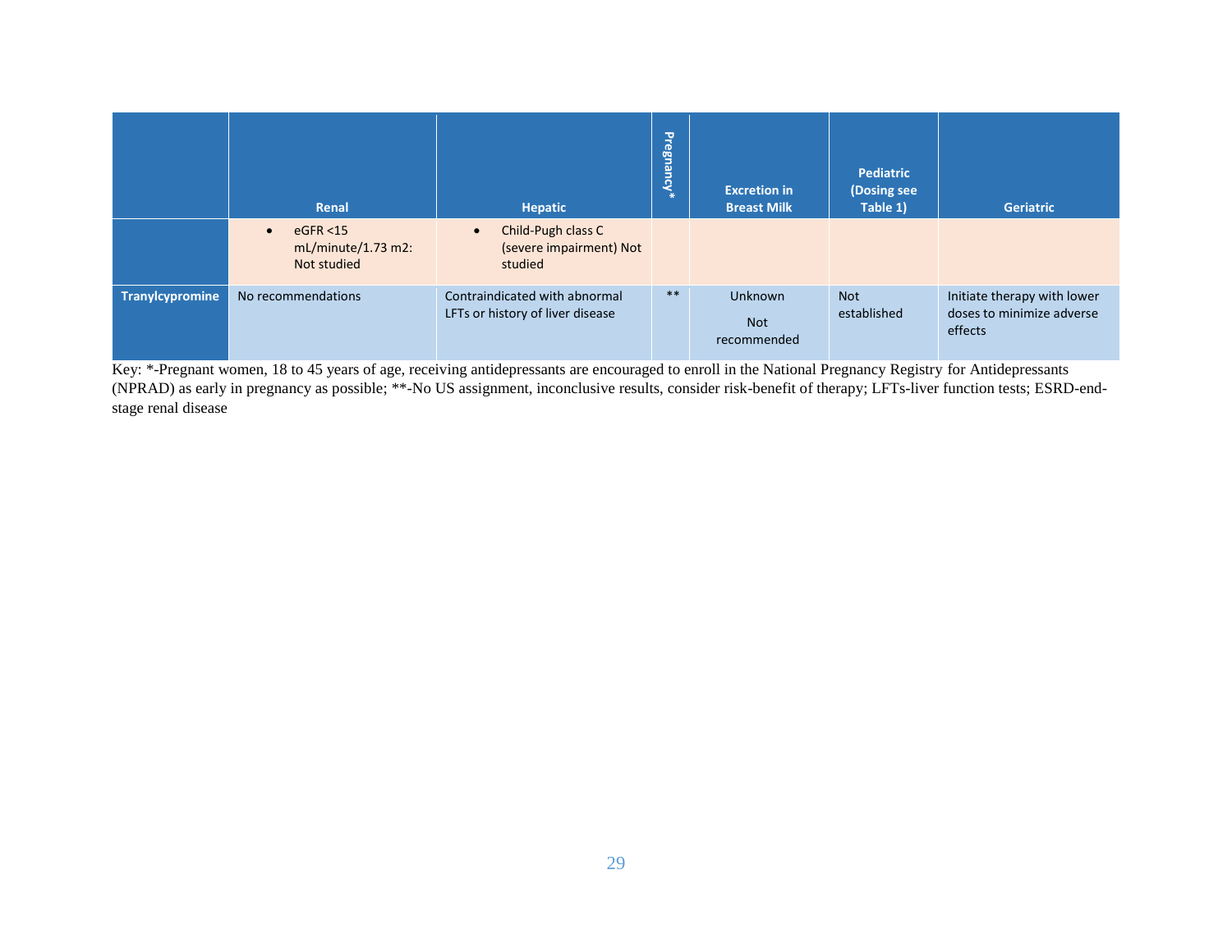| | Renal | Hepatic | Pregnancy* | Excretion in Breast Milk | Pediatric (Dosing see Table 1) | Geriatric |
|---|---|---|---|---|---|---|
| | • eGFR <15 mL/minute/1.73 m2: Not studied | • Child-Pugh class C (severe impairment) Not studied | | | | |
| **Tranylcypromine** | No recommendations | Contraindicated with abnormal LFTs or history of liver disease | ** | Unknown<br>Not recommended | Not established | Initiate therapy with lower doses to minimize adverse effects |

Key: *-Pregnant women, 18 to 45 years of age, receiving antidepressants are encouraged to enroll in the National Pregnancy Registry for Antidepressants (NPRAD) as early in pregnancy as possible; **-No US assignment, inconclusive results, consider risk-benefit of therapy; LFTs-liver function tests; ESRD-end-stage renal disease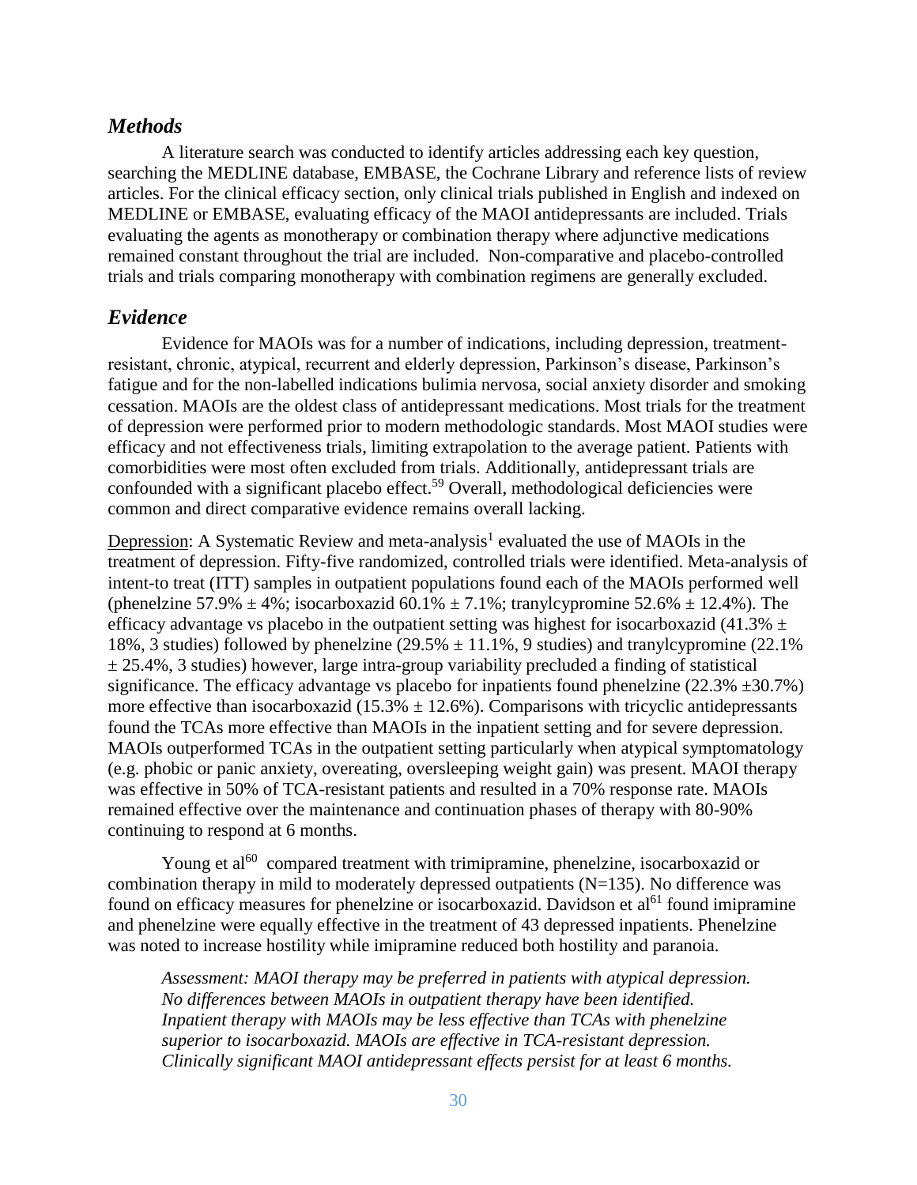## *Methods*

A literature search was conducted to identify articles addressing each key question, searching the MEDLINE database, EMBASE, the Cochrane Library and reference lists of review articles. For the clinical efficacy section, only clinical trials published in English and indexed on MEDLINE or EMBASE, evaluating efficacy of the MAOI antidepressants are included. Trials evaluating the agents as monotherapy or combination therapy where adjunctive medications remained constant throughout the trial are included. Non-comparative and placebo-controlled trials and trials comparing monotherapy with combination regimens are generally excluded.

## *Evidence*

Evidence for MAOIs was for a number of indications, including depression, treatment-resistant, chronic, atypical, recurrent and elderly depression, Parkinson's disease, Parkinson's fatigue and for the non-labelled indications bulimia nervosa, social anxiety disorder and smoking cessation. MAOIs are the oldest class of antidepressant medications. Most trials for the treatment of depression were performed prior to modern methodologic standards. Most MAOI studies were efficacy and not effectiveness trials, limiting extrapolation to the average patient. Patients with comorbidities were most often excluded from trials. Additionally, antidepressant trials are confounded with a significant placebo effect.[59] Overall, methodological deficiencies were common and direct comparative evidence remains overall lacking.

Depression: A Systematic Review and meta-analysis[1] evaluated the use of MAOIs in the treatment of depression. Fifty-five randomized, controlled trials were identified. Meta-analysis of intent-to treat (ITT) samples in outpatient populations found each of the MAOIs performed well (phenelzine 57.9% ± 4%; isocarboxazid 60.1% ± 7.1%; tranylcypromine 52.6% ± 12.4%). The efficacy advantage vs placebo in the outpatient setting was highest for isocarboxazid (41.3% ± 18%, 3 studies) followed by phenelzine (29.5% ± 11.1%, 9 studies) and tranylcypromine (22.1% ± 25.4%, 3 studies) however, large intra-group variability precluded a finding of statistical significance. The efficacy advantage vs placebo for inpatients found phenelzine (22.3% ±30.7%) more effective than isocarboxazid (15.3% ± 12.6%). Comparisons with tricyclic antidepressants found the TCAs more effective than MAOIs in the inpatient setting and for severe depression. MAOIs outperformed TCAs in the outpatient setting particularly when atypical symptomatology (e.g. phobic or panic anxiety, overeating, oversleeping weight gain) was present. MAOI therapy was effective in 50% of TCA-resistant patients and resulted in a 70% response rate. MAOIs remained effective over the maintenance and continuation phases of therapy with 80-90% continuing to respond at 6 months.

Young et al[60] compared treatment with trimipramine, phenelzine, isocarboxazid or combination therapy in mild to moderately depressed outpatients (N=135). No difference was found on efficacy measures for phenelzine or isocarboxazid. Davidson et al[61] found imipramine and phenelzine were equally effective in the treatment of 43 depressed inpatients. Phenelzine was noted to increase hostility while imipramine reduced both hostility and paranoia.

> *Assessment: MAOI therapy may be preferred in patients with atypical depression. No differences between MAOIs in outpatient therapy have been identified. Inpatient therapy with MAOIs may be less effective than TCAs with phenelzine superior to isocarboxazid. MAOIs are effective in TCA-resistant depression. Clinically significant MAOI antidepressant effects persist for at least 6 months.*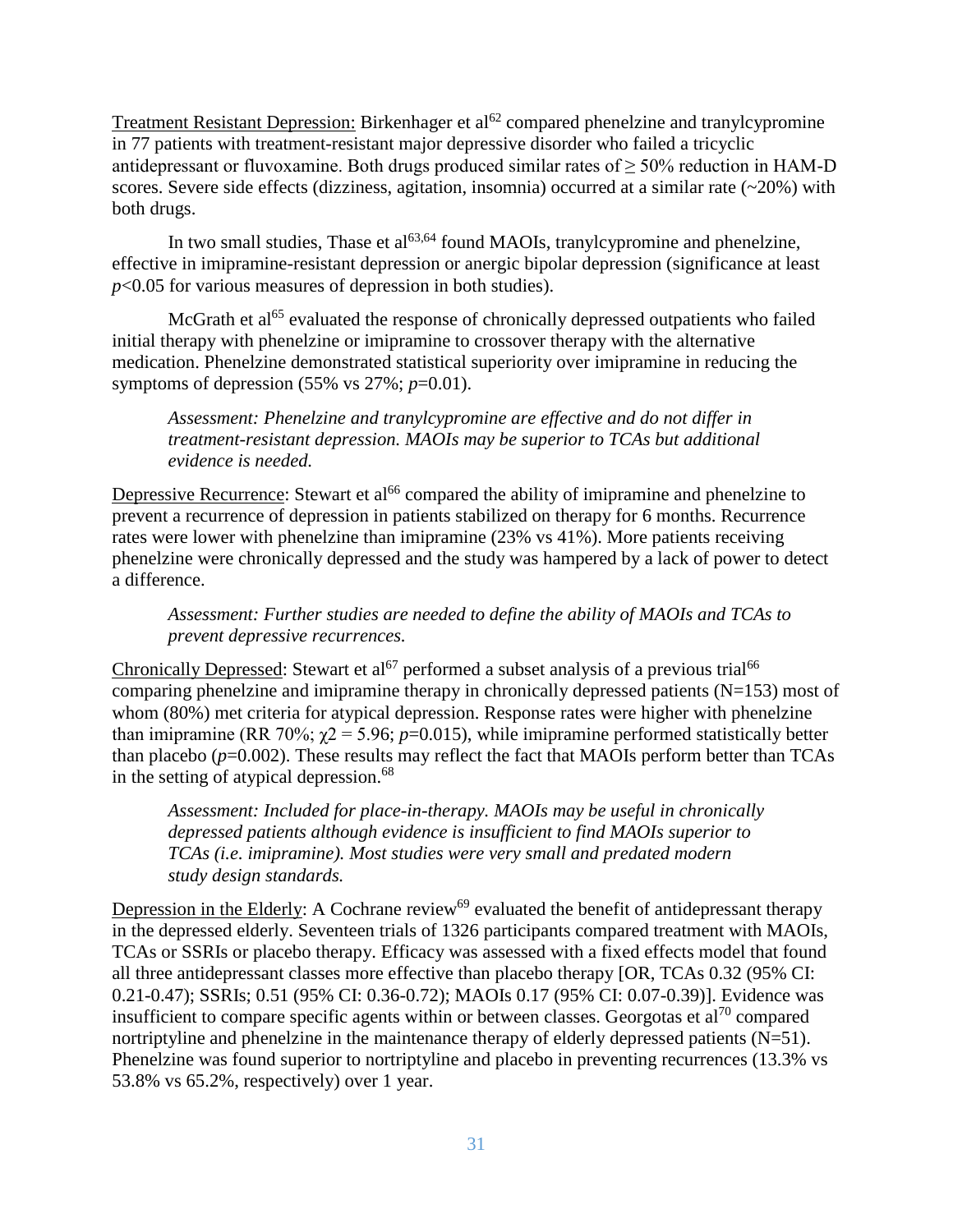Treatment Resistant Depression: Birkenhager et al[62] compared phenelzine and tranylcypromine in 77 patients with treatment-resistant major depressive disorder who failed a tricyclic antidepressant or fluvoxamine. Both drugs produced similar rates of $\geq$ 50% reduction in HAM-D scores. Severe side effects (dizziness, agitation, insomnia) occurred at a similar rate (~20%) with both drugs.

In two small studies, Thase et al[63,64] found MAOIs, tranylcypromine and phenelzine, effective in imipramine-resistant depression or anergic bipolar depression (significance at least $p<0.05$ for various measures of depression in both studies).

McGrath et al[65] evaluated the response of chronically depressed outpatients who failed initial therapy with phenelzine or imipramine to crossover therapy with the alternative medication. Phenelzine demonstrated statistical superiority over imipramine in reducing the symptoms of depression (55% vs 27%; $p=0.01$).

> *Assessment: Phenelzine and tranylcypromine are effective and do not differ in treatment-resistant depression. MAOIs may be superior to TCAs but additional evidence is needed.*

Depressive Recurrence: Stewart et al[66] compared the ability of imipramine and phenelzine to prevent a recurrence of depression in patients stabilized on therapy for 6 months. Recurrence rates were lower with phenelzine than imipramine (23% vs 41%). More patients receiving phenelzine were chronically depressed and the study was hampered by a lack of power to detect a difference.

> *Assessment: Further studies are needed to define the ability of MAOIs and TCAs to prevent depressive recurrences.*

Chronically Depressed: Stewart et al[67] performed a subset analysis of a previous trial[66] comparing phenelzine and imipramine therapy in chronically depressed patients (N=153) most of whom (80%) met criteria for atypical depression. Response rates were higher with phenelzine than imipramine (RR 70%; $\chi 2 = 5.96$; $p=0.015$), while imipramine performed statistically better than placebo ($p=0.002$). These results may reflect the fact that MAOIs perform better than TCAs in the setting of atypical depression.[68]

> *Assessment: Included for place-in-therapy. MAOIs may be useful in chronically depressed patients although evidence is insufficient to find MAOIs superior to TCAs (i.e. imipramine). Most studies were very small and predated modern study design standards.*

Depression in the Elderly: A Cochrane review[69] evaluated the benefit of antidepressant therapy in the depressed elderly. Seventeen trials of 1326 participants compared treatment with MAOIs, TCAs or SSRIs or placebo therapy. Efficacy was assessed with a fixed effects model that found all three antidepressant classes more effective than placebo therapy [OR, TCAs 0.32 (95% CI: 0.21-0.47); SSRIs; 0.51 (95% CI: 0.36-0.72); MAOIs 0.17 (95% CI: 0.07-0.39)]. Evidence was insufficient to compare specific agents within or between classes. Georgotas et al[70] compared nortriptyline and phenelzine in the maintenance therapy of elderly depressed patients (N=51). Phenelzine was found superior to nortriptyline and placebo in preventing recurrences (13.3% vs 53.8% vs 65.2%, respectively) over 1 year.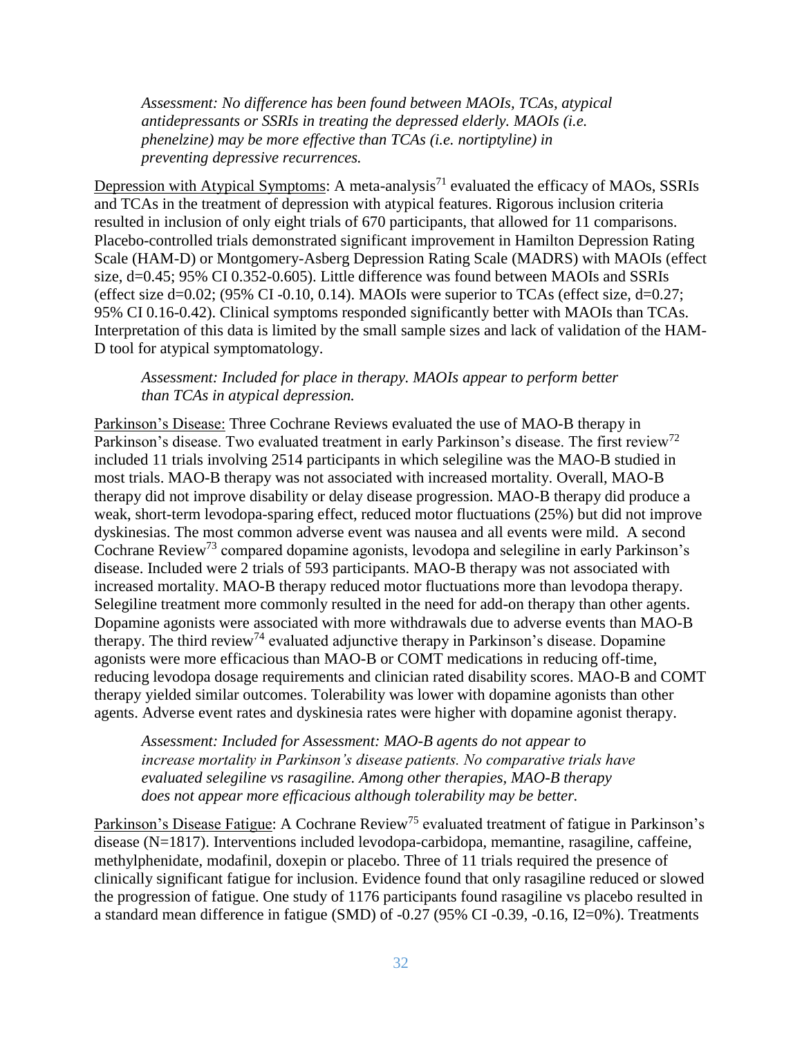*Assessment: No difference has been found between MAOIs, TCAs, atypical antidepressants or SSRIs in treating the depressed elderly. MAOIs (i.e. phenelzine) may be more effective than TCAs (i.e. nortiptyline) in preventing depressive recurrences.*

Depression with Atypical Symptoms: A meta-analysis[71] evaluated the efficacy of MAOs, SSRIs and TCAs in the treatment of depression with atypical features. Rigorous inclusion criteria resulted in inclusion of only eight trials of 670 participants, that allowed for 11 comparisons. Placebo-controlled trials demonstrated significant improvement in Hamilton Depression Rating Scale (HAM-D) or Montgomery-Asberg Depression Rating Scale (MADRS) with MAOIs (effect size, d=0.45; 95% CI 0.352-0.605). Little difference was found between MAOIs and SSRIs (effect size d=0.02; (95% CI -0.10, 0.14). MAOIs were superior to TCAs (effect size, d=0.27; 95% CI 0.16-0.42). Clinical symptoms responded significantly better with MAOIs than TCAs. Interpretation of this data is limited by the small sample sizes and lack of validation of the HAM-D tool for atypical symptomatology.

*Assessment: Included for place in therapy. MAOIs appear to perform better than TCAs in atypical depression.*

Parkinson's Disease: Three Cochrane Reviews evaluated the use of MAO-B therapy in Parkinson's disease. Two evaluated treatment in early Parkinson's disease. The first review[72] included 11 trials involving 2514 participants in which selegiline was the MAO-B studied in most trials. MAO-B therapy was not associated with increased mortality. Overall, MAO-B therapy did not improve disability or delay disease progression. MAO-B therapy did produce a weak, short-term levodopa-sparing effect, reduced motor fluctuations (25%) but did not improve dyskinesias. The most common adverse event was nausea and all events were mild. A second Cochrane Review[73] compared dopamine agonists, levodopa and selegiline in early Parkinson's disease. Included were 2 trials of 593 participants. MAO-B therapy was not associated with increased mortality. MAO-B therapy reduced motor fluctuations more than levodopa therapy. Selegiline treatment more commonly resulted in the need for add-on therapy than other agents. Dopamine agonists were associated with more withdrawals due to adverse events than MAO-B therapy. The third review[74] evaluated adjunctive therapy in Parkinson's disease. Dopamine agonists were more efficacious than MAO-B or COMT medications in reducing off-time, reducing levodopa dosage requirements and clinician rated disability scores. MAO-B and COMT therapy yielded similar outcomes. Tolerability was lower with dopamine agonists than other agents. Adverse event rates and dyskinesia rates were higher with dopamine agonist therapy.

*Assessment: Included for Assessment: MAO-B agents do not appear to increase mortality in Parkinson's disease patients. No comparative trials have evaluated selegiline vs rasagiline. Among other therapies, MAO-B therapy does not appear more efficacious although tolerability may be better.*

Parkinson's Disease Fatigue: A Cochrane Review[75] evaluated treatment of fatigue in Parkinson's disease (N=1817). Interventions included levodopa-carbidopa, memantine, rasagiline, caffeine, methylphenidate, modafinil, doxepin or placebo. Three of 11 trials required the presence of clinically significant fatigue for inclusion. Evidence found that only rasagiline reduced or slowed the progression of fatigue. One study of 1176 participants found rasagiline vs placebo resulted in a standard mean difference in fatigue (SMD) of -0.27 (95% CI -0.39, -0.16, $I^2$=0%). Treatments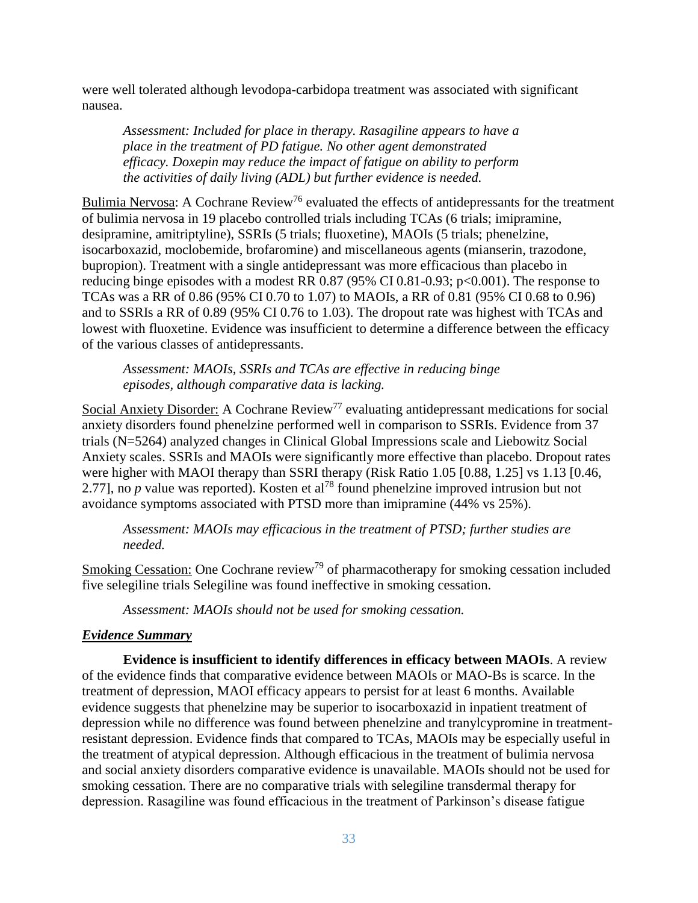were well tolerated although levodopa-carbidopa treatment was associated with significant nausea.

> *Assessment: Included for place in therapy. Rasagiline appears to have a place in the treatment of PD fatigue. No other agent demonstrated efficacy. Doxepin may reduce the impact of fatigue on ability to perform the activities of daily living (ADL) but further evidence is needed.*

Bulimia Nervosa: A Cochrane Review[76] evaluated the effects of antidepressants for the treatment of bulimia nervosa in 19 placebo controlled trials including TCAs (6 trials; imipramine, desipramine, amitriptyline), SSRIs (5 trials; fluoxetine), MAOIs (5 trials; phenelzine, isocarboxazid, moclobemide, brofaromine) and miscellaneous agents (mianserin, trazodone, bupropion). Treatment with a single antidepressant was more efficacious than placebo in reducing binge episodes with a modest RR 0.87 (95% CI 0.81-0.93; $p<0.001$). The response to TCAs was a RR of 0.86 (95% CI 0.70 to 1.07) to MAOIs, a RR of 0.81 (95% CI 0.68 to 0.96) and to SSRIs a RR of 0.89 (95% CI 0.76 to 1.03). The dropout rate was highest with TCAs and lowest with fluoxetine. Evidence was insufficient to determine a difference between the efficacy of the various classes of antidepressants.

> *Assessment: MAOIs, SSRIs and TCAs are effective in reducing binge episodes, although comparative data is lacking.*

Social Anxiety Disorder: A Cochrane Review[77] evaluating antidepressant medications for social anxiety disorders found phenelzine performed well in comparison to SSRIs. Evidence from 37 trials (N=5264) analyzed changes in Clinical Global Impressions scale and Liebowitz Social Anxiety scales. SSRIs and MAOIs were significantly more effective than placebo. Dropout rates were higher with MAOI therapy than SSRI therapy (Risk Ratio 1.05 [0.88, 1.25] vs 1.13 [0.46, 2.77], no *p* value was reported). Kosten et al[78] found phenelzine improved intrusion but not avoidance symptoms associated with PTSD more than imipramine (44% vs 25%).

> *Assessment: MAOIs may efficacious in the treatment of PTSD; further studies are needed.*

Smoking Cessation: One Cochrane review[79] of pharmacotherapy for smoking cessation included five selegiline trials Selegiline was found ineffective in smoking cessation.

> *Assessment: MAOIs should not be used for smoking cessation.*

***Evidence Summary***

**Evidence is insufficient to identify differences in efficacy between MAOIs**. A review of the evidence finds that comparative evidence between MAOIs or MAO-Bs is scarce. In the treatment of depression, MAOI efficacy appears to persist for at least 6 months. Available evidence suggests that phenelzine may be superior to isocarboxazid in inpatient treatment of depression while no difference was found between phenelzine and tranylcypromine in treatment-resistant depression. Evidence finds that compared to TCAs, MAOIs may be especially useful in the treatment of atypical depression. Although efficacious in the treatment of bulimia nervosa and social anxiety disorders comparative evidence is unavailable. MAOIs should not be used for smoking cessation. There are no comparative trials with selegiline transdermal therapy for depression. Rasagiline was found efficacious in the treatment of Parkinson's disease fatigue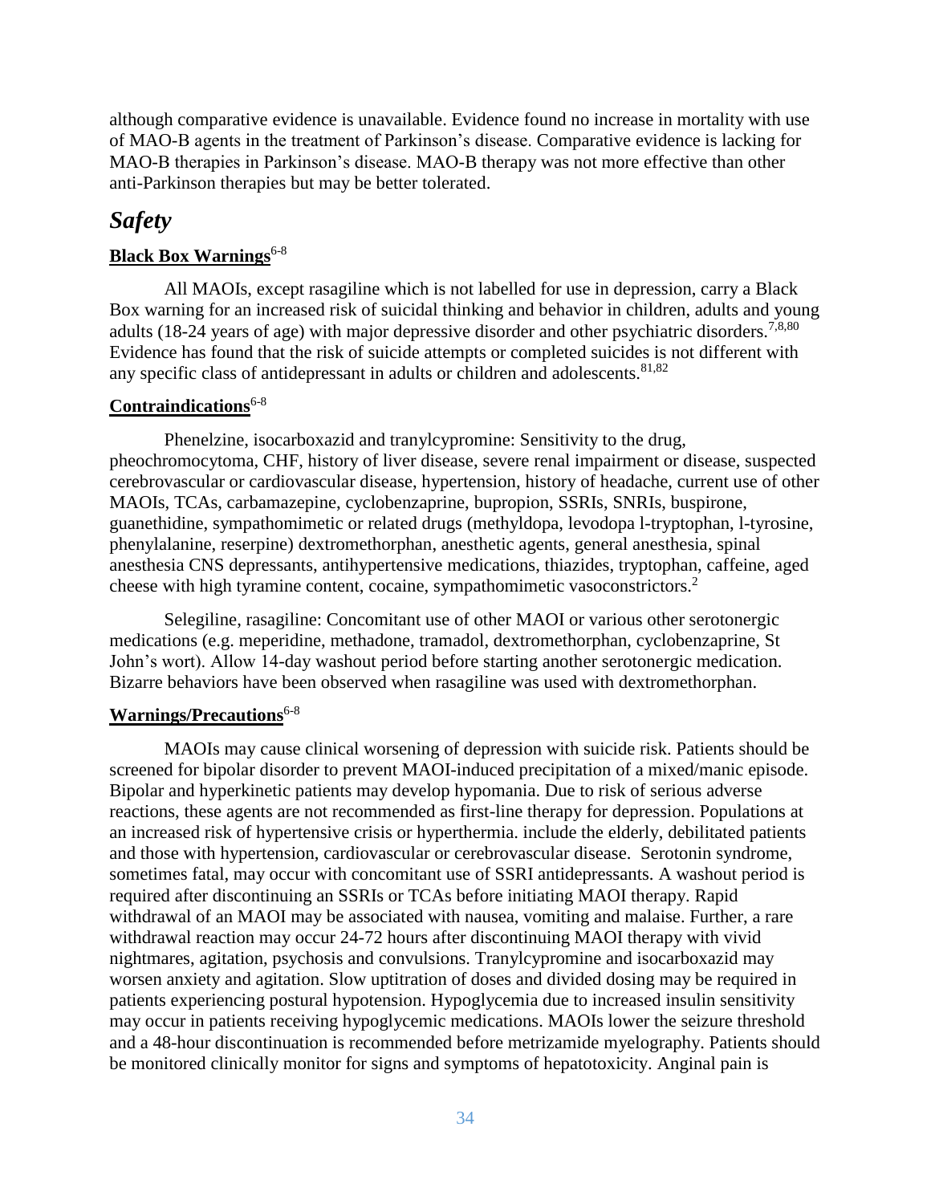although comparative evidence is unavailable. Evidence found no increase in mortality with use of MAO-B agents in the treatment of Parkinson's disease. Comparative evidence is lacking for MAO-B therapies in Parkinson's disease. MAO-B therapy was not more effective than other anti-Parkinson therapies but may be better tolerated.

## *Safety*

### Black Box Warnings[6-8]

All MAOIs, except rasagiline which is not labelled for use in depression, carry a Black Box warning for an increased risk of suicidal thinking and behavior in children, adults and young adults (18-24 years of age) with major depressive disorder and other psychiatric disorders.[7,8,80] Evidence has found that the risk of suicide attempts or completed suicides is not different with any specific class of antidepressant in adults or children and adolescents.[81,82]

### Contraindications[6-8]

Phenelzine, isocarboxazid and tranylcypromine: Sensitivity to the drug, pheochromocytoma, CHF, history of liver disease, severe renal impairment or disease, suspected cerebrovascular or cardiovascular disease, hypertension, history of headache, current use of other MAOIs, TCAs, carbamazepine, cyclobenzaprine, bupropion, SSRIs, SNRIs, buspirone, guanethidine, sympathomimetic or related drugs (methyldopa, levodopa l-tryptophan, l-tyrosine, phenylalanine, reserpine) dextromethorphan, anesthetic agents, general anesthesia, spinal anesthesia CNS depressants, antihypertensive medications, thiazides, tryptophan, caffeine, aged cheese with high tyramine content, cocaine, sympathomimetic vasoconstrictors.[2]

Selegiline, rasagiline: Concomitant use of other MAOI or various other serotonergic medications (e.g. meperidine, methadone, tramadol, dextromethorphan, cyclobenzaprine, St John's wort). Allow 14-day washout period before starting another serotonergic medication. Bizarre behaviors have been observed when rasagiline was used with dextromethorphan.

### Warnings/Precautions[6-8]

MAOIs may cause clinical worsening of depression with suicide risk. Patients should be screened for bipolar disorder to prevent MAOI-induced precipitation of a mixed/manic episode. Bipolar and hyperkinetic patients may develop hypomania. Due to risk of serious adverse reactions, these agents are not recommended as first-line therapy for depression. Populations at an increased risk of hypertensive crisis or hyperthermia. include the elderly, debilitated patients and those with hypertension, cardiovascular or cerebrovascular disease. Serotonin syndrome, sometimes fatal, may occur with concomitant use of SSRI antidepressants. A washout period is required after discontinuing an SSRIs or TCAs before initiating MAOI therapy. Rapid withdrawal of an MAOI may be associated with nausea, vomiting and malaise. Further, a rare withdrawal reaction may occur 24-72 hours after discontinuing MAOI therapy with vivid nightmares, agitation, psychosis and convulsions. Tranylcypromine and isocarboxazid may worsen anxiety and agitation. Slow uptitration of doses and divided dosing may be required in patients experiencing postural hypotension. Hypoglycemia due to increased insulin sensitivity may occur in patients receiving hypoglycemic medications. MAOIs lower the seizure threshold and a 48-hour discontinuation is recommended before metrizamide myelography. Patients should be monitored clinically monitor for signs and symptoms of hepatotoxicity. Anginal pain is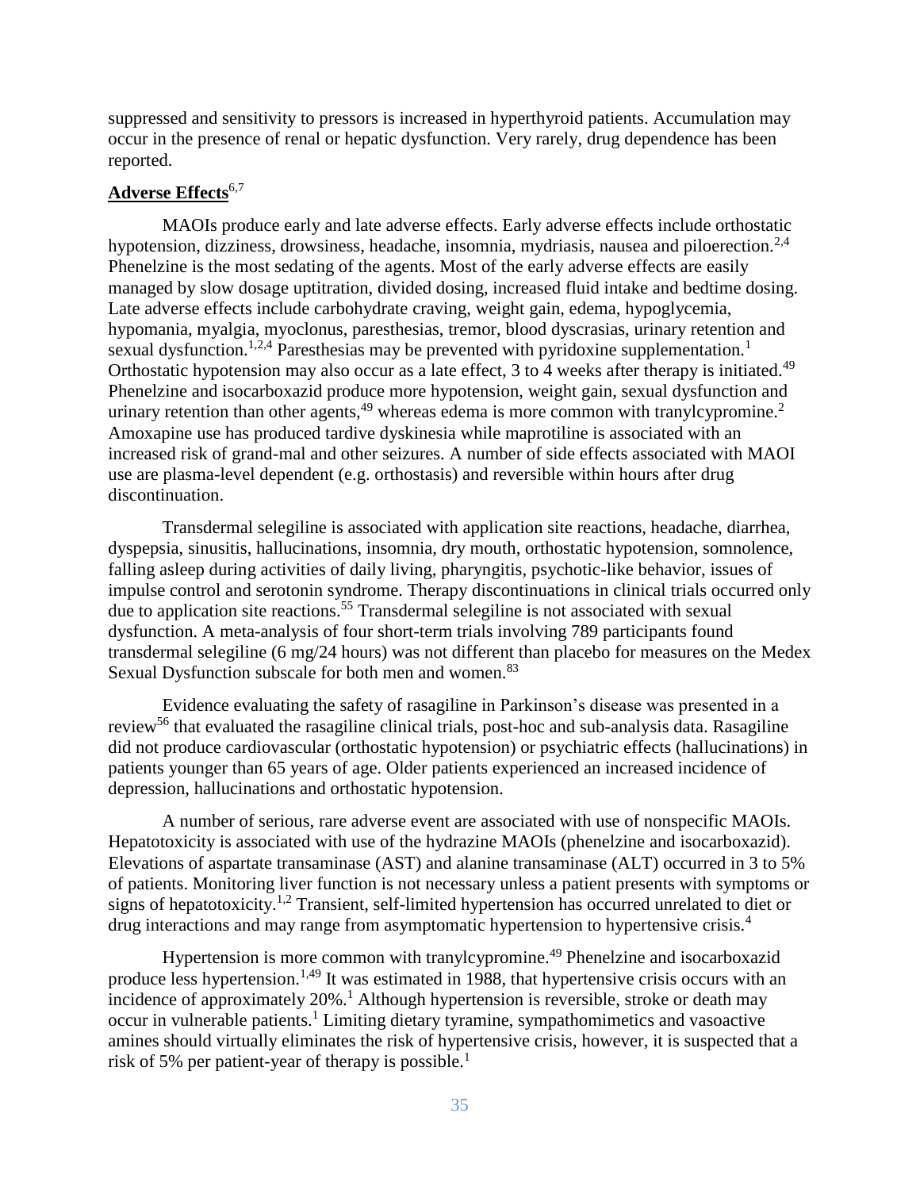suppressed and sensitivity to pressors is increased in hyperthyroid patients. Accumulation may occur in the presence of renal or hepatic dysfunction. Very rarely, drug dependence has been reported.

## **Adverse Effects**[6,7]

MAOIs produce early and late adverse effects. Early adverse effects include orthostatic hypotension, dizziness, drowsiness, headache, insomnia, mydriasis, nausea and piloerection.[2,4] Phenelzine is the most sedating of the agents. Most of the early adverse effects are easily managed by slow dosage uptitration, divided dosing, increased fluid intake and bedtime dosing. Late adverse effects include carbohydrate craving, weight gain, edema, hypoglycemia, hypomania, myalgia, myoclonus, paresthesias, tremor, blood dyscrasias, urinary retention and sexual dysfunction.[1,2,4] Paresthesias may be prevented with pyridoxine supplementation.[1] Orthostatic hypotension may also occur as a late effect, 3 to 4 weeks after therapy is initiated.[49] Phenelzine and isocarboxazid produce more hypotension, weight gain, sexual dysfunction and urinary retention than other agents,[49] whereas edema is more common with tranylcypromine.[2] Amoxapine use has produced tardive dyskinesia while maprotiline is associated with an increased risk of grand-mal and other seizures. A number of side effects associated with MAOI use are plasma-level dependent (e.g. orthostasis) and reversible within hours after drug discontinuation.

Transdermal selegiline is associated with application site reactions, headache, diarrhea, dyspepsia, sinusitis, hallucinations, insomnia, dry mouth, orthostatic hypotension, somnolence, falling asleep during activities of daily living, pharyngitis, psychotic-like behavior, issues of impulse control and serotonin syndrome. Therapy discontinuations in clinical trials occurred only due to application site reactions.[55] Transdermal selegiline is not associated with sexual dysfunction. A meta-analysis of four short-term trials involving 789 participants found transdermal selegiline (6 mg/24 hours) was not different than placebo for measures on the Medex Sexual Dysfunction subscale for both men and women.[83]

Evidence evaluating the safety of rasagiline in Parkinson's disease was presented in a review[56] that evaluated the rasagiline clinical trials, post-hoc and sub-analysis data. Rasagiline did not produce cardiovascular (orthostatic hypotension) or psychiatric effects (hallucinations) in patients younger than 65 years of age. Older patients experienced an increased incidence of depression, hallucinations and orthostatic hypotension.

A number of serious, rare adverse event are associated with use of nonspecific MAOIs. Hepatotoxicity is associated with use of the hydrazine MAOIs (phenelzine and isocarboxazid). Elevations of aspartate transaminase (AST) and alanine transaminase (ALT) occurred in 3 to 5% of patients. Monitoring liver function is not necessary unless a patient presents with symptoms or signs of hepatotoxicity.[1,2] Transient, self-limited hypertension has occurred unrelated to diet or drug interactions and may range from asymptomatic hypertension to hypertensive crisis.[4]

Hypertension is more common with tranylcypromine.[49] Phenelzine and isocarboxazid produce less hypertension.[1,49] It was estimated in 1988, that hypertensive crisis occurs with an incidence of approximately 20%.[1] Although hypertension is reversible, stroke or death may occur in vulnerable patients.[1] Limiting dietary tyramine, sympathomimetics and vasoactive amines should virtually eliminates the risk of hypertensive crisis, however, it is suspected that a risk of 5% per patient-year of therapy is possible.[1]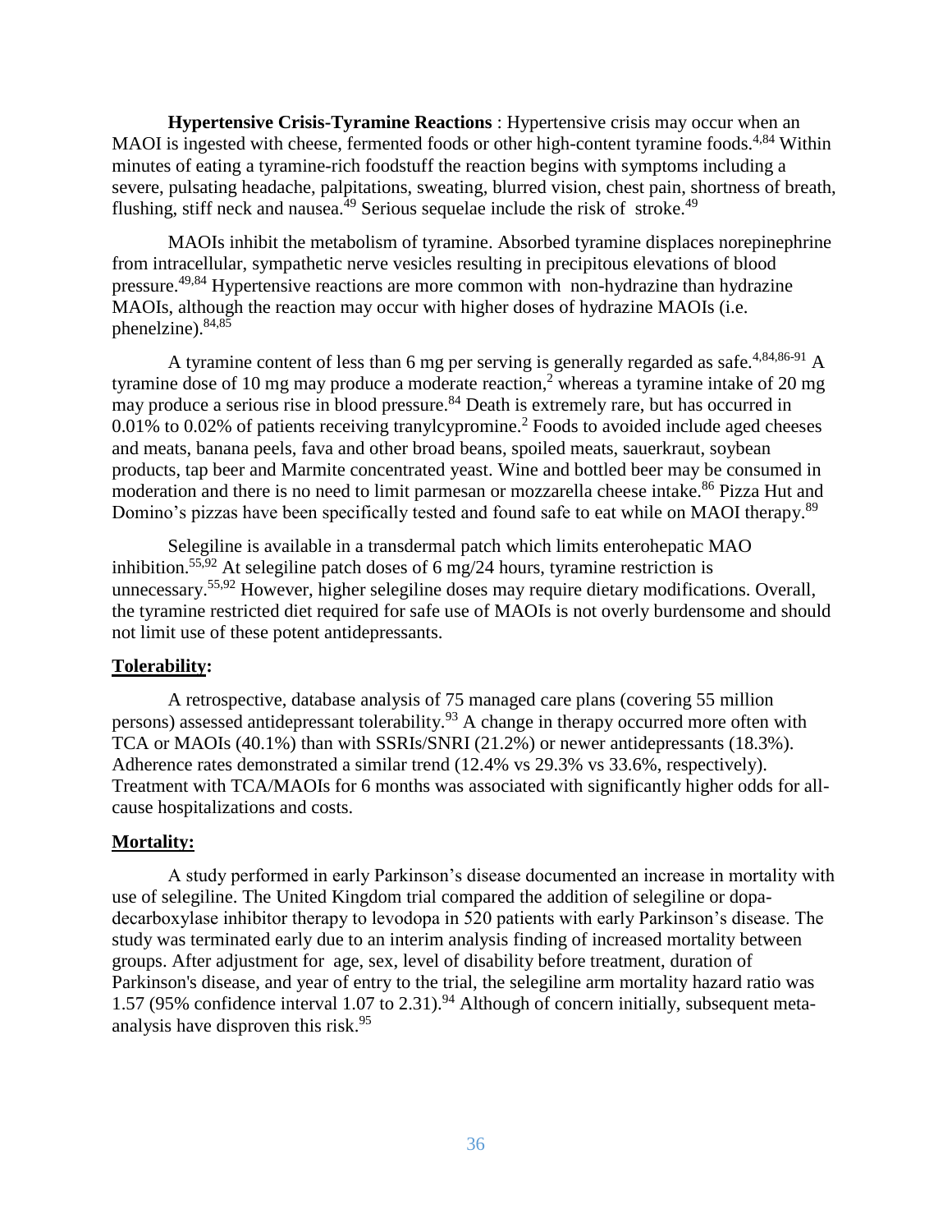**Hypertensive Crisis-Tyramine Reactions** : Hypertensive crisis may occur when an MAOI is ingested with cheese, fermented foods or other high-content tyramine foods.[4,84] Within minutes of eating a tyramine-rich foodstuff the reaction begins with symptoms including a severe, pulsating headache, palpitations, sweating, blurred vision, chest pain, shortness of breath, flushing, stiff neck and nausea.[49] Serious sequelae include the risk of stroke.[49]

MAOIs inhibit the metabolism of tyramine. Absorbed tyramine displaces norepinephrine from intracellular, sympathetic nerve vesicles resulting in precipitous elevations of blood pressure.[49,84] Hypertensive reactions are more common with non-hydrazine than hydrazine MAOIs, although the reaction may occur with higher doses of hydrazine MAOIs (i.e. phenelzine).[84,85]

A tyramine content of less than 6 mg per serving is generally regarded as safe.[4,84,86-91] A tyramine dose of 10 mg may produce a moderate reaction,[2] whereas a tyramine intake of 20 mg may produce a serious rise in blood pressure.[84] Death is extremely rare, but has occurred in 0.01% to 0.02% of patients receiving tranylcypromine.[2] Foods to avoided include aged cheeses and meats, banana peels, fava and other broad beans, spoiled meats, sauerkraut, soybean products, tap beer and Marmite concentrated yeast. Wine and bottled beer may be consumed in moderation and there is no need to limit parmesan or mozzarella cheese intake.[86] Pizza Hut and Domino's pizzas have been specifically tested and found safe to eat while on MAOI therapy.[89]

Selegiline is available in a transdermal patch which limits enterohepatic MAO inhibition.[55,92] At selegiline patch doses of 6 mg/24 hours, tyramine restriction is unnecessary.[55,92] However, higher selegiline doses may require dietary modifications. Overall, the tyramine restricted diet required for safe use of MAOIs is not overly burdensome and should not limit use of these potent antidepressants.

**Tolerability:**

A retrospective, database analysis of 75 managed care plans (covering 55 million persons) assessed antidepressant tolerability.[93] A change in therapy occurred more often with TCA or MAOIs (40.1%) than with SSRIs/SNRI (21.2%) or newer antidepressants (18.3%). Adherence rates demonstrated a similar trend (12.4% vs 29.3% vs 33.6%, respectively). Treatment with TCA/MAOIs for 6 months was associated with significantly higher odds for all-cause hospitalizations and costs.

**Mortality:**

A study performed in early Parkinson's disease documented an increase in mortality with use of selegiline. The United Kingdom trial compared the addition of selegiline or dopa-decarboxylase inhibitor therapy to levodopa in 520 patients with early Parkinson's disease. The study was terminated early due to an interim analysis finding of increased mortality between groups. After adjustment for age, sex, level of disability before treatment, duration of Parkinson's disease, and year of entry to the trial, the selegiline arm mortality hazard ratio was 1.57 (95% confidence interval 1.07 to 2.31).[94] Although of concern initially, subsequent meta-analysis have disproven this risk.[95]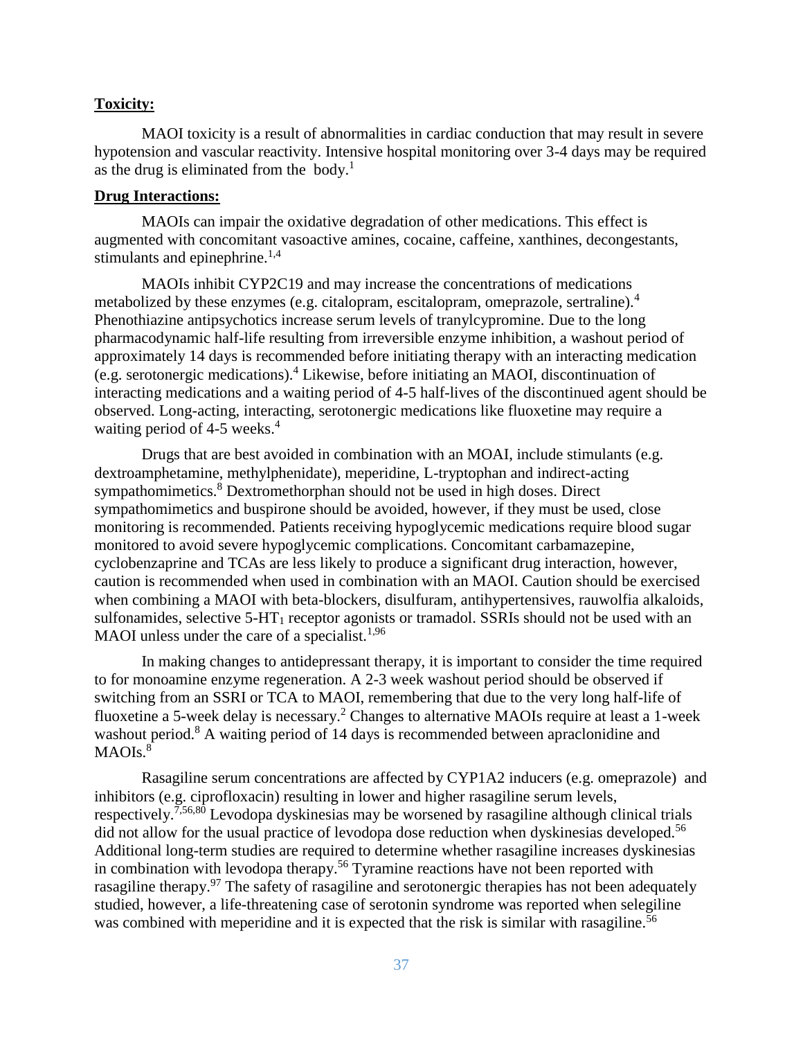**Toxicity:**

MAOI toxicity is a result of abnormalities in cardiac conduction that may result in severe hypotension and vascular reactivity. Intensive hospital monitoring over 3-4 days may be required as the drug is eliminated from the body.[1]

**Drug Interactions:**

MAOIs can impair the oxidative degradation of other medications. This effect is augmented with concomitant vasoactive amines, cocaine, caffeine, xanthines, decongestants, stimulants and epinephrine.[1,4]

MAOIs inhibit CYP2C19 and may increase the concentrations of medications metabolized by these enzymes (e.g. citalopram, escitalopram, omeprazole, sertraline).[4] Phenothiazine antipsychotics increase serum levels of tranylcypromine. Due to the long pharmacodynamic half-life resulting from irreversible enzyme inhibition, a washout period of approximately 14 days is recommended before initiating therapy with an interacting medication (e.g. serotonergic medications).[4] Likewise, before initiating an MAOI, discontinuation of interacting medications and a waiting period of 4-5 half-lives of the discontinued agent should be observed. Long-acting, interacting, serotonergic medications like fluoxetine may require a waiting period of 4-5 weeks.[4]

Drugs that are best avoided in combination with an MOAI, include stimulants (e.g. dextroamphetamine, methylphenidate), meperidine, L-tryptophan and indirect-acting sympathomimetics.[8] Dextromethorphan should not be used in high doses. Direct sympathomimetics and buspirone should be avoided, however, if they must be used, close monitoring is recommended. Patients receiving hypoglycemic medications require blood sugar monitored to avoid severe hypoglycemic complications. Concomitant carbamazepine, cyclobenzaprine and TCAs are less likely to produce a significant drug interaction, however, caution is recommended when used in combination with an MAOI. Caution should be exercised when combining a MAOI with beta-blockers, disulfuram, antihypertensives, rauwolfia alkaloids, sulfonamides, selective $5\text{-}HT_1$ receptor agonists or tramadol. SSRIs should not be used with an MAOI unless under the care of a specialist.[1,96]

In making changes to antidepressant therapy, it is important to consider the time required to for monoamine enzyme regeneration. A 2-3 week washout period should be observed if switching from an SSRI or TCA to MAOI, remembering that due to the very long half-life of fluoxetine a 5-week delay is necessary.[2] Changes to alternative MAOIs require at least a 1-week washout period.[8] A waiting period of 14 days is recommended between apraclonidine and MAOIs.[8]

Rasagiline serum concentrations are affected by CYP1A2 inducers (e.g. omeprazole) and inhibitors (e.g. ciprofloxacin) resulting in lower and higher rasagiline serum levels, respectively.[7,56,80] Levodopa dyskinesias may be worsened by rasagiline although clinical trials did not allow for the usual practice of levodopa dose reduction when dyskinesias developed.[56] Additional long-term studies are required to determine whether rasagiline increases dyskinesias in combination with levodopa therapy.[56] Tyramine reactions have not been reported with rasagiline therapy.[97] The safety of rasagiline and serotonergic therapies has not been adequately studied, however, a life-threatening case of serotonin syndrome was reported when selegiline was combined with meperidine and it is expected that the risk is similar with rasagiline.[56]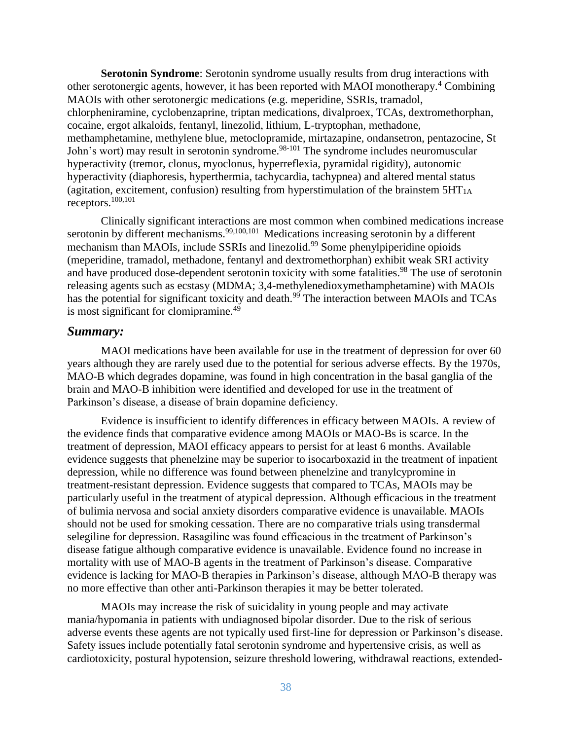**Serotonin Syndrome**: Serotonin syndrome usually results from drug interactions with other serotonergic agents, however, it has been reported with MAOI monotherapy.[4] Combining MAOIs with other serotonergic medications (e.g. meperidine, SSRIs, tramadol, chlorpheniramine, cyclobenzaprine, triptan medications, divalproex, TCAs, dextromethorphan, cocaine, ergot alkaloids, fentanyl, linezolid, lithium, L-tryptophan, methadone, methamphetamine, methylene blue, metoclopramide, mirtazapine, ondansetron, pentazocine, St John's wort) may result in serotonin syndrome.[98-101] The syndrome includes neuromuscular hyperactivity (tremor, clonus, myoclonus, hyperreflexia, pyramidal rigidity), autonomic hyperactivity (diaphoresis, hyperthermia, tachycardia, tachypnea) and altered mental status (agitation, excitement, confusion) resulting from hyperstimulation of the brainstem $5HT_{1A}$ receptors.[100,101]

Clinically significant interactions are most common when combined medications increase serotonin by different mechanisms.[99,100,101] Medications increasing serotonin by a different mechanism than MAOIs, include SSRIs and linezolid.[99] Some phenylpiperidine opioids (meperidine, tramadol, methadone, fentanyl and dextromethorphan) exhibit weak SRI activity and have produced dose-dependent serotonin toxicity with some fatalities.[98] The use of serotonin releasing agents such as ecstasy (MDMA; 3,4-methylenedioxymethamphetamine) with MAOIs has the potential for significant toxicity and death.[99] The interaction between MAOIs and TCAs is most significant for clomipramine.[49]

## *Summary:*

MAOI medications have been available for use in the treatment of depression for over 60 years although they are rarely used due to the potential for serious adverse effects. By the 1970s, MAO-B which degrades dopamine, was found in high concentration in the basal ganglia of the brain and MAO-B inhibition were identified and developed for use in the treatment of Parkinson's disease, a disease of brain dopamine deficiency.

Evidence is insufficient to identify differences in efficacy between MAOIs. A review of the evidence finds that comparative evidence among MAOIs or MAO-Bs is scarce. In the treatment of depression, MAOI efficacy appears to persist for at least 6 months. Available evidence suggests that phenelzine may be superior to isocarboxazid in the treatment of inpatient depression, while no difference was found between phenelzine and tranylcypromine in treatment-resistant depression. Evidence suggests that compared to TCAs, MAOIs may be particularly useful in the treatment of atypical depression. Although efficacious in the treatment of bulimia nervosa and social anxiety disorders comparative evidence is unavailable. MAOIs should not be used for smoking cessation. There are no comparative trials using transdermal selegiline for depression. Rasagiline was found efficacious in the treatment of Parkinson's disease fatigue although comparative evidence is unavailable. Evidence found no increase in mortality with use of MAO-B agents in the treatment of Parkinson's disease. Comparative evidence is lacking for MAO-B therapies in Parkinson's disease, although MAO-B therapy was no more effective than other anti-Parkinson therapies it may be better tolerated.

MAOIs may increase the risk of suicidality in young people and may activate mania/hypomania in patients with undiagnosed bipolar disorder. Due to the risk of serious adverse events these agents are not typically used first-line for depression or Parkinson's disease. Safety issues include potentially fatal serotonin syndrome and hypertensive crisis, as well as cardiotoxicity, postural hypotension, seizure threshold lowering, withdrawal reactions, extended-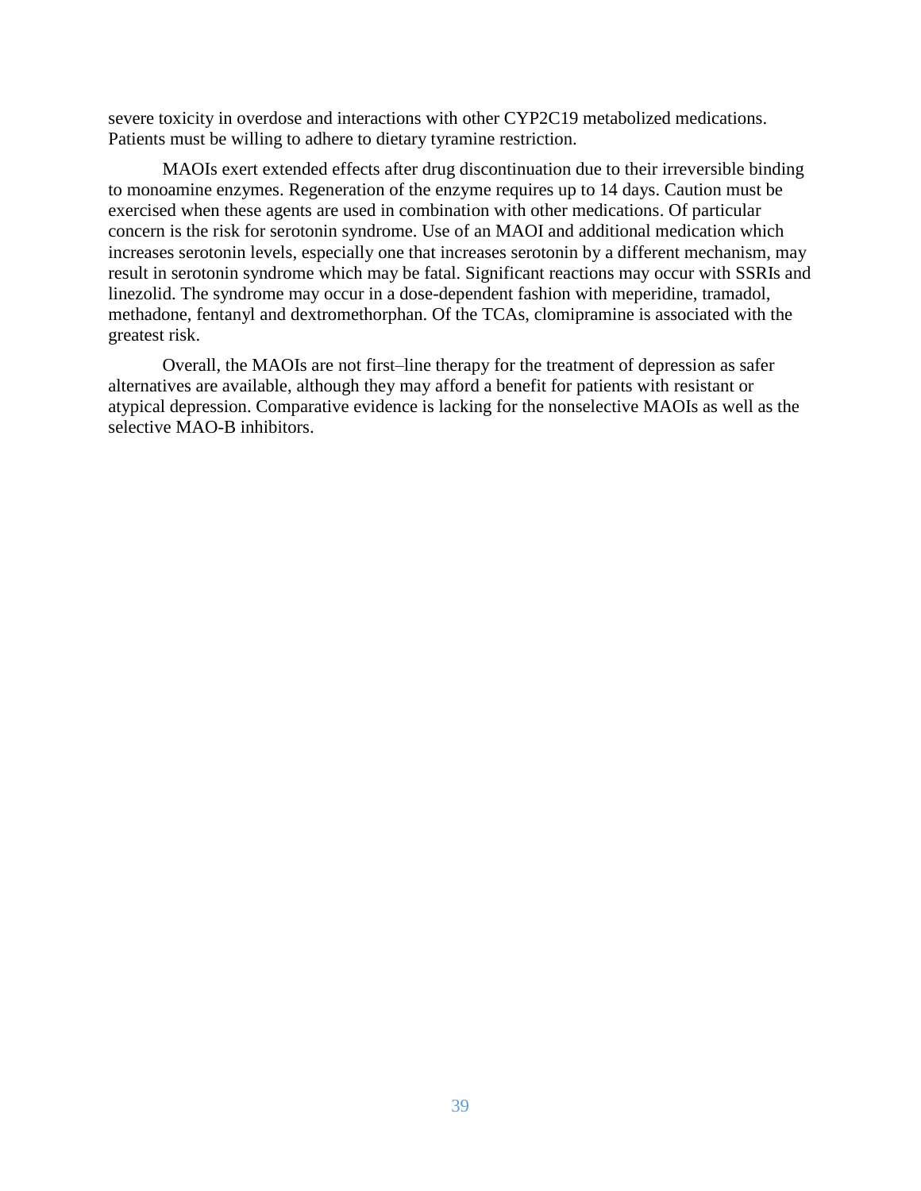severe toxicity in overdose and interactions with other CYP2C19 metabolized medications. Patients must be willing to adhere to dietary tyramine restriction.

MAOIs exert extended effects after drug discontinuation due to their irreversible binding to monoamine enzymes. Regeneration of the enzyme requires up to 14 days. Caution must be exercised when these agents are used in combination with other medications. Of particular concern is the risk for serotonin syndrome. Use of an MAOI and additional medication which increases serotonin levels, especially one that increases serotonin by a different mechanism, may result in serotonin syndrome which may be fatal. Significant reactions may occur with SSRIs and linezolid. The syndrome may occur in a dose-dependent fashion with meperidine, tramadol, methadone, fentanyl and dextromethorphan. Of the TCAs, clomipramine is associated with the greatest risk.

Overall, the MAOIs are not first–line therapy for the treatment of depression as safer alternatives are available, although they may afford a benefit for patients with resistant or atypical depression. Comparative evidence is lacking for the nonselective MAOIs as well as the selective MAO-B inhibitors.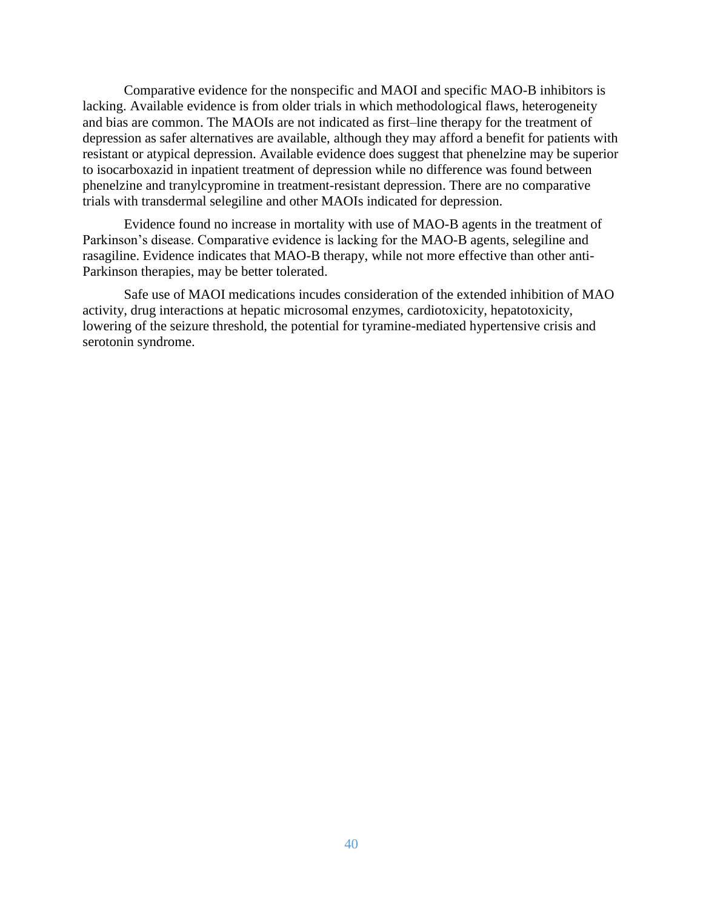Comparative evidence for the nonspecific and MAOI and specific MAO-B inhibitors is lacking. Available evidence is from older trials in which methodological flaws, heterogeneity and bias are common. The MAOIs are not indicated as first–line therapy for the treatment of depression as safer alternatives are available, although they may afford a benefit for patients with resistant or atypical depression. Available evidence does suggest that phenelzine may be superior to isocarboxazid in inpatient treatment of depression while no difference was found between phenelzine and tranylcypromine in treatment-resistant depression. There are no comparative trials with transdermal selegiline and other MAOIs indicated for depression.

Evidence found no increase in mortality with use of MAO-B agents in the treatment of Parkinson's disease. Comparative evidence is lacking for the MAO-B agents, selegiline and rasagiline. Evidence indicates that MAO-B therapy, while not more effective than other anti-Parkinson therapies, may be better tolerated.

Safe use of MAOI medications incudes consideration of the extended inhibition of MAO activity, drug interactions at hepatic microsomal enzymes, cardiotoxicity, hepatotoxicity, lowering of the seizure threshold, the potential for tyramine-mediated hypertensive crisis and serotonin syndrome.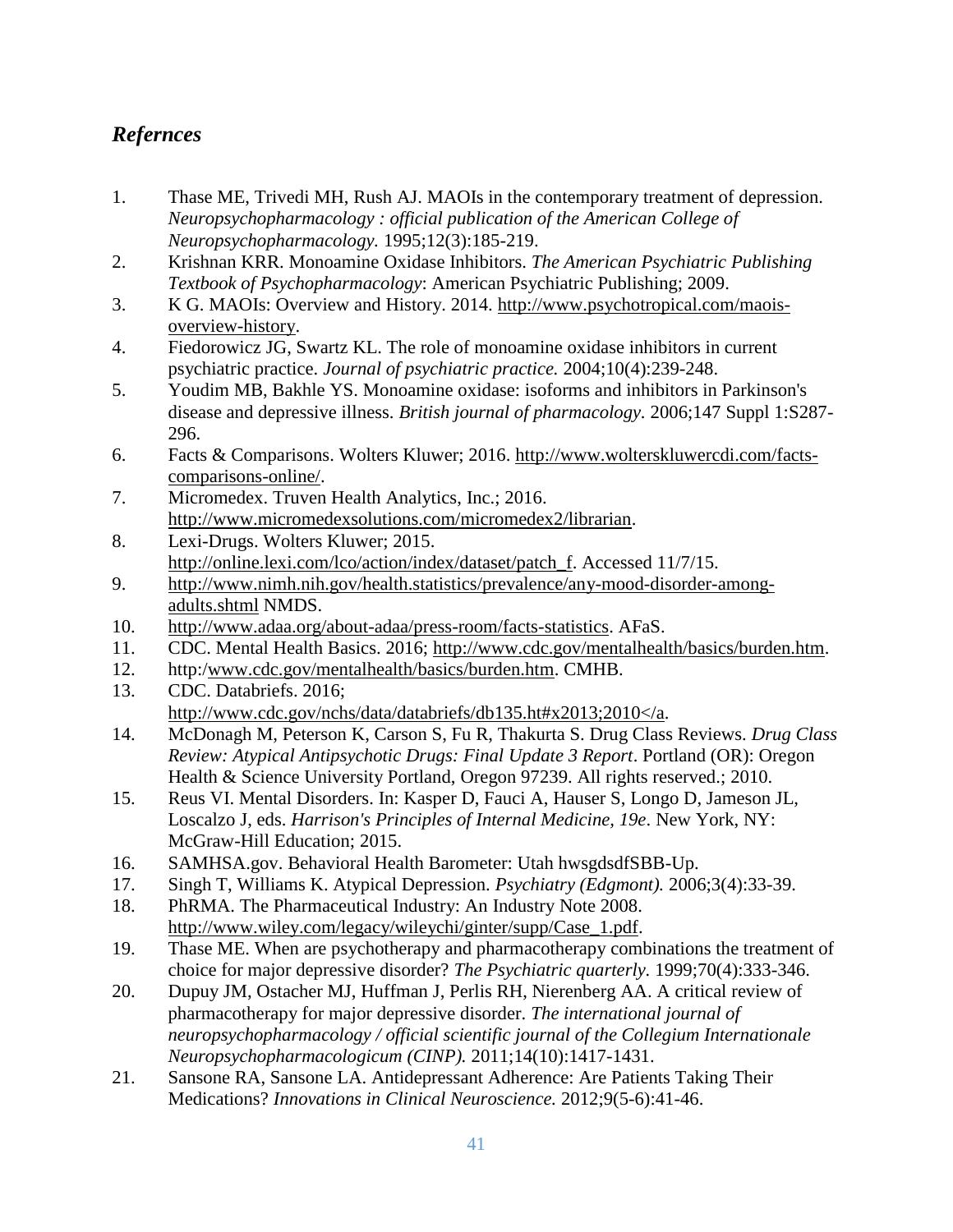## *Refernces*

1. Thase ME, Trivedi MH, Rush AJ. MAOIs in the contemporary treatment of depression. *Neuropsychopharmacology : official publication of the American College of Neuropsychopharmacology.* 1995;12(3):185-219.
2. Krishnan KRR. Monoamine Oxidase Inhibitors. *The American Psychiatric Publishing Textbook of Psychopharmacology*: American Psychiatric Publishing; 2009.
3. K G. MAOIs: Overview and History. 2014. http://www.psychotropical.com/maois-overview-history.
4. Fiedorowicz JG, Swartz KL. The role of monoamine oxidase inhibitors in current psychiatric practice. *Journal of psychiatric practice.* 2004;10(4):239-248.
5. Youdim MB, Bakhle YS. Monoamine oxidase: isoforms and inhibitors in Parkinson's disease and depressive illness. *British journal of pharmacology.* 2006;147 Suppl 1:S287-296.
6. Facts & Comparisons. Wolters Kluwer; 2016. http://www.wolterskluwercdi.com/facts-comparisons-online/.
7. Micromedex. Truven Health Analytics, Inc.; 2016. http://www.micromedexsolutions.com/micromedex2/librarian.
8. Lexi-Drugs. Wolters Kluwer; 2015. http://online.lexi.com/lco/action/index/dataset/patch_f. Accessed 11/7/15.
9. http://www.nimh.nih.gov/health.statistics/prevalence/any-mood-disorder-among-adults.shtml NMDS.
10. http://www.adaa.org/about-adaa/press-room/facts-statistics. AFaS.
11. CDC. Mental Health Basics. 2016; http://www.cdc.gov/mentalhealth/basics/burden.htm.
12. http:/www.cdc.gov/mentalhealth/basics/burden.htm. CMHB.
13. CDC. Databriefs. 2016; http://www.cdc.gov/nchs/data/databriefs/db135.ht#x2013;2010</a.
14. McDonagh M, Peterson K, Carson S, Fu R, Thakurta S. Drug Class Reviews. *Drug Class Review: Atypical Antipsychotic Drugs: Final Update 3 Report*. Portland (OR): Oregon Health & Science University Portland, Oregon 97239. All rights reserved.; 2010.
15. Reus VI. Mental Disorders. In: Kasper D, Fauci A, Hauser S, Longo D, Jameson JL, Loscalzo J, eds. *Harrison's Principles of Internal Medicine, 19e*. New York, NY: McGraw-Hill Education; 2015.
16. SAMHSA.gov. Behavioral Health Barometer: Utah hwsgdsdfSBB-Up.
17. Singh T, Williams K. Atypical Depression. *Psychiatry (Edgmont).* 2006;3(4):33-39.
18. PhRMA. The Pharmaceutical Industry: An Industry Note 2008. http://www.wiley.com/legacy/wileychi/ginter/supp/Case_1.pdf.
19. Thase ME. When are psychotherapy and pharmacotherapy combinations the treatment of choice for major depressive disorder? *The Psychiatric quarterly.* 1999;70(4):333-346.
20. Dupuy JM, Ostacher MJ, Huffman J, Perlis RH, Nierenberg AA. A critical review of pharmacotherapy for major depressive disorder. *The international journal of neuropsychopharmacology / official scientific journal of the Collegium Internationale Neuropsychopharmacologicum (CINP).* 2011;14(10):1417-1431.
21. Sansone RA, Sansone LA. Antidepressant Adherence: Are Patients Taking Their Medications? *Innovations in Clinical Neuroscience.* 2012;9(5-6):41-46.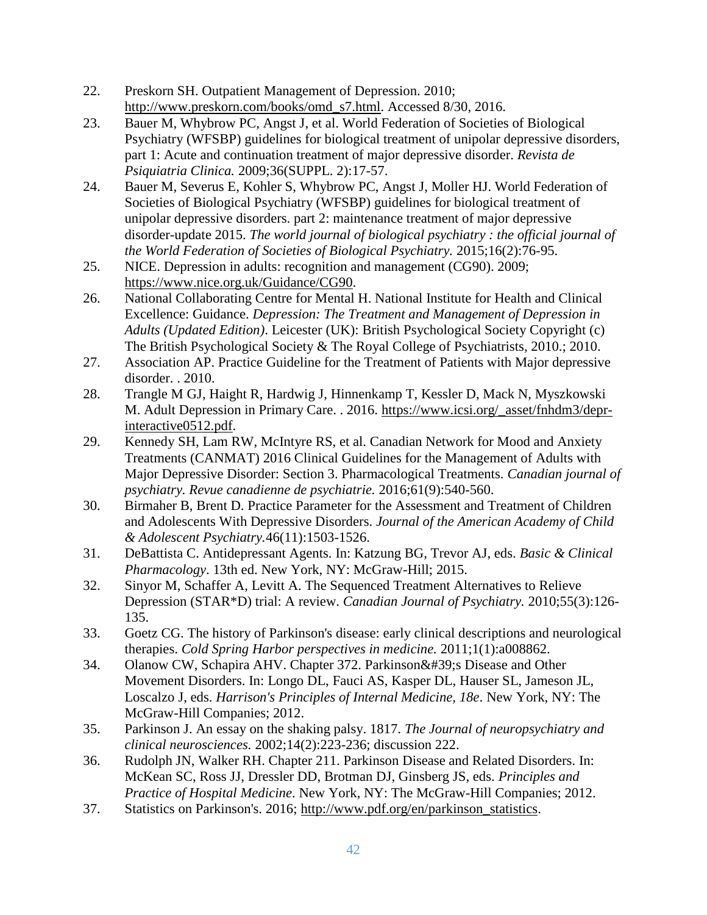22. Preskorn SH. Outpatient Management of Depression. 2010; http://www.preskorn.com/books/omd_s7.html. Accessed 8/30, 2016.
23. Bauer M, Whybrow PC, Angst J, et al. World Federation of Societies of Biological Psychiatry (WFSBP) guidelines for biological treatment of unipolar depressive disorders, part 1: Acute and continuation treatment of major depressive disorder. *Revista de Psiquiatria Clinica.* 2009;36(SUPPL. 2):17-57.
24. Bauer M, Severus E, Kohler S, Whybrow PC, Angst J, Moller HJ. World Federation of Societies of Biological Psychiatry (WFSBP) guidelines for biological treatment of unipolar depressive disorders. part 2: maintenance treatment of major depressive disorder-update 2015. *The world journal of biological psychiatry : the official journal of the World Federation of Societies of Biological Psychiatry.* 2015;16(2):76-95.
25. NICE. Depression in adults: recognition and management (CG90). 2009; https://www.nice.org.uk/Guidance/CG90.
26. National Collaborating Centre for Mental H. National Institute for Health and Clinical Excellence: Guidance. *Depression: The Treatment and Management of Depression in Adults (Updated Edition)*. Leicester (UK): British Psychological Society Copyright (c) The British Psychological Society & The Royal College of Psychiatrists, 2010.; 2010.
27. Association AP. Practice Guideline for the Treatment of Patients with Major depressive disorder. . 2010.
28. Trangle M GJ, Haight R, Hardwig J, Hinnenkamp T, Kessler D, Mack N, Myszkowski M. Adult Depression in Primary Care. . 2016. https://www.icsi.org/_asset/fnhdm3/depr-interactive0512.pdf.
29. Kennedy SH, Lam RW, McIntyre RS, et al. Canadian Network for Mood and Anxiety Treatments (CANMAT) 2016 Clinical Guidelines for the Management of Adults with Major Depressive Disorder: Section 3. Pharmacological Treatments. *Canadian journal of psychiatry. Revue canadienne de psychiatrie.* 2016;61(9):540-560.
30. Birmaher B, Brent D. Practice Parameter for the Assessment and Treatment of Children and Adolescents With Depressive Disorders. *Journal of the American Academy of Child & Adolescent Psychiatry.*46(11):1503-1526.
31. DeBattista C. Antidepressant Agents. In: Katzung BG, Trevor AJ, eds. *Basic & Clinical Pharmacology*. 13th ed. New York, NY: McGraw-Hill; 2015.
32. Sinyor M, Schaffer A, Levitt A. The Sequenced Treatment Alternatives to Relieve Depression (STAR*D) trial: A review. *Canadian Journal of Psychiatry.* 2010;55(3):126-135.
33. Goetz CG. The history of Parkinson's disease: early clinical descriptions and neurological therapies. *Cold Spring Harbor perspectives in medicine.* 2011;1(1):a008862.
34. Olanow CW, Schapira AHV. Chapter 372. Parkinson&#39;s Disease and Other Movement Disorders. In: Longo DL, Fauci AS, Kasper DL, Hauser SL, Jameson JL, Loscalzo J, eds. *Harrison's Principles of Internal Medicine, 18e*. New York, NY: The McGraw-Hill Companies; 2012.
35. Parkinson J. An essay on the shaking palsy. 1817. *The Journal of neuropsychiatry and clinical neurosciences.* 2002;14(2):223-236; discussion 222.
36. Rudolph JN, Walker RH. Chapter 211. Parkinson Disease and Related Disorders. In: McKean SC, Ross JJ, Dressler DD, Brotman DJ, Ginsberg JS, eds. *Principles and Practice of Hospital Medicine*. New York, NY: The McGraw-Hill Companies; 2012.
37. Statistics on Parkinson's. 2016; http://www.pdf.org/en/parkinson_statistics.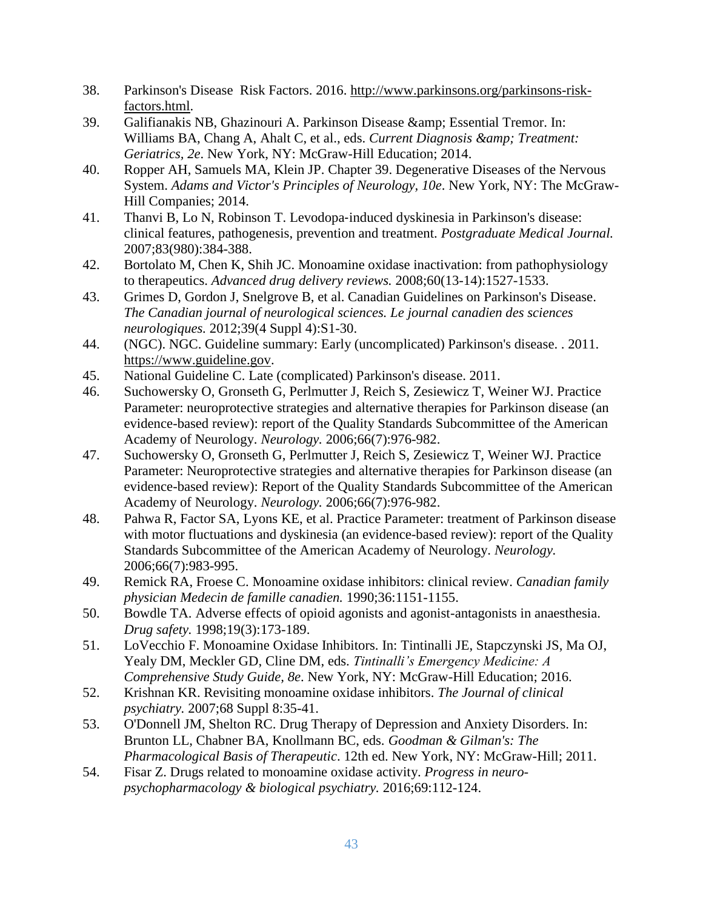38. Parkinson's Disease Risk Factors. 2016. http://www.parkinsons.org/parkinsons-risk-factors.html.
39. Galifianakis NB, Ghazinouri A. Parkinson Disease &amp; Essential Tremor. In: Williams BA, Chang A, Ahalt C, et al., eds. *Current Diagnosis &amp; Treatment: Geriatrics, 2e*. New York, NY: McGraw-Hill Education; 2014.
40. Ropper AH, Samuels MA, Klein JP. Chapter 39. Degenerative Diseases of the Nervous System. *Adams and Victor's Principles of Neurology, 10e*. New York, NY: The McGraw-Hill Companies; 2014.
41. Thanvi B, Lo N, Robinson T. Levodopa-induced dyskinesia in Parkinson's disease: clinical features, pathogenesis, prevention and treatment. *Postgraduate Medical Journal.* 2007;83(980):384-388.
42. Bortolato M, Chen K, Shih JC. Monoamine oxidase inactivation: from pathophysiology to therapeutics. *Advanced drug delivery reviews.* 2008;60(13-14):1527-1533.
43. Grimes D, Gordon J, Snelgrove B, et al. Canadian Guidelines on Parkinson's Disease. *The Canadian journal of neurological sciences. Le journal canadien des sciences neurologiques.* 2012;39(4 Suppl 4):S1-30.
44. (NGC). NGC. Guideline summary: Early (uncomplicated) Parkinson's disease. . 2011. https://www.guideline.gov.
45. National Guideline C. Late (complicated) Parkinson's disease. 2011.
46. Suchowersky O, Gronseth G, Perlmutter J, Reich S, Zesiewicz T, Weiner WJ. Practice Parameter: neuroprotective strategies and alternative therapies for Parkinson disease (an evidence-based review): report of the Quality Standards Subcommittee of the American Academy of Neurology. *Neurology.* 2006;66(7):976-982.
47. Suchowersky O, Gronseth G, Perlmutter J, Reich S, Zesiewicz T, Weiner WJ. Practice Parameter: Neuroprotective strategies and alternative therapies for Parkinson disease (an evidence-based review): Report of the Quality Standards Subcommittee of the American Academy of Neurology. *Neurology.* 2006;66(7):976-982.
48. Pahwa R, Factor SA, Lyons KE, et al. Practice Parameter: treatment of Parkinson disease with motor fluctuations and dyskinesia (an evidence-based review): report of the Quality Standards Subcommittee of the American Academy of Neurology. *Neurology.* 2006;66(7):983-995.
49. Remick RA, Froese C. Monoamine oxidase inhibitors: clinical review. *Canadian family physician Medecin de famille canadien.* 1990;36:1151-1155.
50. Bowdle TA. Adverse effects of opioid agonists and agonist-antagonists in anaesthesia. *Drug safety.* 1998;19(3):173-189.
51. LoVecchio F. Monoamine Oxidase Inhibitors. In: Tintinalli JE, Stapczynski JS, Ma OJ, Yealy DM, Meckler GD, Cline DM, eds. *Tintinalli's Emergency Medicine: A Comprehensive Study Guide, 8e*. New York, NY: McGraw-Hill Education; 2016.
52. Krishnan KR. Revisiting monoamine oxidase inhibitors. *The Journal of clinical psychiatry.* 2007;68 Suppl 8:35-41.
53. O'Donnell JM, Shelton RC. Drug Therapy of Depression and Anxiety Disorders. In: Brunton LL, Chabner BA, Knollmann BC, eds. *Goodman & Gilman's: The Pharmacological Basis of Therapeutic*. 12th ed. New York, NY: McGraw-Hill; 2011.
54. Fisar Z. Drugs related to monoamine oxidase activity. *Progress in neuro-psychopharmacology & biological psychiatry.* 2016;69:112-124.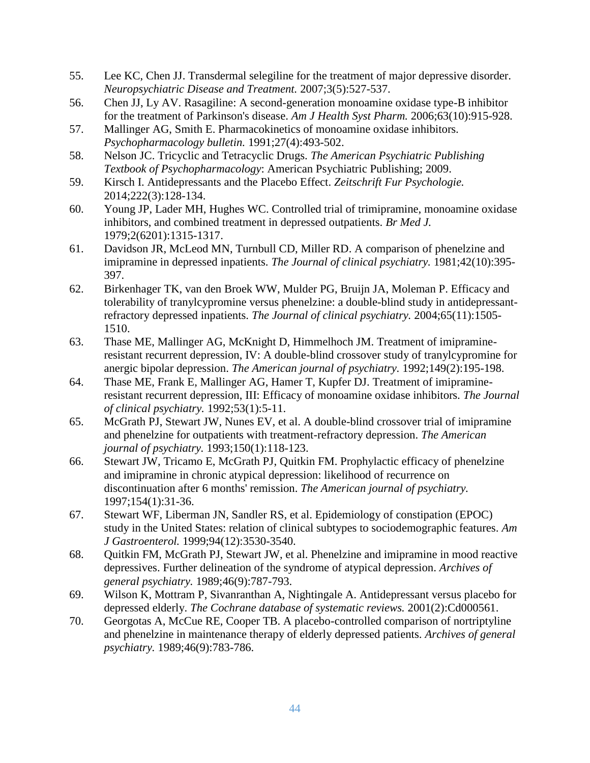55. Lee KC, Chen JJ. Transdermal selegiline for the treatment of major depressive disorder. *Neuropsychiatric Disease and Treatment.* 2007;3(5):527-537.
56. Chen JJ, Ly AV. Rasagiline: A second-generation monoamine oxidase type-B inhibitor for the treatment of Parkinson's disease. *Am J Health Syst Pharm.* 2006;63(10):915-928.
57. Mallinger AG, Smith E. Pharmacokinetics of monoamine oxidase inhibitors. *Psychopharmacology bulletin.* 1991;27(4):493-502.
58. Nelson JC. Tricyclic and Tetracyclic Drugs. *The American Psychiatric Publishing Textbook of Psychopharmacology*: American Psychiatric Publishing; 2009.
59. Kirsch I. Antidepressants and the Placebo Effect. *Zeitschrift Fur Psychologie.* 2014;222(3):128-134.
60. Young JP, Lader MH, Hughes WC. Controlled trial of trimipramine, monoamine oxidase inhibitors, and combined treatment in depressed outpatients. *Br Med J.* 1979;2(6201):1315-1317.
61. Davidson JR, McLeod MN, Turnbull CD, Miller RD. A comparison of phenelzine and imipramine in depressed inpatients. *The Journal of clinical psychiatry.* 1981;42(10):395-397.
62. Birkenhager TK, van den Broek WW, Mulder PG, Bruijn JA, Moleman P. Efficacy and tolerability of tranylcypromine versus phenelzine: a double-blind study in antidepressant-refractory depressed inpatients. *The Journal of clinical psychiatry.* 2004;65(11):1505-1510.
63. Thase ME, Mallinger AG, McKnight D, Himmelhoch JM. Treatment of imipramine-resistant recurrent depression, IV: A double-blind crossover study of tranylcypromine for anergic bipolar depression. *The American journal of psychiatry.* 1992;149(2):195-198.
64. Thase ME, Frank E, Mallinger AG, Hamer T, Kupfer DJ. Treatment of imipramine-resistant recurrent depression, III: Efficacy of monoamine oxidase inhibitors. *The Journal of clinical psychiatry.* 1992;53(1):5-11.
65. McGrath PJ, Stewart JW, Nunes EV, et al. A double-blind crossover trial of imipramine and phenelzine for outpatients with treatment-refractory depression. *The American journal of psychiatry.* 1993;150(1):118-123.
66. Stewart JW, Tricamo E, McGrath PJ, Quitkin FM. Prophylactic efficacy of phenelzine and imipramine in chronic atypical depression: likelihood of recurrence on discontinuation after 6 months' remission. *The American journal of psychiatry.* 1997;154(1):31-36.
67. Stewart WF, Liberman JN, Sandler RS, et al. Epidemiology of constipation (EPOC) study in the United States: relation of clinical subtypes to sociodemographic features. *Am J Gastroenterol.* 1999;94(12):3530-3540.
68. Quitkin FM, McGrath PJ, Stewart JW, et al. Phenelzine and imipramine in mood reactive depressives. Further delineation of the syndrome of atypical depression. *Archives of general psychiatry.* 1989;46(9):787-793.
69. Wilson K, Mottram P, Sivanranthan A, Nightingale A. Antidepressant versus placebo for depressed elderly. *The Cochrane database of systematic reviews.* 2001(2):Cd000561.
70. Georgotas A, McCue RE, Cooper TB. A placebo-controlled comparison of nortriptyline and phenelzine in maintenance therapy of elderly depressed patients. *Archives of general psychiatry.* 1989;46(9):783-786.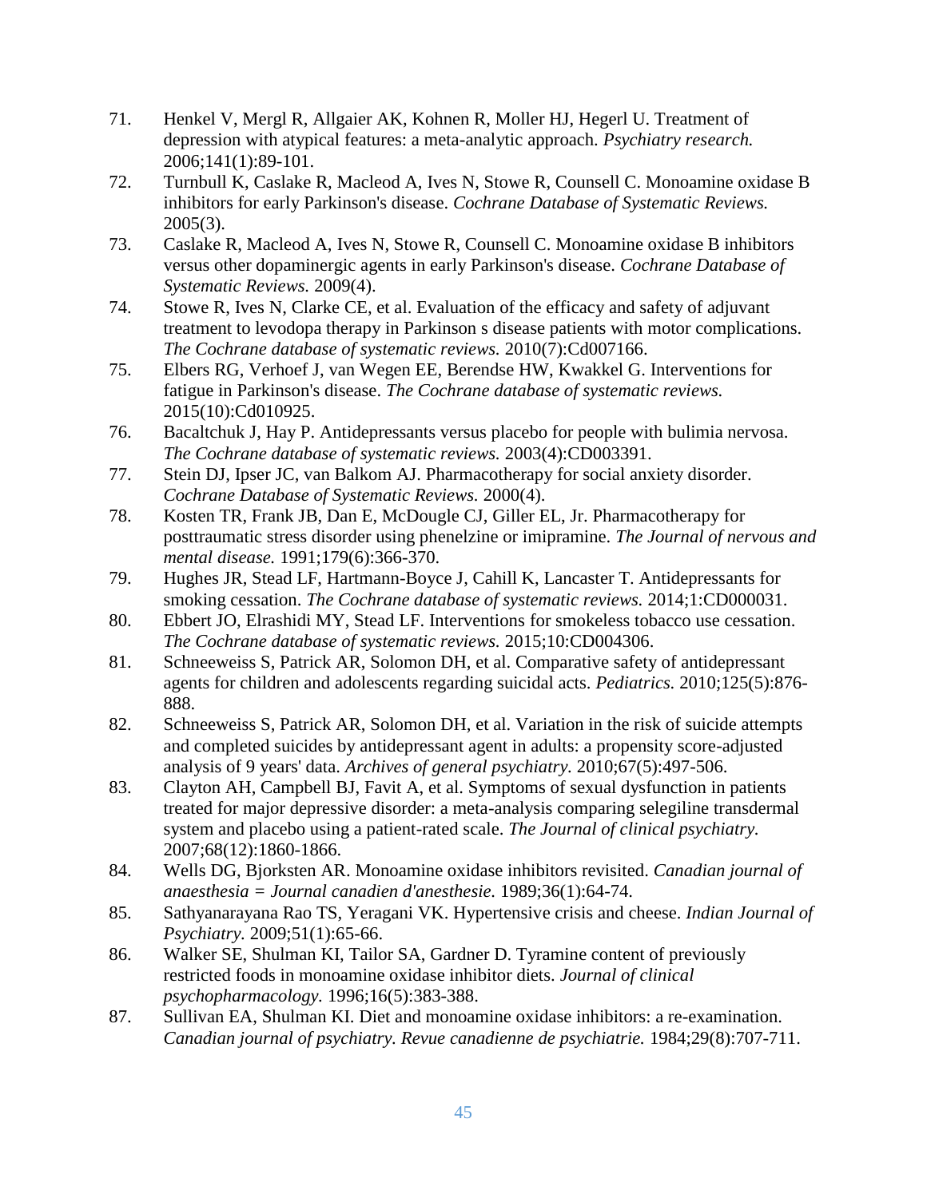71. Henkel V, Mergl R, Allgaier AK, Kohnen R, Moller HJ, Hegerl U. Treatment of depression with atypical features: a meta-analytic approach. *Psychiatry research.* 2006;141(1):89-101.
72. Turnbull K, Caslake R, Macleod A, Ives N, Stowe R, Counsell C. Monoamine oxidase B inhibitors for early Parkinson's disease. *Cochrane Database of Systematic Reviews.* 2005(3).
73. Caslake R, Macleod A, Ives N, Stowe R, Counsell C. Monoamine oxidase B inhibitors versus other dopaminergic agents in early Parkinson's disease. *Cochrane Database of Systematic Reviews.* 2009(4).
74. Stowe R, Ives N, Clarke CE, et al. Evaluation of the efficacy and safety of adjuvant treatment to levodopa therapy in Parkinson s disease patients with motor complications. *The Cochrane database of systematic reviews.* 2010(7):Cd007166.
75. Elbers RG, Verhoef J, van Wegen EE, Berendse HW, Kwakkel G. Interventions for fatigue in Parkinson's disease. *The Cochrane database of systematic reviews.* 2015(10):Cd010925.
76. Bacaltchuk J, Hay P. Antidepressants versus placebo for people with bulimia nervosa. *The Cochrane database of systematic reviews.* 2003(4):CD003391.
77. Stein DJ, Ipser JC, van Balkom AJ. Pharmacotherapy for social anxiety disorder. *Cochrane Database of Systematic Reviews.* 2000(4).
78. Kosten TR, Frank JB, Dan E, McDougle CJ, Giller EL, Jr. Pharmacotherapy for posttraumatic stress disorder using phenelzine or imipramine. *The Journal of nervous and mental disease.* 1991;179(6):366-370.
79. Hughes JR, Stead LF, Hartmann-Boyce J, Cahill K, Lancaster T. Antidepressants for smoking cessation. *The Cochrane database of systematic reviews.* 2014;1:CD000031.
80. Ebbert JO, Elrashidi MY, Stead LF. Interventions for smokeless tobacco use cessation. *The Cochrane database of systematic reviews.* 2015;10:CD004306.
81. Schneeweiss S, Patrick AR, Solomon DH, et al. Comparative safety of antidepressant agents for children and adolescents regarding suicidal acts. *Pediatrics.* 2010;125(5):876-888.
82. Schneeweiss S, Patrick AR, Solomon DH, et al. Variation in the risk of suicide attempts and completed suicides by antidepressant agent in adults: a propensity score-adjusted analysis of 9 years' data. *Archives of general psychiatry.* 2010;67(5):497-506.
83. Clayton AH, Campbell BJ, Favit A, et al. Symptoms of sexual dysfunction in patients treated for major depressive disorder: a meta-analysis comparing selegiline transdermal system and placebo using a patient-rated scale. *The Journal of clinical psychiatry.* 2007;68(12):1860-1866.
84. Wells DG, Bjorksten AR. Monoamine oxidase inhibitors revisited. *Canadian journal of anaesthesia = Journal canadien d'anesthesie.* 1989;36(1):64-74.
85. Sathyanarayana Rao TS, Yeragani VK. Hypertensive crisis and cheese. *Indian Journal of Psychiatry.* 2009;51(1):65-66.
86. Walker SE, Shulman KI, Tailor SA, Gardner D. Tyramine content of previously restricted foods in monoamine oxidase inhibitor diets. *Journal of clinical psychopharmacology.* 1996;16(5):383-388.
87. Sullivan EA, Shulman KI. Diet and monoamine oxidase inhibitors: a re-examination. *Canadian journal of psychiatry. Revue canadienne de psychiatrie.* 1984;29(8):707-711.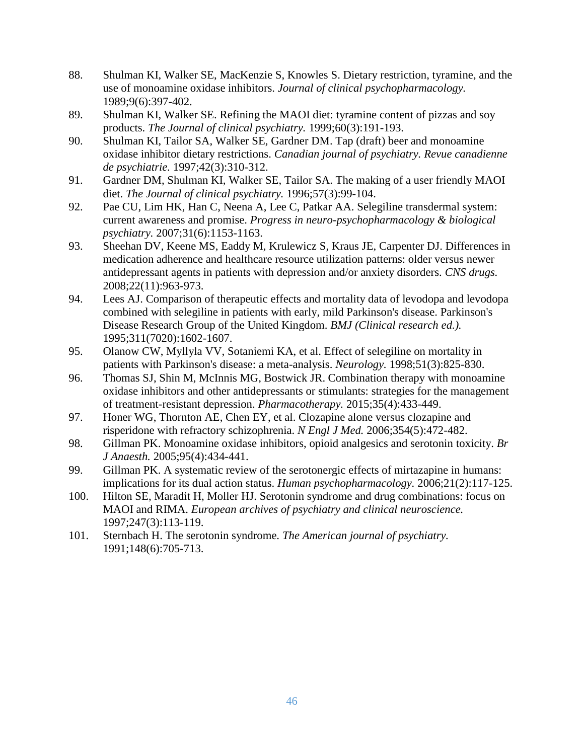88. Shulman KI, Walker SE, MacKenzie S, Knowles S. Dietary restriction, tyramine, and the use of monoamine oxidase inhibitors. *Journal of clinical psychopharmacology.* 1989;9(6):397-402.
89. Shulman KI, Walker SE. Refining the MAOI diet: tyramine content of pizzas and soy products. *The Journal of clinical psychiatry.* 1999;60(3):191-193.
90. Shulman KI, Tailor SA, Walker SE, Gardner DM. Tap (draft) beer and monoamine oxidase inhibitor dietary restrictions. *Canadian journal of psychiatry. Revue canadienne de psychiatrie.* 1997;42(3):310-312.
91. Gardner DM, Shulman KI, Walker SE, Tailor SA. The making of a user friendly MAOI diet. *The Journal of clinical psychiatry.* 1996;57(3):99-104.
92. Pae CU, Lim HK, Han C, Neena A, Lee C, Patkar AA. Selegiline transdermal system: current awareness and promise. *Progress in neuro-psychopharmacology & biological psychiatry.* 2007;31(6):1153-1163.
93. Sheehan DV, Keene MS, Eaddy M, Krulewicz S, Kraus JE, Carpenter DJ. Differences in medication adherence and healthcare resource utilization patterns: older versus newer antidepressant agents in patients with depression and/or anxiety disorders. *CNS drugs.* 2008;22(11):963-973.
94. Lees AJ. Comparison of therapeutic effects and mortality data of levodopa and levodopa combined with selegiline in patients with early, mild Parkinson's disease. Parkinson's Disease Research Group of the United Kingdom. *BMJ (Clinical research ed.).* 1995;311(7020):1602-1607.
95. Olanow CW, Myllyla VV, Sotaniemi KA, et al. Effect of selegiline on mortality in patients with Parkinson's disease: a meta-analysis. *Neurology.* 1998;51(3):825-830.
96. Thomas SJ, Shin M, McInnis MG, Bostwick JR. Combination therapy with monoamine oxidase inhibitors and other antidepressants or stimulants: strategies for the management of treatment-resistant depression. *Pharmacotherapy.* 2015;35(4):433-449.
97. Honer WG, Thornton AE, Chen EY, et al. Clozapine alone versus clozapine and risperidone with refractory schizophrenia. *N Engl J Med.* 2006;354(5):472-482.
98. Gillman PK. Monoamine oxidase inhibitors, opioid analgesics and serotonin toxicity. *Br J Anaesth.* 2005;95(4):434-441.
99. Gillman PK. A systematic review of the serotonergic effects of mirtazapine in humans: implications for its dual action status. *Human psychopharmacology.* 2006;21(2):117-125.
100. Hilton SE, Maradit H, Moller HJ. Serotonin syndrome and drug combinations: focus on MAOI and RIMA. *European archives of psychiatry and clinical neuroscience.* 1997;247(3):113-119.
101. Sternbach H. The serotonin syndrome. *The American journal of psychiatry.* 1991;148(6):705-713.